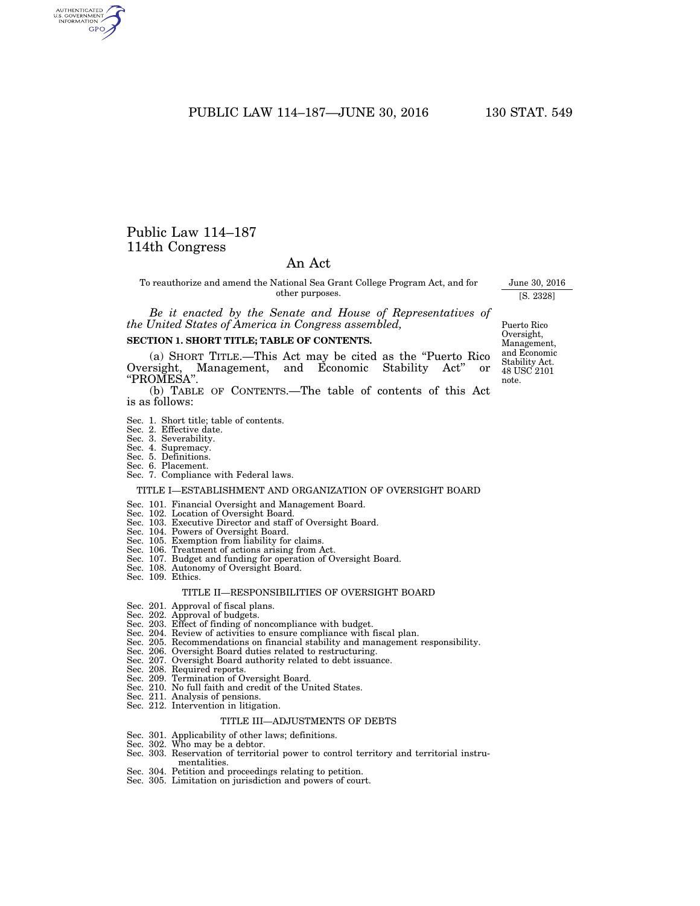# Public Law 114–187
## 114th Congress

## An Act

To reauthorize and amend the National Sea Grant College Program Act, and for other purposes.

June 30, 2016
[S. 2328]

*Be it enacted by the Senate and House of Representatives of the United States of America in Congress assembled,*

Puerto Rico Oversight, Management, and Economic Stability Act.
48 USC 2101 note.

**SECTION 1. SHORT TITLE; TABLE OF CONTENTS.**

(a) SHORT TITLE.—This Act may be cited as the "Puerto Rico Oversight, Management, and Economic Stability Act" or "PROMESA".

(b) TABLE OF CONTENTS.—The table of contents of this Act is as follows:

Sec. 1. Short title; table of contents.
Sec. 2. Effective date.
Sec. 3. Severability.
Sec. 4. Supremacy.
Sec. 5. Definitions.
Sec. 6. Placement.
Sec. 7. Compliance with Federal laws.

TITLE I—ESTABLISHMENT AND ORGANIZATION OF OVERSIGHT BOARD

Sec. 101. Financial Oversight and Management Board.
Sec. 102. Location of Oversight Board.
Sec. 103. Executive Director and staff of Oversight Board.
Sec. 104. Powers of Oversight Board.
Sec. 105. Exemption from liability for claims.
Sec. 106. Treatment of actions arising from Act.
Sec. 107. Budget and funding for operation of Oversight Board.
Sec. 108. Autonomy of Oversight Board.
Sec. 109. Ethics.

TITLE II—RESPONSIBILITIES OF OVERSIGHT BOARD

Sec. 201. Approval of fiscal plans.
Sec. 202. Approval of budgets.
Sec. 203. Effect of finding of noncompliance with budget.
Sec. 204. Review of activities to ensure compliance with fiscal plan.
Sec. 205. Recommendations on financial stability and management responsibility.
Sec. 206. Oversight Board duties related to restructuring.
Sec. 207. Oversight Board authority related to debt issuance.
Sec. 208. Required reports.
Sec. 209. Termination of Oversight Board.
Sec. 210. No full faith and credit of the United States.
Sec. 211. Analysis of pensions.
Sec. 212. Intervention in litigation.

TITLE III—ADJUSTMENTS OF DEBTS

Sec. 301. Applicability of other laws; definitions.
Sec. 302. Who may be a debtor.
Sec. 303. Reservation of territorial power to control territory and territorial instrumentalities.
Sec. 304. Petition and proceedings relating to petition.
Sec. 305. Limitation on jurisdiction and powers of court.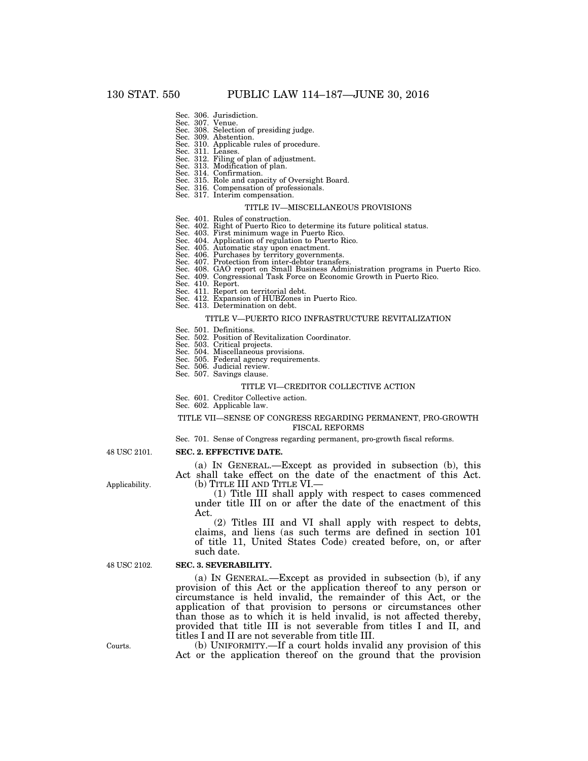Sec. 306. Jurisdiction.
Sec. 307. Venue.
Sec. 308. Selection of presiding judge.
Sec. 309. Abstention.
Sec. 310. Applicable rules of procedure.
Sec. 311. Leases.
Sec. 312. Filing of plan of adjustment.
Sec. 313. Modification of plan.
Sec. 314. Confirmation.
Sec. 315. Role and capacity of Oversight Board.
Sec. 316. Compensation of professionals.
Sec. 317. Interim compensation.

TITLE IV—MISCELLANEOUS PROVISIONS

Sec. 401. Rules of construction.
Sec. 402. Right of Puerto Rico to determine its future political status.
Sec. 403. First minimum wage in Puerto Rico.
Sec. 404. Application of regulation to Puerto Rico.
Sec. 405. Automatic stay upon enactment.
Sec. 406. Purchases by territory governments.
Sec. 407. Protection from inter-debtor transfers.
Sec. 408. GAO report on Small Business Administration programs in Puerto Rico.
Sec. 409. Congressional Task Force on Economic Growth in Puerto Rico.
Sec. 410. Report.
Sec. 411. Report on territorial debt.
Sec. 412. Expansion of HUBZones in Puerto Rico.
Sec. 413. Determination on debt.

TITLE V—PUERTO RICO INFRASTRUCTURE REVITALIZATION

Sec. 501. Definitions.
Sec. 502. Position of Revitalization Coordinator.
Sec. 503. Critical projects.
Sec. 504. Miscellaneous provisions.
Sec. 505. Federal agency requirements.
Sec. 506. Judicial review.
Sec. 507. Savings clause.

TITLE VI—CREDITOR COLLECTIVE ACTION

Sec. 601. Creditor Collective action.
Sec. 602. Applicable law.

TITLE VII—SENSE OF CONGRESS REGARDING PERMANENT, PRO-GROWTH FISCAL REFORMS

Sec. 701. Sense of Congress regarding permanent, pro-growth fiscal reforms.

48 USC 2101.

**SEC. 2. EFFECTIVE DATE.**

(a) IN GENERAL.—Except as provided in subsection (b), this Act shall take effect on the date of the enactment of this Act.

Applicability.

(b) TITLE III AND TITLE VI.—

(1) Title III shall apply with respect to cases commenced under title III on or after the date of the enactment of this Act.

(2) Titles III and VI shall apply with respect to debts, claims, and liens (as such terms are defined in section 101 of title 11, United States Code) created before, on, or after such date.

48 USC 2102.

**SEC. 3. SEVERABILITY.**

(a) IN GENERAL.—Except as provided in subsection (b), if any provision of this Act or the application thereof to any person or circumstance is held invalid, the remainder of this Act, or the application of that provision to persons or circumstances other than those as to which it is held invalid, is not affected thereby, provided that title III is not severable from titles I and II, and titles I and II are not severable from title III.

Courts.

(b) UNIFORMITY.—If a court holds invalid any provision of this Act or the application thereof on the ground that the provision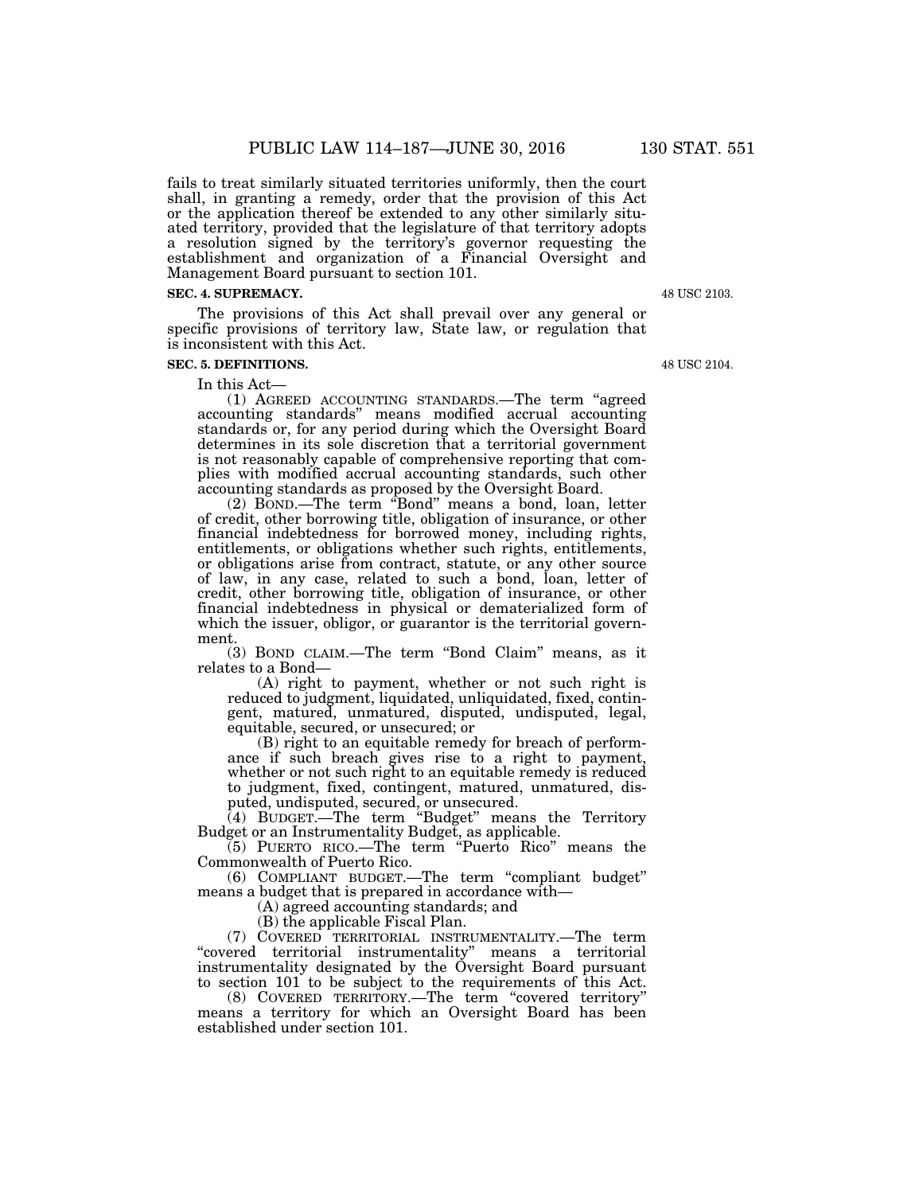fails to treat similarly situated territories uniformly, then the court shall, in granting a remedy, order that the provision of this Act or the application thereof be extended to any other similarly situated territory, provided that the legislature of that territory adopts a resolution signed by the territory's governor requesting the establishment and organization of a Financial Oversight and Management Board pursuant to section 101.

**SEC. 4. SUPREMACY.**

48 USC 2103.

The provisions of this Act shall prevail over any general or specific provisions of territory law, State law, or regulation that is inconsistent with this Act.

**SEC. 5. DEFINITIONS.**

48 USC 2104.

In this Act—

(1) AGREED ACCOUNTING STANDARDS.—The term "agreed accounting standards" means modified accrual accounting standards or, for any period during which the Oversight Board determines in its sole discretion that a territorial government is not reasonably capable of comprehensive reporting that complies with modified accrual accounting standards, such other accounting standards as proposed by the Oversight Board.

(2) BOND.—The term "Bond" means a bond, loan, letter of credit, other borrowing title, obligation of insurance, or other financial indebtedness for borrowed money, including rights, entitlements, or obligations whether such rights, entitlements, or obligations arise from contract, statute, or any other source of law, in any case, related to such a bond, loan, letter of credit, other borrowing title, obligation of insurance, or other financial indebtedness in physical or dematerialized form of which the issuer, obligor, or guarantor is the territorial government.

(3) BOND CLAIM.—The term "Bond Claim" means, as it relates to a Bond—

(A) right to payment, whether or not such right is reduced to judgment, liquidated, unliquidated, fixed, contingent, matured, unmatured, disputed, undisputed, legal, equitable, secured, or unsecured; or

(B) right to an equitable remedy for breach of performance if such breach gives rise to a right to payment, whether or not such right to an equitable remedy is reduced to judgment, fixed, contingent, matured, unmatured, disputed, undisputed, secured, or unsecured.

(4) BUDGET.—The term "Budget" means the Territory Budget or an Instrumentality Budget, as applicable.

(5) PUERTO RICO.—The term "Puerto Rico" means the Commonwealth of Puerto Rico.

(6) COMPLIANT BUDGET.—The term "compliant budget" means a budget that is prepared in accordance with—

(A) agreed accounting standards; and

(B) the applicable Fiscal Plan.

(7) COVERED TERRITORIAL INSTRUMENTALITY.—The term "covered territorial instrumentality" means a territorial instrumentality designated by the Oversight Board pursuant to section 101 to be subject to the requirements of this Act.

(8) COVERED TERRITORY.—The term "covered territory" means a territory for which an Oversight Board has been established under section 101.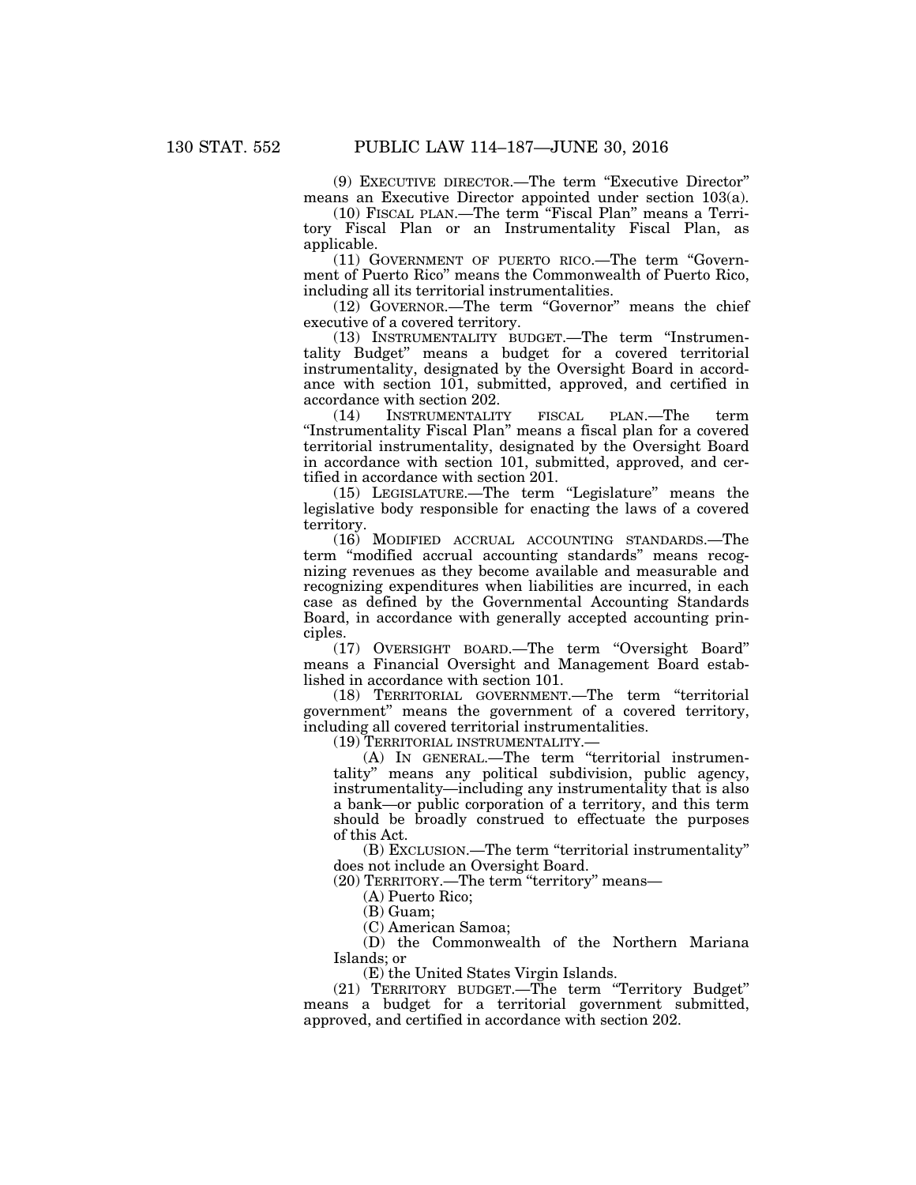(9) EXECUTIVE DIRECTOR.—The term "Executive Director" means an Executive Director appointed under section 103(a).

(10) FISCAL PLAN.—The term "Fiscal Plan" means a Territory Fiscal Plan or an Instrumentality Fiscal Plan, as applicable.

(11) GOVERNMENT OF PUERTO RICO.—The term "Government of Puerto Rico" means the Commonwealth of Puerto Rico, including all its territorial instrumentalities.

(12) GOVERNOR.—The term "Governor" means the chief executive of a covered territory.

(13) INSTRUMENTALITY BUDGET.—The term "Instrumentality Budget" means a budget for a covered territorial instrumentality, designated by the Oversight Board in accordance with section 101, submitted, approved, and certified in accordance with section 202.

(14) INSTRUMENTALITY FISCAL PLAN.—The term "Instrumentality Fiscal Plan" means a fiscal plan for a covered territorial instrumentality, designated by the Oversight Board in accordance with section 101, submitted, approved, and certified in accordance with section 201.

(15) LEGISLATURE.—The term "Legislature" means the legislative body responsible for enacting the laws of a covered territory.

(16) MODIFIED ACCRUAL ACCOUNTING STANDARDS.—The term "modified accrual accounting standards" means recognizing revenues as they become available and measurable and recognizing expenditures when liabilities are incurred, in each case as defined by the Governmental Accounting Standards Board, in accordance with generally accepted accounting principles.

(17) OVERSIGHT BOARD.—The term "Oversight Board" means a Financial Oversight and Management Board established in accordance with section 101.

(18) TERRITORIAL GOVERNMENT.—The term "territorial government" means the government of a covered territory, including all covered territorial instrumentalities.

(19) TERRITORIAL INSTRUMENTALITY.—

(A) IN GENERAL.—The term "territorial instrumentality" means any political subdivision, public agency, instrumentality—including any instrumentality that is also a bank—or public corporation of a territory, and this term should be broadly construed to effectuate the purposes of this Act.

(B) EXCLUSION.—The term "territorial instrumentality" does not include an Oversight Board.

(20) TERRITORY.—The term "territory" means—

(A) Puerto Rico;

(B) Guam;

(C) American Samoa;

(D) the Commonwealth of the Northern Mariana Islands; or

(E) the United States Virgin Islands.

(21) TERRITORY BUDGET.—The term "Territory Budget" means a budget for a territorial government submitted, approved, and certified in accordance with section 202.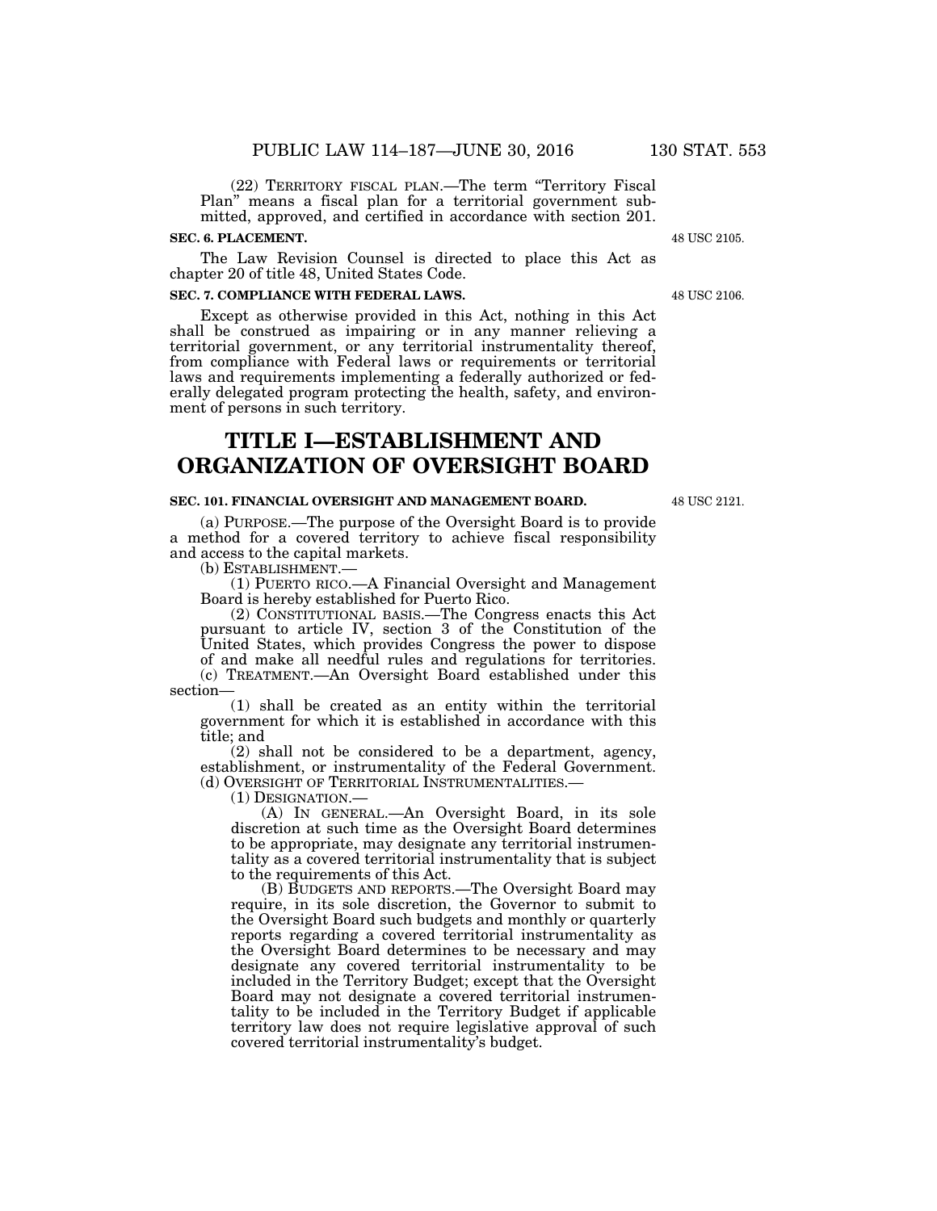(22) TERRITORY FISCAL PLAN.—The term "Territory Fiscal Plan" means a fiscal plan for a territorial government submitted, approved, and certified in accordance with section 201.

**SEC. 6. PLACEMENT.**

48 USC 2105.

The Law Revision Counsel is directed to place this Act as chapter 20 of title 48, United States Code.

**SEC. 7. COMPLIANCE WITH FEDERAL LAWS.**

48 USC 2106.

Except as otherwise provided in this Act, nothing in this Act shall be construed as impairing or in any manner relieving a territorial government, or any territorial instrumentality thereof, from compliance with Federal laws or requirements or territorial laws and requirements implementing a federally authorized or federally delegated program protecting the health, safety, and environment of persons in such territory.

# TITLE I—ESTABLISHMENT AND ORGANIZATION OF OVERSIGHT BOARD

**SEC. 101. FINANCIAL OVERSIGHT AND MANAGEMENT BOARD.**

48 USC 2121.

(a) PURPOSE.—The purpose of the Oversight Board is to provide a method for a covered territory to achieve fiscal responsibility and access to the capital markets.

(b) ESTABLISHMENT.—

(1) PUERTO RICO.—A Financial Oversight and Management Board is hereby established for Puerto Rico.

(2) CONSTITUTIONAL BASIS.—The Congress enacts this Act pursuant to article IV, section 3 of the Constitution of the United States, which provides Congress the power to dispose of and make all needful rules and regulations for territories.

(c) TREATMENT.—An Oversight Board established under this section—

(1) shall be created as an entity within the territorial government for which it is established in accordance with this title; and

(2) shall not be considered to be a department, agency, establishment, or instrumentality of the Federal Government.

(d) OVERSIGHT OF TERRITORIAL INSTRUMENTALITIES.—

(1) DESIGNATION.—

(A) IN GENERAL.—An Oversight Board, in its sole discretion at such time as the Oversight Board determines to be appropriate, may designate any territorial instrumentality as a covered territorial instrumentality that is subject to the requirements of this Act.

(B) BUDGETS AND REPORTS.—The Oversight Board may require, in its sole discretion, the Governor to submit to the Oversight Board such budgets and monthly or quarterly reports regarding a covered territorial instrumentality as the Oversight Board determines to be necessary and may designate any covered territorial instrumentality to be included in the Territory Budget; except that the Oversight Board may not designate a covered territorial instrumentality to be included in the Territory Budget if applicable territory law does not require legislative approval of such covered territorial instrumentality's budget.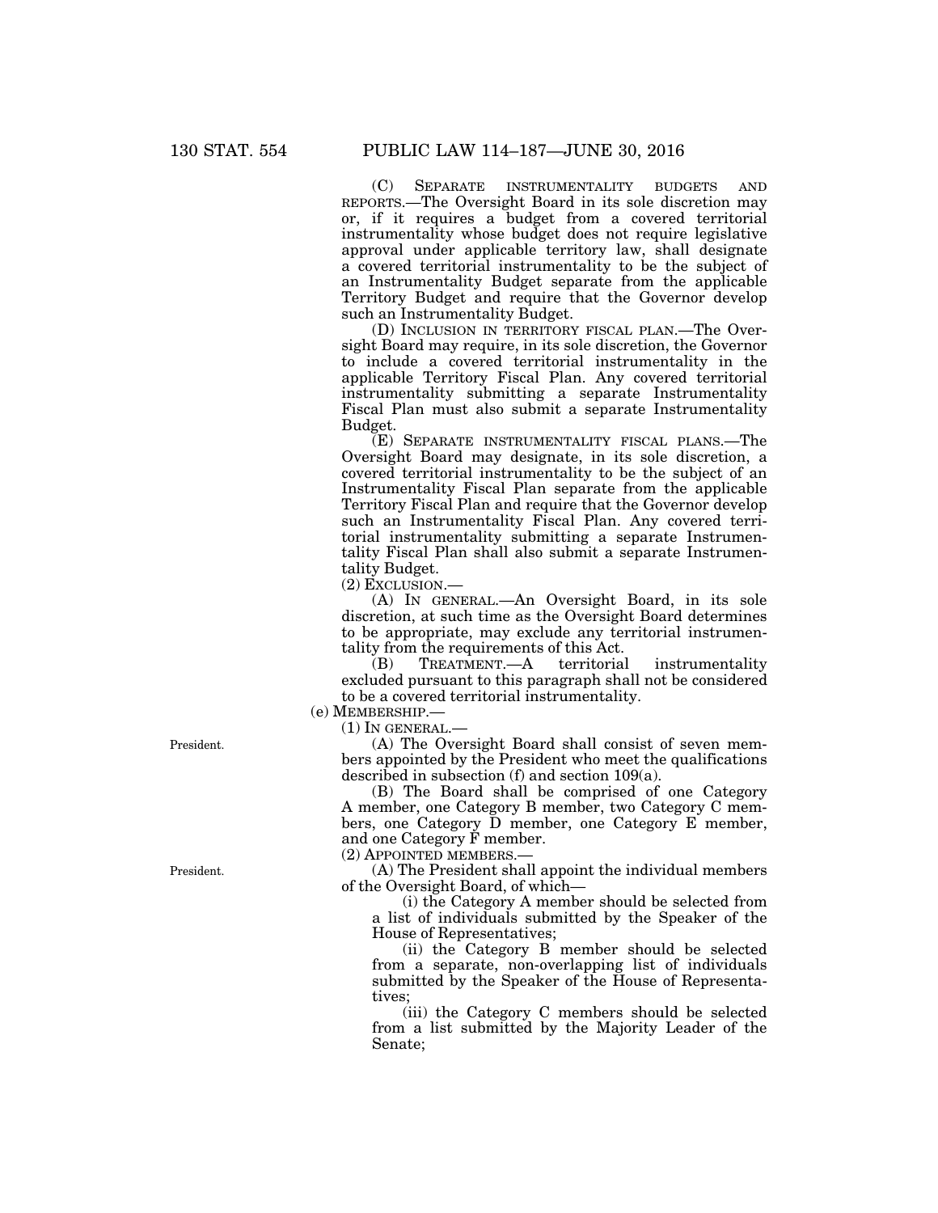(C) SEPARATE INSTRUMENTALITY BUDGETS AND REPORTS.—The Oversight Board in its sole discretion may or, if it requires a budget from a covered territorial instrumentality whose budget does not require legislative approval under applicable territory law, shall designate a covered territorial instrumentality to be the subject of an Instrumentality Budget separate from the applicable Territory Budget and require that the Governor develop such an Instrumentality Budget.

(D) INCLUSION IN TERRITORY FISCAL PLAN.—The Oversight Board may require, in its sole discretion, the Governor to include a covered territorial instrumentality in the applicable Territory Fiscal Plan. Any covered territorial instrumentality submitting a separate Instrumentality Fiscal Plan must also submit a separate Instrumentality Budget.

(E) SEPARATE INSTRUMENTALITY FISCAL PLANS.—The Oversight Board may designate, in its sole discretion, a covered territorial instrumentality to be the subject of an Instrumentality Fiscal Plan separate from the applicable Territory Fiscal Plan and require that the Governor develop such an Instrumentality Fiscal Plan. Any covered territorial instrumentality submitting a separate Instrumentality Fiscal Plan shall also submit a separate Instrumentality Budget.

(2) EXCLUSION.—

(A) IN GENERAL.—An Oversight Board, in its sole discretion, at such time as the Oversight Board determines to be appropriate, may exclude any territorial instrumentality from the requirements of this Act.

(B) TREATMENT.—A territorial instrumentality excluded pursuant to this paragraph shall not be considered to be a covered territorial instrumentality.

(e) MEMBERSHIP.—

(1) IN GENERAL.—

President.

(A) The Oversight Board shall consist of seven members appointed by the President who meet the qualifications described in subsection (f) and section 109(a).

(B) The Board shall be comprised of one Category A member, one Category B member, two Category C members, one Category D member, one Category E member, and one Category F member.

(2) APPOINTED MEMBERS.—

President.

(A) The President shall appoint the individual members of the Oversight Board, of which—

(i) the Category A member should be selected from a list of individuals submitted by the Speaker of the House of Representatives;

(ii) the Category B member should be selected from a separate, non-overlapping list of individuals submitted by the Speaker of the House of Representatives;

(iii) the Category C members should be selected from a list submitted by the Majority Leader of the Senate;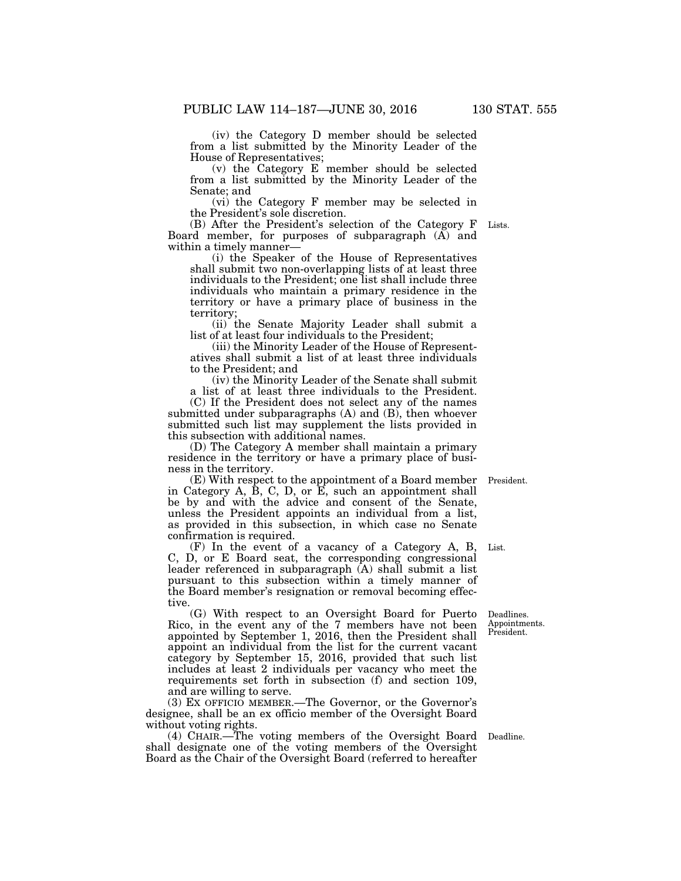(iv) the Category D member should be selected from a list submitted by the Minority Leader of the House of Representatives;

(v) the Category E member should be selected from a list submitted by the Minority Leader of the Senate; and

(vi) the Category F member may be selected in the President's sole discretion.

Lists.

(B) After the President's selection of the Category F Board member, for purposes of subparagraph (A) and within a timely manner—

(i) the Speaker of the House of Representatives shall submit two non-overlapping lists of at least three individuals to the President; one list shall include three individuals who maintain a primary residence in the territory or have a primary place of business in the territory;

(ii) the Senate Majority Leader shall submit a list of at least four individuals to the President;

(iii) the Minority Leader of the House of Representatives shall submit a list of at least three individuals to the President; and

(iv) the Minority Leader of the Senate shall submit a list of at least three individuals to the President.

(C) If the President does not select any of the names submitted under subparagraphs (A) and (B), then whoever submitted such list may supplement the lists provided in this subsection with additional names.

(D) The Category A member shall maintain a primary residence in the territory or have a primary place of business in the territory.

President.

(E) With respect to the appointment of a Board member in Category A, B, C, D, or E, such an appointment shall be by and with the advice and consent of the Senate, unless the President appoints an individual from a list, as provided in this subsection, in which case no Senate confirmation is required.

List.

(F) In the event of a vacancy of a Category A, B, C, D, or E Board seat, the corresponding congressional leader referenced in subparagraph (A) shall submit a list pursuant to this subsection within a timely manner of the Board member's resignation or removal becoming effective.

Deadlines. Appointments. President.

(G) With respect to an Oversight Board for Puerto Rico, in the event any of the 7 members have not been appointed by September 1, 2016, then the President shall appoint an individual from the list for the current vacant category by September 15, 2016, provided that such list includes at least 2 individuals per vacancy who meet the requirements set forth in subsection (f) and section 109, and are willing to serve.

(3) EX OFFICIO MEMBER.—The Governor, or the Governor's designee, shall be an ex officio member of the Oversight Board without voting rights.

Deadline.

(4) CHAIR.—The voting members of the Oversight Board shall designate one of the voting members of the Oversight Board as the Chair of the Oversight Board (referred to hereafter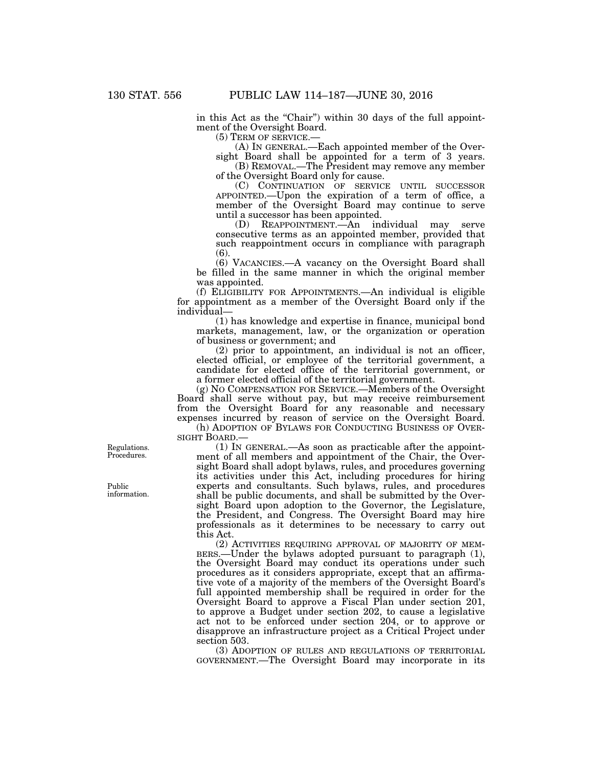in this Act as the "Chair") within 30 days of the full appointment of the Oversight Board.

(5) TERM OF SERVICE.—

(A) IN GENERAL.—Each appointed member of the Oversight Board shall be appointed for a term of 3 years.

(B) REMOVAL.—The President may remove any member of the Oversight Board only for cause.

(C) CONTINUATION OF SERVICE UNTIL SUCCESSOR APPOINTED.—Upon the expiration of a term of office, a member of the Oversight Board may continue to serve until a successor has been appointed.

(D) REAPPOINTMENT.—An individual may serve consecutive terms as an appointed member, provided that such reappointment occurs in compliance with paragraph (6).

(6) VACANCIES.—A vacancy on the Oversight Board shall be filled in the same manner in which the original member was appointed.

(f) ELIGIBILITY FOR APPOINTMENTS.—An individual is eligible for appointment as a member of the Oversight Board only if the individual—

(1) has knowledge and expertise in finance, municipal bond markets, management, law, or the organization or operation of business or government; and

(2) prior to appointment, an individual is not an officer, elected official, or employee of the territorial government, a candidate for elected office of the territorial government, or a former elected official of the territorial government.

(g) NO COMPENSATION FOR SERVICE.—Members of the Oversight Board shall serve without pay, but may receive reimbursement from the Oversight Board for any reasonable and necessary expenses incurred by reason of service on the Oversight Board.

(h) ADOPTION OF BYLAWS FOR CONDUCTING BUSINESS OF OVERSIGHT BOARD.—

Regulations. Procedures.

(1) IN GENERAL.—As soon as practicable after the appointment of all members and appointment of the Chair, the Oversight Board shall adopt bylaws, rules, and procedures governing its activities under this Act, including procedures for hiring experts and consultants. Such bylaws, rules, and procedures shall be public documents, and shall be submitted by the Oversight Board upon adoption to the Governor, the Legislature, the President, and Congress. The Oversight Board may hire professionals as it determines to be necessary to carry out this Act.

Public information.

(2) ACTIVITIES REQUIRING APPROVAL OF MAJORITY OF MEMBERS.—Under the bylaws adopted pursuant to paragraph (1), the Oversight Board may conduct its operations under such procedures as it considers appropriate, except that an affirmative vote of a majority of the members of the Oversight Board's full appointed membership shall be required in order for the Oversight Board to approve a Fiscal Plan under section 201, to approve a Budget under section 202, to cause a legislative act not to be enforced under section 204, or to approve or disapprove an infrastructure project as a Critical Project under section 503.

(3) ADOPTION OF RULES AND REGULATIONS OF TERRITORIAL GOVERNMENT.—The Oversight Board may incorporate in its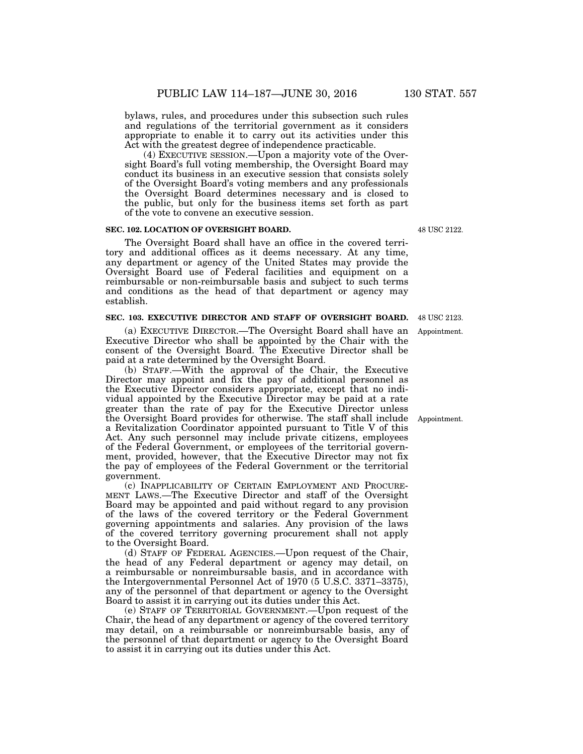bylaws, rules, and procedures under this subsection such rules and regulations of the territorial government as it considers appropriate to enable it to carry out its activities under this Act with the greatest degree of independence practicable.

(4) EXECUTIVE SESSION.—Upon a majority vote of the Oversight Board's full voting membership, the Oversight Board may conduct its business in an executive session that consists solely of the Oversight Board's voting members and any professionals the Oversight Board determines necessary and is closed to the public, but only for the business items set forth as part of the vote to convene an executive session.

**SEC. 102. LOCATION OF OVERSIGHT BOARD.**

48 USC 2122.

The Oversight Board shall have an office in the covered territory and additional offices as it deems necessary. At any time, any department or agency of the United States may provide the Oversight Board use of Federal facilities and equipment on a reimbursable or non-reimbursable basis and subject to such terms and conditions as the head of that department or agency may establish.

**SEC. 103. EXECUTIVE DIRECTOR AND STAFF OF OVERSIGHT BOARD.**

48 USC 2123.

Appointment.

(a) EXECUTIVE DIRECTOR.—The Oversight Board shall have an Executive Director who shall be appointed by the Chair with the consent of the Oversight Board. The Executive Director shall be paid at a rate determined by the Oversight Board.

(b) STAFF.—With the approval of the Chair, the Executive Director may appoint and fix the pay of additional personnel as the Executive Director considers appropriate, except that no individual appointed by the Executive Director may be paid at a rate greater than the rate of pay for the Executive Director unless the Oversight Board provides for otherwise. The staff shall include a Revitalization Coordinator appointed pursuant to Title V of this Act. Any such personnel may include private citizens, employees of the Federal Government, or employees of the territorial government, provided, however, that the Executive Director may not fix the pay of employees of the Federal Government or the territorial government.

Appointment.

(c) INAPPLICABILITY OF CERTAIN EMPLOYMENT AND PROCUREMENT LAWS.—The Executive Director and staff of the Oversight Board may be appointed and paid without regard to any provision of the laws of the covered territory or the Federal Government governing appointments and salaries. Any provision of the laws of the covered territory governing procurement shall not apply to the Oversight Board.

(d) STAFF OF FEDERAL AGENCIES.—Upon request of the Chair, the head of any Federal department or agency may detail, on a reimbursable or nonreimbursable basis, and in accordance with the Intergovernmental Personnel Act of 1970 (5 U.S.C. 3371–3375), any of the personnel of that department or agency to the Oversight Board to assist it in carrying out its duties under this Act.

(e) STAFF OF TERRITORIAL GOVERNMENT.—Upon request of the Chair, the head of any department or agency of the covered territory may detail, on a reimbursable or nonreimbursable basis, any of the personnel of that department or agency to the Oversight Board to assist it in carrying out its duties under this Act.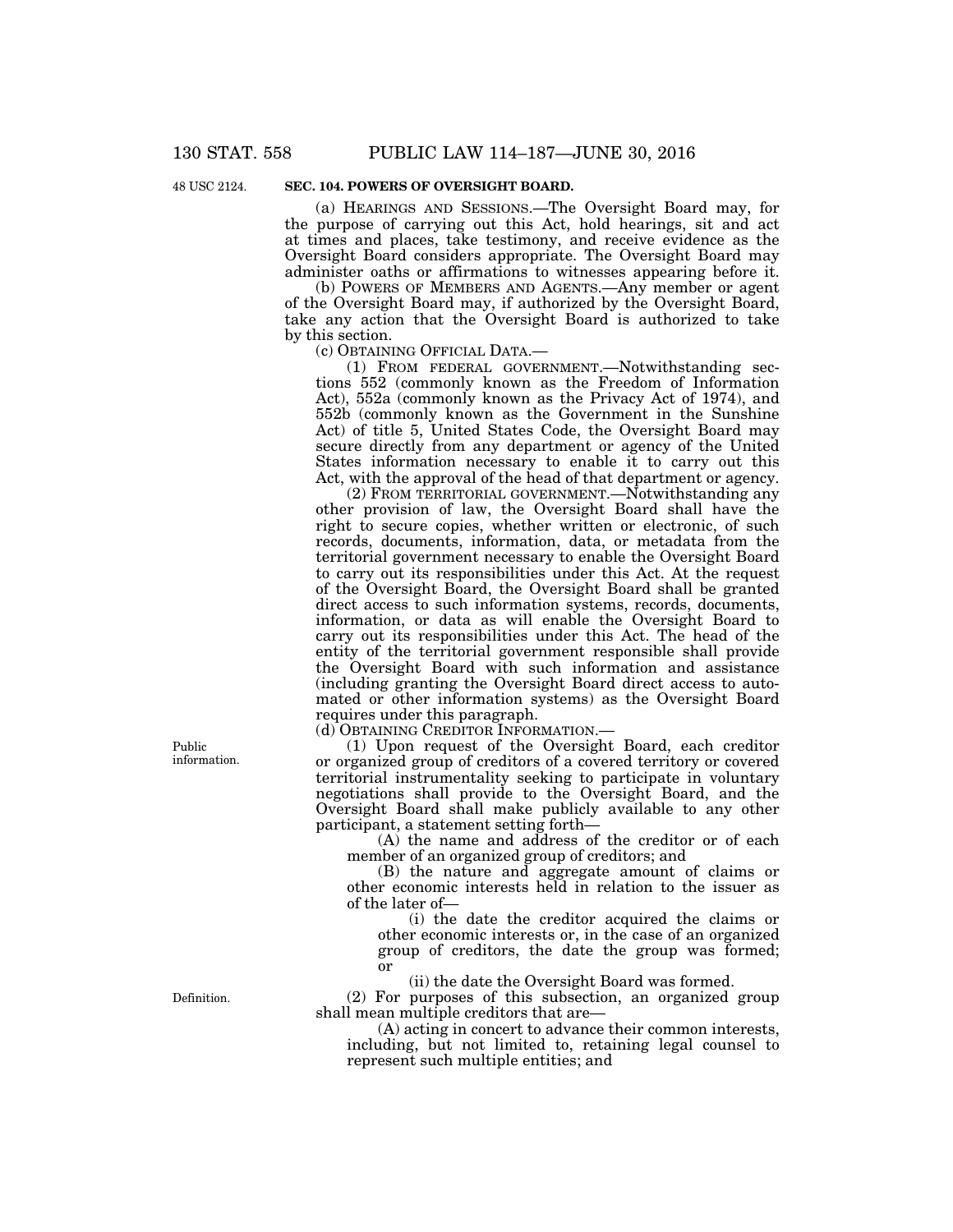48 USC 2124.

**SEC. 104. POWERS OF OVERSIGHT BOARD.**

(a) HEARINGS AND SESSIONS.—The Oversight Board may, for the purpose of carrying out this Act, hold hearings, sit and act at times and places, take testimony, and receive evidence as the Oversight Board considers appropriate. The Oversight Board may administer oaths or affirmations to witnesses appearing before it.

(b) POWERS OF MEMBERS AND AGENTS.—Any member or agent of the Oversight Board may, if authorized by the Oversight Board, take any action that the Oversight Board is authorized to take by this section.

(c) OBTAINING OFFICIAL DATA.—

(1) FROM FEDERAL GOVERNMENT.—Notwithstanding sections 552 (commonly known as the Freedom of Information Act), 552a (commonly known as the Privacy Act of 1974), and 552b (commonly known as the Government in the Sunshine Act) of title 5, United States Code, the Oversight Board may secure directly from any department or agency of the United States information necessary to enable it to carry out this Act, with the approval of the head of that department or agency.

(2) FROM TERRITORIAL GOVERNMENT.—Notwithstanding any other provision of law, the Oversight Board shall have the right to secure copies, whether written or electronic, of such records, documents, information, data, or metadata from the territorial government necessary to enable the Oversight Board to carry out its responsibilities under this Act. At the request of the Oversight Board, the Oversight Board shall be granted direct access to such information systems, records, documents, information, or data as will enable the Oversight Board to carry out its responsibilities under this Act. The head of the entity of the territorial government responsible shall provide the Oversight Board with such information and assistance (including granting the Oversight Board direct access to automated or other information systems) as the Oversight Board requires under this paragraph.

(d) OBTAINING CREDITOR INFORMATION.—

Public information.

(1) Upon request of the Oversight Board, each creditor or organized group of creditors of a covered territory or covered territorial instrumentality seeking to participate in voluntary negotiations shall provide to the Oversight Board, and the Oversight Board shall make publicly available to any other participant, a statement setting forth—

(A) the name and address of the creditor or of each member of an organized group of creditors; and

(B) the nature and aggregate amount of claims or other economic interests held in relation to the issuer as of the later of—

(i) the date the creditor acquired the claims or other economic interests or, in the case of an organized group of creditors, the date the group was formed; or

(ii) the date the Oversight Board was formed.

Definition.

(2) For purposes of this subsection, an organized group shall mean multiple creditors that are—

(A) acting in concert to advance their common interests, including, but not limited to, retaining legal counsel to represent such multiple entities; and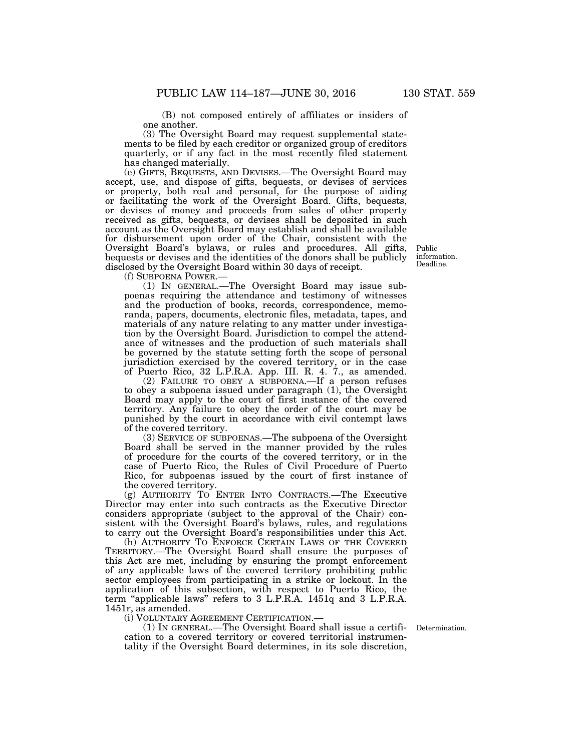(B) not composed entirely of affiliates or insiders of one another.

(3) The Oversight Board may request supplemental statements to be filed by each creditor or organized group of creditors quarterly, or if any fact in the most recently filed statement has changed materially.

(e) GIFTS, BEQUESTS, AND DEVISES.—The Oversight Board may accept, use, and dispose of gifts, bequests, or devises of services or property, both real and personal, for the purpose of aiding or facilitating the work of the Oversight Board. Gifts, bequests, or devises of money and proceeds from sales of other property received as gifts, bequests, or devises shall be deposited in such account as the Oversight Board may establish and shall be available for disbursement upon order of the Chair, consistent with the Oversight Board's bylaws, or rules and procedures. All gifts, bequests or devises and the identities of the donors shall be publicly disclosed by the Oversight Board within 30 days of receipt.

Public information. Deadline.

(f) SUBPOENA POWER.—

(1) IN GENERAL.—The Oversight Board may issue subpoenas requiring the attendance and testimony of witnesses and the production of books, records, correspondence, memoranda, papers, documents, electronic files, metadata, tapes, and materials of any nature relating to any matter under investigation by the Oversight Board. Jurisdiction to compel the attendance of witnesses and the production of such materials shall be governed by the statute setting forth the scope of personal jurisdiction exercised by the covered territory, or in the case of Puerto Rico, 32 L.P.R.A. App. III. R. 4. 7., as amended.

(2) FAILURE TO OBEY A SUBPOENA.—If a person refuses to obey a subpoena issued under paragraph (1), the Oversight Board may apply to the court of first instance of the covered territory. Any failure to obey the order of the court may be punished by the court in accordance with civil contempt laws of the covered territory.

(3) SERVICE OF SUBPOENAS.—The subpoena of the Oversight Board shall be served in the manner provided by the rules of procedure for the courts of the covered territory, or in the case of Puerto Rico, the Rules of Civil Procedure of Puerto Rico, for subpoenas issued by the court of first instance of the covered territory.

(g) AUTHORITY TO ENTER INTO CONTRACTS.—The Executive Director may enter into such contracts as the Executive Director considers appropriate (subject to the approval of the Chair) consistent with the Oversight Board's bylaws, rules, and regulations to carry out the Oversight Board's responsibilities under this Act.

(h) AUTHORITY TO ENFORCE CERTAIN LAWS OF THE COVERED TERRITORY.—The Oversight Board shall ensure the purposes of this Act are met, including by ensuring the prompt enforcement of any applicable laws of the covered territory prohibiting public sector employees from participating in a strike or lockout. In the application of this subsection, with respect to Puerto Rico, the term "applicable laws" refers to 3 L.P.R.A. 1451q and 3 L.P.R.A. 1451r, as amended.

(i) VOLUNTARY AGREEMENT CERTIFICATION.—

Determination.

(1) IN GENERAL.—The Oversight Board shall issue a certification to a covered territory or covered territorial instrumentality if the Oversight Board determines, in its sole discretion,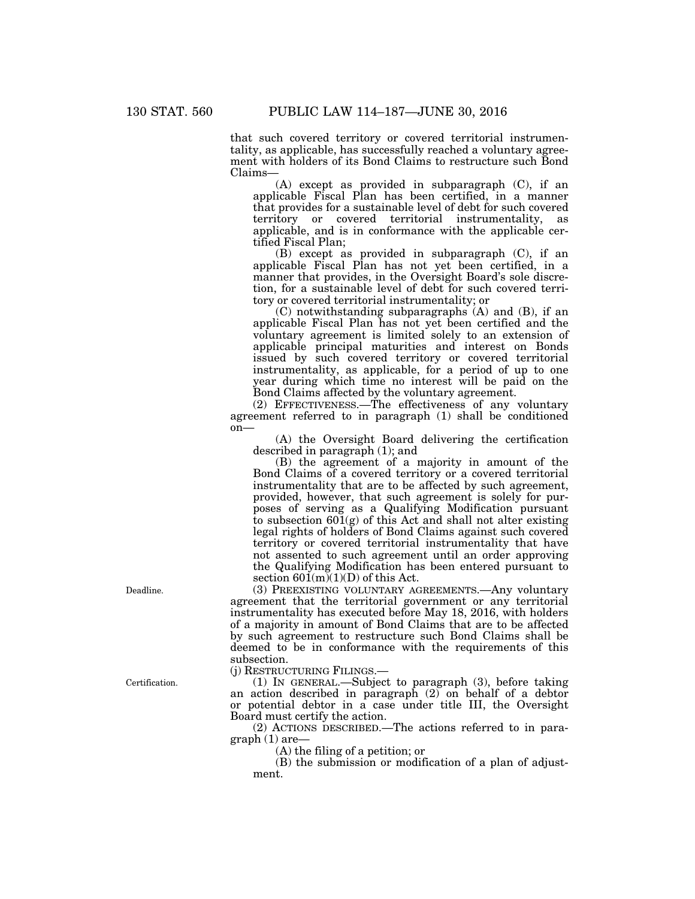that such covered territory or covered territorial instrumentality, as applicable, has successfully reached a voluntary agreement with holders of its Bond Claims to restructure such Bond Claims—

(A) except as provided in subparagraph (C), if an applicable Fiscal Plan has been certified, in a manner that provides for a sustainable level of debt for such covered territory or covered territorial instrumentality, as applicable, and is in conformance with the applicable certified Fiscal Plan;

(B) except as provided in subparagraph (C), if an applicable Fiscal Plan has not yet been certified, in a manner that provides, in the Oversight Board's sole discretion, for a sustainable level of debt for such covered territory or covered territorial instrumentality; or

(C) notwithstanding subparagraphs (A) and (B), if an applicable Fiscal Plan has not yet been certified and the voluntary agreement is limited solely to an extension of applicable principal maturities and interest on Bonds issued by such covered territory or covered territorial instrumentality, as applicable, for a period of up to one year during which time no interest will be paid on the Bond Claims affected by the voluntary agreement.

(2) EFFECTIVENESS.—The effectiveness of any voluntary agreement referred to in paragraph (1) shall be conditioned on—

(A) the Oversight Board delivering the certification described in paragraph (1); and

(B) the agreement of a majority in amount of the Bond Claims of a covered territory or a covered territorial instrumentality that are to be affected by such agreement, provided, however, that such agreement is solely for purposes of serving as a Qualifying Modification pursuant to subsection 601(g) of this Act and shall not alter existing legal rights of holders of Bond Claims against such covered territory or covered territorial instrumentality that have not assented to such agreement until an order approving the Qualifying Modification has been entered pursuant to section 601(m)(1)(D) of this Act.

Deadline.

(3) PREEXISTING VOLUNTARY AGREEMENTS.—Any voluntary agreement that the territorial government or any territorial instrumentality has executed before May 18, 2016, with holders of a majority in amount of Bond Claims that are to be affected by such agreement to restructure such Bond Claims shall be deemed to be in conformance with the requirements of this subsection.

(j) RESTRUCTURING FILINGS.—

Certification.

(1) IN GENERAL.—Subject to paragraph (3), before taking an action described in paragraph (2) on behalf of a debtor or potential debtor in a case under title III, the Oversight Board must certify the action.

(2) ACTIONS DESCRIBED.—The actions referred to in paragraph (1) are—

(A) the filing of a petition; or

(B) the submission or modification of a plan of adjustment.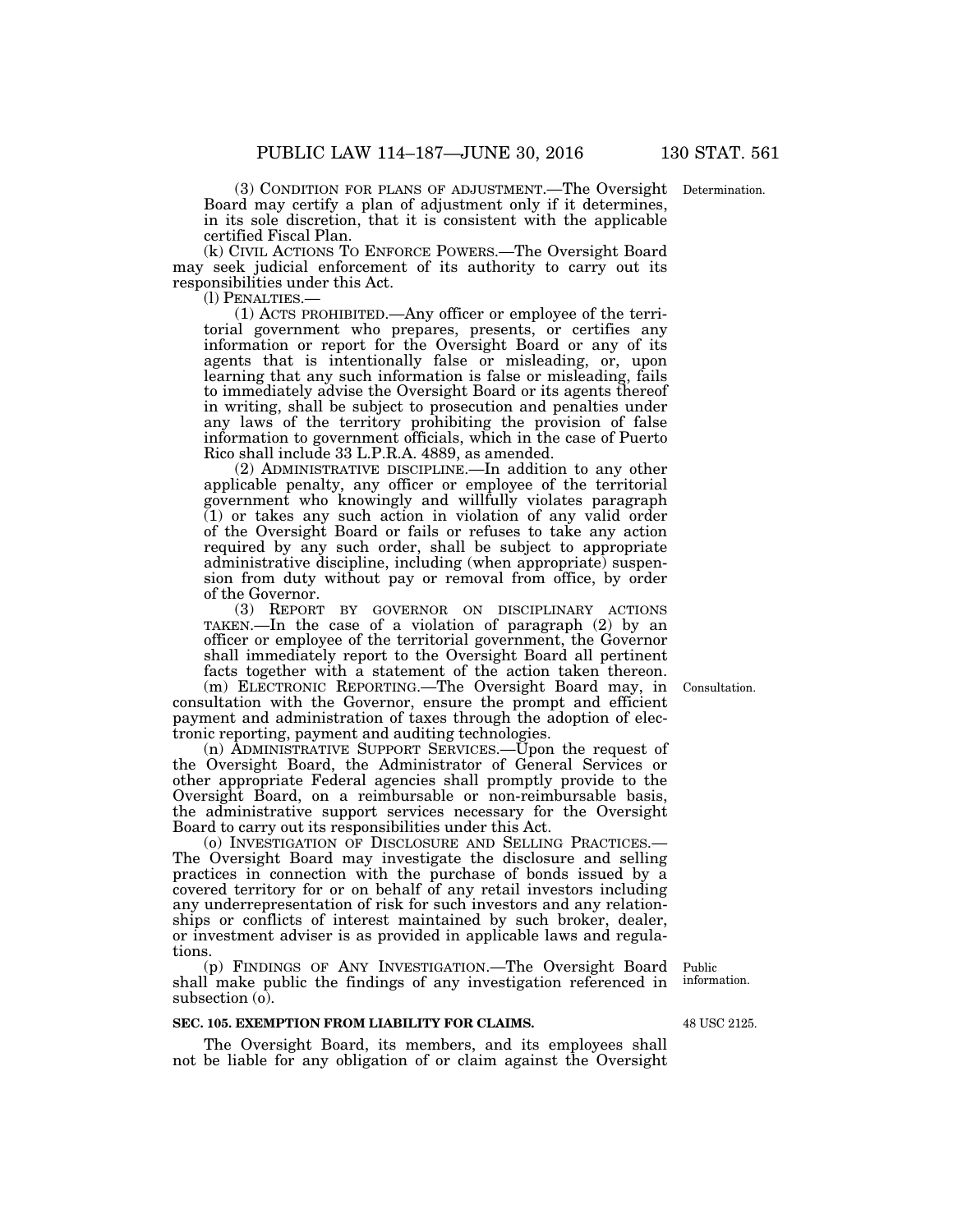(3) CONDITION FOR PLANS OF ADJUSTMENT.—The Oversight Board may certify a plan of adjustment only if it determines, in its sole discretion, that it is consistent with the applicable certified Fiscal Plan.

Determination.

(k) CIVIL ACTIONS TO ENFORCE POWERS.—The Oversight Board may seek judicial enforcement of its authority to carry out its responsibilities under this Act.

(l) PENALTIES.—

(1) ACTS PROHIBITED.—Any officer or employee of the territorial government who prepares, presents, or certifies any information or report for the Oversight Board or any of its agents that is intentionally false or misleading, or, upon learning that any such information is false or misleading, fails to immediately advise the Oversight Board or its agents thereof in writing, shall be subject to prosecution and penalties under any laws of the territory prohibiting the provision of false information to government officials, which in the case of Puerto Rico shall include 33 L.P.R.A. 4889, as amended.

(2) ADMINISTRATIVE DISCIPLINE.—In addition to any other applicable penalty, any officer or employee of the territorial government who knowingly and willfully violates paragraph (1) or takes any such action in violation of any valid order of the Oversight Board or fails or refuses to take any action required by any such order, shall be subject to appropriate administrative discipline, including (when appropriate) suspension from duty without pay or removal from office, by order of the Governor.

(3) REPORT BY GOVERNOR ON DISCIPLINARY ACTIONS TAKEN.—In the case of a violation of paragraph (2) by an officer or employee of the territorial government, the Governor shall immediately report to the Oversight Board all pertinent facts together with a statement of the action taken thereon.

(m) ELECTRONIC REPORTING.—The Oversight Board may, in consultation with the Governor, ensure the prompt and efficient payment and administration of taxes through the adoption of electronic reporting, payment and auditing technologies.

Consultation.

(n) ADMINISTRATIVE SUPPORT SERVICES.—Upon the request of the Oversight Board, the Administrator of General Services or other appropriate Federal agencies shall promptly provide to the Oversight Board, on a reimbursable or non-reimbursable basis, the administrative support services necessary for the Oversight Board to carry out its responsibilities under this Act.

(o) INVESTIGATION OF DISCLOSURE AND SELLING PRACTICES.—The Oversight Board may investigate the disclosure and selling practices in connection with the purchase of bonds issued by a covered territory for or on behalf of any retail investors including any underrepresentation of risk for such investors and any relationships or conflicts of interest maintained by such broker, dealer, or investment adviser is as provided in applicable laws and regulations.

(p) FINDINGS OF ANY INVESTIGATION.—The Oversight Board shall make public the findings of any investigation referenced in subsection (o).

Public information.

**SEC. 105. EXEMPTION FROM LIABILITY FOR CLAIMS.**

48 USC 2125.

The Oversight Board, its members, and its employees shall not be liable for any obligation of or claim against the Oversight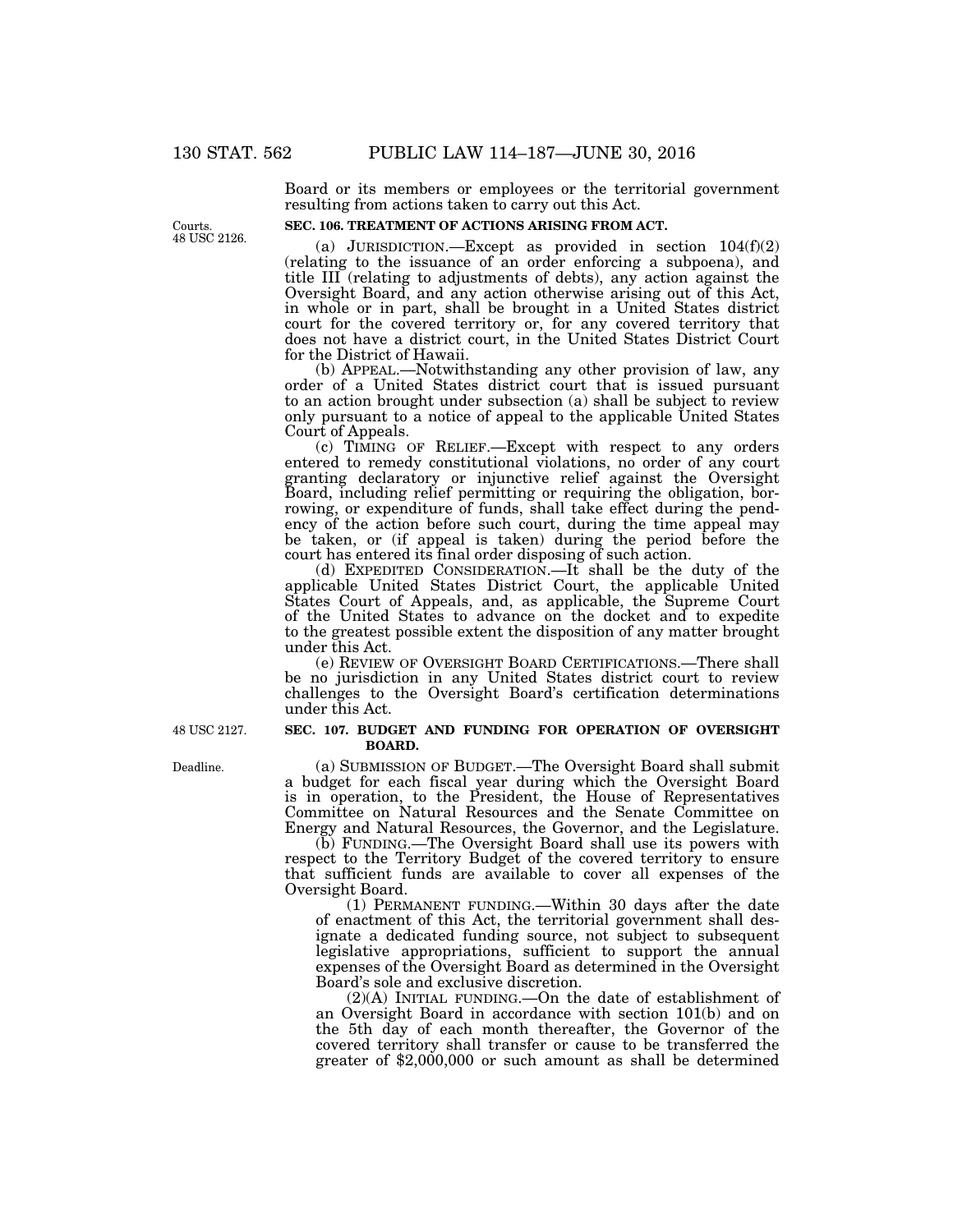Board or its members or employees or the territorial government resulting from actions taken to carry out this Act.

Courts. 48 USC 2126.

### SEC. 106. TREATMENT OF ACTIONS ARISING FROM ACT.

(a) JURISDICTION.—Except as provided in section 104(f)(2) (relating to the issuance of an order enforcing a subpoena), and title III (relating to adjustments of debts), any action against the Oversight Board, and any action otherwise arising out of this Act, in whole or in part, shall be brought in a United States district court for the covered territory or, for any covered territory that does not have a district court, in the United States District Court for the District of Hawaii.

(b) APPEAL.—Notwithstanding any other provision of law, any order of a United States district court that is issued pursuant to an action brought under subsection (a) shall be subject to review only pursuant to a notice of appeal to the applicable United States Court of Appeals.

(c) TIMING OF RELIEF.—Except with respect to any orders entered to remedy constitutional violations, no order of any court granting declaratory or injunctive relief against the Oversight Board, including relief permitting or requiring the obligation, borrowing, or expenditure of funds, shall take effect during the pendency of the action before such court, during the time appeal may be taken, or (if appeal is taken) during the period before the court has entered its final order disposing of such action.

(d) EXPEDITED CONSIDERATION.—It shall be the duty of the applicable United States District Court, the applicable United States Court of Appeals, and, as applicable, the Supreme Court of the United States to advance on the docket and to expedite to the greatest possible extent the disposition of any matter brought under this Act.

(e) REVIEW OF OVERSIGHT BOARD CERTIFICATIONS.—There shall be no jurisdiction in any United States district court to review challenges to the Oversight Board's certification determinations under this Act.

48 USC 2127.

### SEC. 107. BUDGET AND FUNDING FOR OPERATION OF OVERSIGHT BOARD.

Deadline.

(a) SUBMISSION OF BUDGET.—The Oversight Board shall submit a budget for each fiscal year during which the Oversight Board is in operation, to the President, the House of Representatives Committee on Natural Resources and the Senate Committee on Energy and Natural Resources, the Governor, and the Legislature.

(b) FUNDING.—The Oversight Board shall use its powers with respect to the Territory Budget of the covered territory to ensure that sufficient funds are available to cover all expenses of the Oversight Board.

(1) PERMANENT FUNDING.—Within 30 days after the date of enactment of this Act, the territorial government shall designate a dedicated funding source, not subject to subsequent legislative appropriations, sufficient to support the annual expenses of the Oversight Board as determined in the Oversight Board's sole and exclusive discretion.

(2)(A) INITIAL FUNDING.—On the date of establishment of an Oversight Board in accordance with section 101(b) and on the 5th day of each month thereafter, the Governor of the covered territory shall transfer or cause to be transferred the greater of $2,000,000 or such amount as shall be determined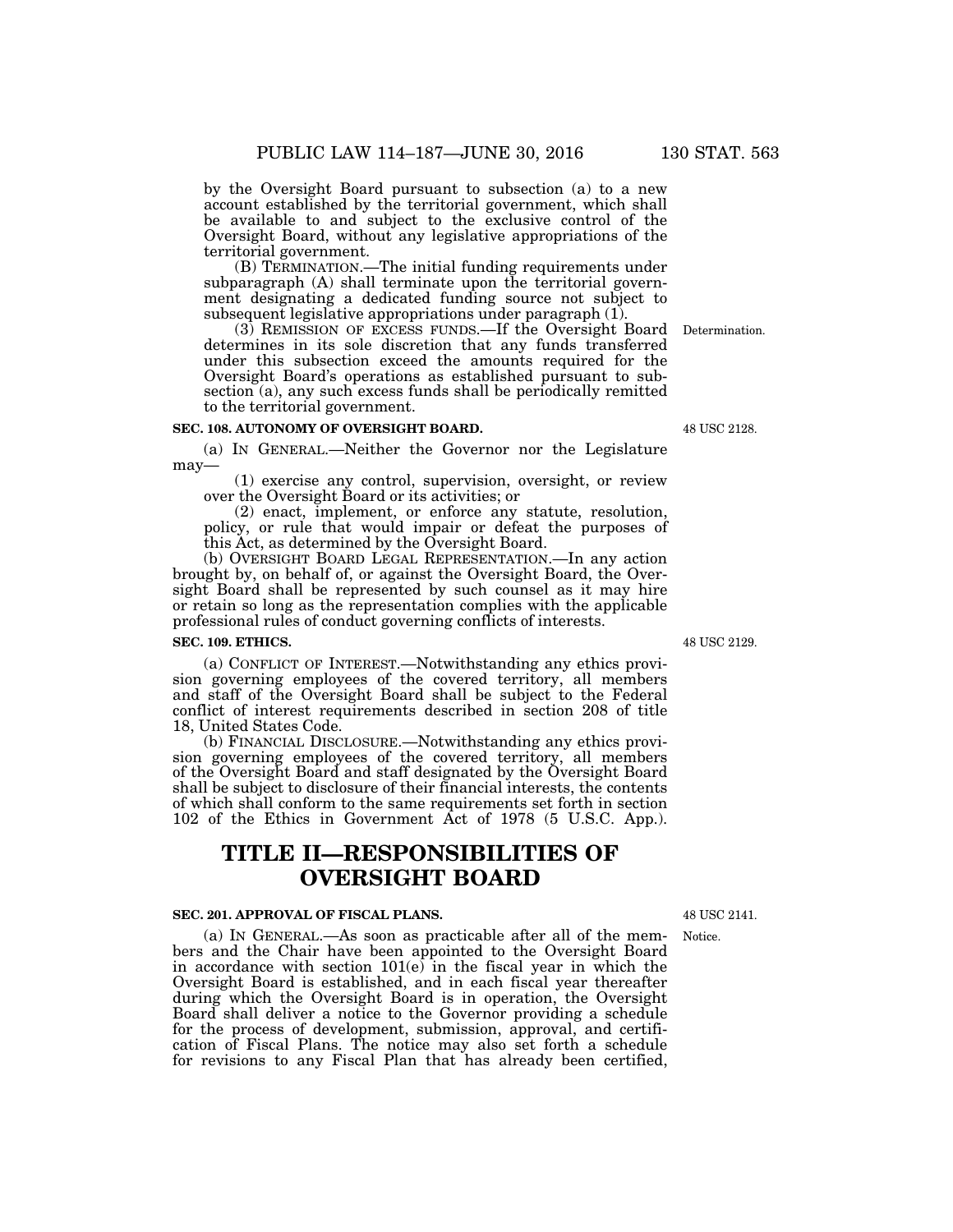by the Oversight Board pursuant to subsection (a) to a new account established by the territorial government, which shall be available to and subject to the exclusive control of the Oversight Board, without any legislative appropriations of the territorial government.

(B) TERMINATION.—The initial funding requirements under subparagraph (A) shall terminate upon the territorial government designating a dedicated funding source not subject to subsequent legislative appropriations under paragraph (1).

(3) REMISSION OF EXCESS FUNDS.—If the Oversight Board determines in its sole discretion that any funds transferred under this subsection exceed the amounts required for the Oversight Board's operations as established pursuant to subsection (a), any such excess funds shall be periodically remitted to the territorial government.

Determination.

**SEC. 108. AUTONOMY OF OVERSIGHT BOARD.**

48 USC 2128.

(a) IN GENERAL.—Neither the Governor nor the Legislature may—

(1) exercise any control, supervision, oversight, or review over the Oversight Board or its activities; or

(2) enact, implement, or enforce any statute, resolution, policy, or rule that would impair or defeat the purposes of this Act, as determined by the Oversight Board.

(b) OVERSIGHT BOARD LEGAL REPRESENTATION.—In any action brought by, on behalf of, or against the Oversight Board, the Oversight Board shall be represented by such counsel as it may hire or retain so long as the representation complies with the applicable professional rules of conduct governing conflicts of interests.

**SEC. 109. ETHICS.**

48 USC 2129.

(a) CONFLICT OF INTEREST.—Notwithstanding any ethics provision governing employees of the covered territory, all members and staff of the Oversight Board shall be subject to the Federal conflict of interest requirements described in section 208 of title 18, United States Code.

(b) FINANCIAL DISCLOSURE.—Notwithstanding any ethics provision governing employees of the covered territory, all members of the Oversight Board and staff designated by the Oversight Board shall be subject to disclosure of their financial interests, the contents of which shall conform to the same requirements set forth in section 102 of the Ethics in Government Act of 1978 (5 U.S.C. App.).

# TITLE II—RESPONSIBILITIES OF OVERSIGHT BOARD

**SEC. 201. APPROVAL OF FISCAL PLANS.**

48 USC 2141.

Notice.

(a) IN GENERAL.—As soon as practicable after all of the members and the Chair have been appointed to the Oversight Board in accordance with section 101(e) in the fiscal year in which the Oversight Board is established, and in each fiscal year thereafter during which the Oversight Board is in operation, the Oversight Board shall deliver a notice to the Governor providing a schedule for the process of development, submission, approval, and certification of Fiscal Plans. The notice may also set forth a schedule for revisions to any Fiscal Plan that has already been certified,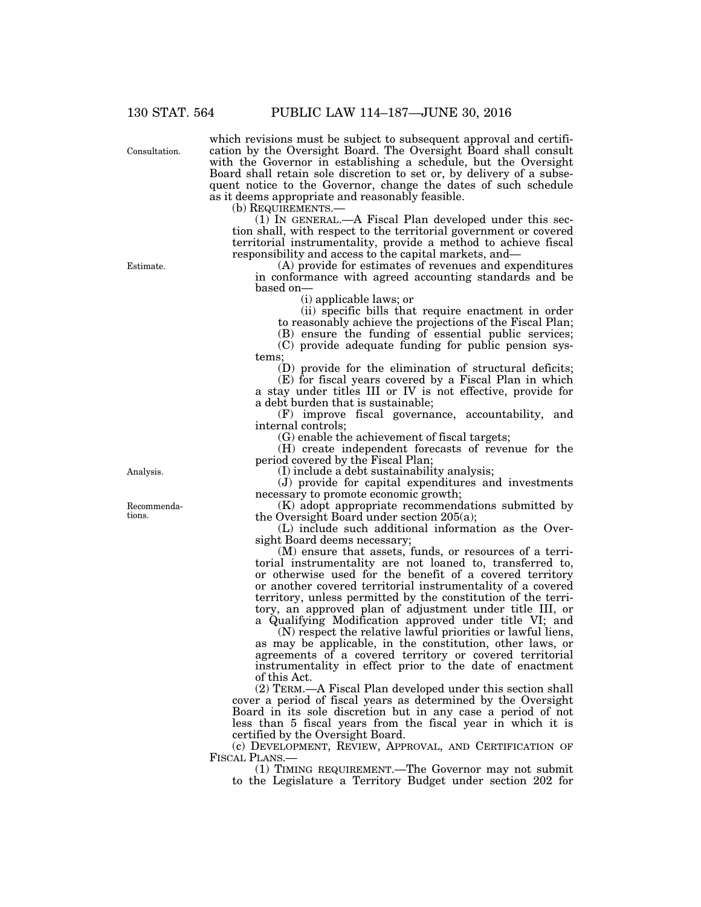which revisions must be subject to subsequent approval and certification by the Oversight Board. The Oversight Board shall consult with the Governor in establishing a schedule, but the Oversight Board shall retain sole discretion to set or, by delivery of a subsequent notice to the Governor, change the dates of such schedule as it deems appropriate and reasonably feasible.

(b) REQUIREMENTS.—

(1) IN GENERAL.—A Fiscal Plan developed under this section shall, with respect to the territorial government or covered territorial instrumentality, provide a method to achieve fiscal responsibility and access to the capital markets, and—

(A) provide for estimates of revenues and expenditures in conformance with agreed accounting standards and be based on—

(i) applicable laws; or

(ii) specific bills that require enactment in order to reasonably achieve the projections of the Fiscal Plan;

(B) ensure the funding of essential public services;

(C) provide adequate funding for public pension systems;

(D) provide for the elimination of structural deficits;

(E) for fiscal years covered by a Fiscal Plan in which a stay under titles III or IV is not effective, provide for a debt burden that is sustainable;

(F) improve fiscal governance, accountability, and internal controls;

(G) enable the achievement of fiscal targets;

(H) create independent forecasts of revenue for the period covered by the Fiscal Plan;

(I) include a debt sustainability analysis;

(J) provide for capital expenditures and investments necessary to promote economic growth;

(K) adopt appropriate recommendations submitted by the Oversight Board under section 205(a);

(L) include such additional information as the Oversight Board deems necessary;

(M) ensure that assets, funds, or resources of a territorial instrumentality are not loaned to, transferred to, or otherwise used for the benefit of a covered territory or another covered territorial instrumentality of a covered territory, unless permitted by the constitution of the territory, an approved plan of adjustment under title III, or a Qualifying Modification approved under title VI; and

(N) respect the relative lawful priorities or lawful liens, as may be applicable, in the constitution, other laws, or agreements of a covered territory or covered territorial instrumentality in effect prior to the date of enactment of this Act.

(2) TERM.—A Fiscal Plan developed under this section shall cover a period of fiscal years as determined by the Oversight Board in its sole discretion but in any case a period of not less than 5 fiscal years from the fiscal year in which it is certified by the Oversight Board.

(c) DEVELOPMENT, REVIEW, APPROVAL, AND CERTIFICATION OF FISCAL PLANS.—

(1) TIMING REQUIREMENT.—The Governor may not submit to the Legislature a Territory Budget under section 202 for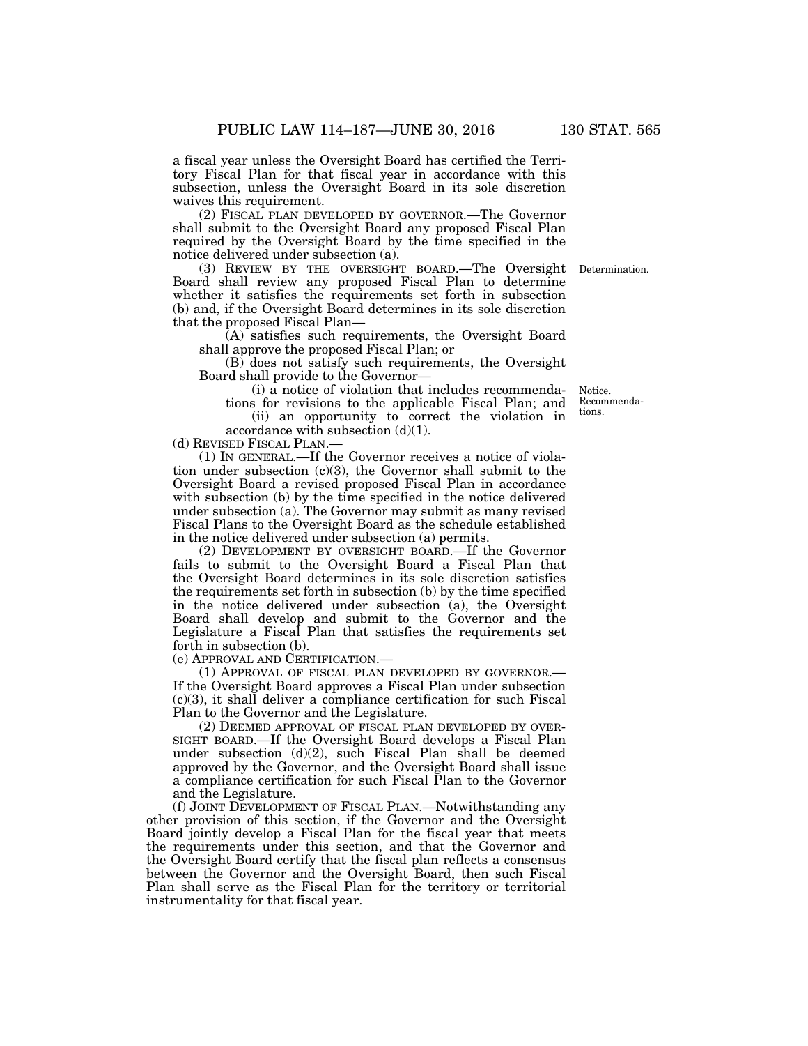a fiscal year unless the Oversight Board has certified the Territory Fiscal Plan for that fiscal year in accordance with this subsection, unless the Oversight Board in its sole discretion waives this requirement.

(2) FISCAL PLAN DEVELOPED BY GOVERNOR.—The Governor shall submit to the Oversight Board any proposed Fiscal Plan required by the Oversight Board by the time specified in the notice delivered under subsection (a).

(3) REVIEW BY THE OVERSIGHT BOARD.—The Oversight Board shall review any proposed Fiscal Plan to determine whether it satisfies the requirements set forth in subsection (b) and, if the Oversight Board determines in its sole discretion that the proposed Fiscal Plan—

(A) satisfies such requirements, the Oversight Board shall approve the proposed Fiscal Plan; or

(B) does not satisfy such requirements, the Oversight Board shall provide to the Governor—

(i) a notice of violation that includes recommendations for revisions to the applicable Fiscal Plan; and

(ii) an opportunity to correct the violation in accordance with subsection (d)(1).

(d) REVISED FISCAL PLAN.—

(1) IN GENERAL.—If the Governor receives a notice of violation under subsection (c)(3), the Governor shall submit to the Oversight Board a revised proposed Fiscal Plan in accordance with subsection (b) by the time specified in the notice delivered under subsection (a). The Governor may submit as many revised Fiscal Plans to the Oversight Board as the schedule established in the notice delivered under subsection (a) permits.

(2) DEVELOPMENT BY OVERSIGHT BOARD.—If the Governor fails to submit to the Oversight Board a Fiscal Plan that the Oversight Board determines in its sole discretion satisfies the requirements set forth in subsection (b) by the time specified in the notice delivered under subsection (a), the Oversight Board shall develop and submit to the Governor and the Legislature a Fiscal Plan that satisfies the requirements set forth in subsection (b).

(e) APPROVAL AND CERTIFICATION.—

(1) APPROVAL OF FISCAL PLAN DEVELOPED BY GOVERNOR.—If the Oversight Board approves a Fiscal Plan under subsection (c)(3), it shall deliver a compliance certification for such Fiscal Plan to the Governor and the Legislature.

(2) DEEMED APPROVAL OF FISCAL PLAN DEVELOPED BY OVERSIGHT BOARD.—If the Oversight Board develops a Fiscal Plan under subsection (d)(2), such Fiscal Plan shall be deemed approved by the Governor, and the Oversight Board shall issue a compliance certification for such Fiscal Plan to the Governor and the Legislature.

(f) JOINT DEVELOPMENT OF FISCAL PLAN.—Notwithstanding any other provision of this section, if the Governor and the Oversight Board jointly develop a Fiscal Plan for the fiscal year that meets the requirements under this section, and that the Governor and the Oversight Board certify that the fiscal plan reflects a consensus between the Governor and the Oversight Board, then such Fiscal Plan shall serve as the Fiscal Plan for the territory or territorial instrumentality for that fiscal year.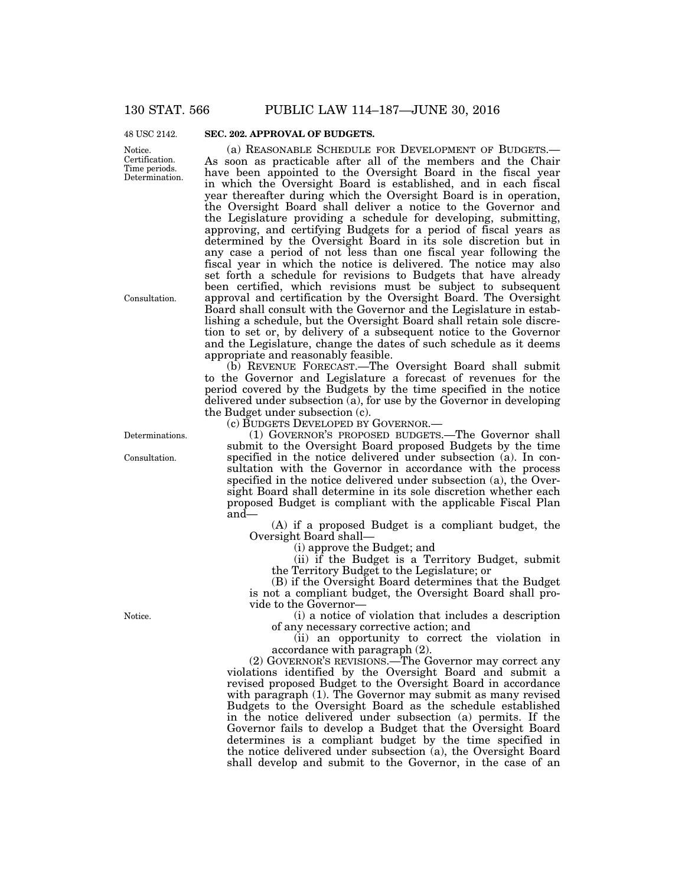**SEC. 202. APPROVAL OF BUDGETS.**

(a) REASONABLE SCHEDULE FOR DEVELOPMENT OF BUDGETS.—As soon as practicable after all of the members and the Chair have been appointed to the Oversight Board in the fiscal year in which the Oversight Board is established, and in each fiscal year thereafter during which the Oversight Board is in operation, the Oversight Board shall deliver a notice to the Governor and the Legislature providing a schedule for developing, submitting, approving, and certifying Budgets for a period of fiscal years as determined by the Oversight Board in its sole discretion but in any case a period of not less than one fiscal year following the fiscal year in which the notice is delivered. The notice may also set forth a schedule for revisions to Budgets that have already been certified, which revisions must be subject to subsequent approval and certification by the Oversight Board. The Oversight Board shall consult with the Governor and the Legislature in establishing a schedule, but the Oversight Board shall retain sole discretion to set or, by delivery of a subsequent notice to the Governor and the Legislature, change the dates of such schedule as it deems appropriate and reasonably feasible.

(b) REVENUE FORECAST.—The Oversight Board shall submit to the Governor and Legislature a forecast of revenues for the period covered by the Budgets by the time specified in the notice delivered under subsection (a), for use by the Governor in developing the Budget under subsection (c).

(c) BUDGETS DEVELOPED BY GOVERNOR.—

(1) GOVERNOR'S PROPOSED BUDGETS.—The Governor shall submit to the Oversight Board proposed Budgets by the time specified in the notice delivered under subsection (a). In consultation with the Governor in accordance with the process specified in the notice delivered under subsection (a), the Oversight Board shall determine in its sole discretion whether each proposed Budget is compliant with the applicable Fiscal Plan and—

(A) if a proposed Budget is a compliant budget, the Oversight Board shall—

(i) approve the Budget; and

(ii) if the Budget is a Territory Budget, submit the Territory Budget to the Legislature; or

(B) if the Oversight Board determines that the Budget is not a compliant budget, the Oversight Board shall provide to the Governor—

(i) a notice of violation that includes a description of any necessary corrective action; and

(ii) an opportunity to correct the violation in accordance with paragraph (2).

(2) GOVERNOR'S REVISIONS.—The Governor may correct any violations identified by the Oversight Board and submit a revised proposed Budget to the Oversight Board in accordance with paragraph (1). The Governor may submit as many revised Budgets to the Oversight Board as the schedule established in the notice delivered under subsection (a) permits. If the Governor fails to develop a Budget that the Oversight Board determines is a compliant budget by the time specified in the notice delivered under subsection (a), the Oversight Board shall develop and submit to the Governor, in the case of an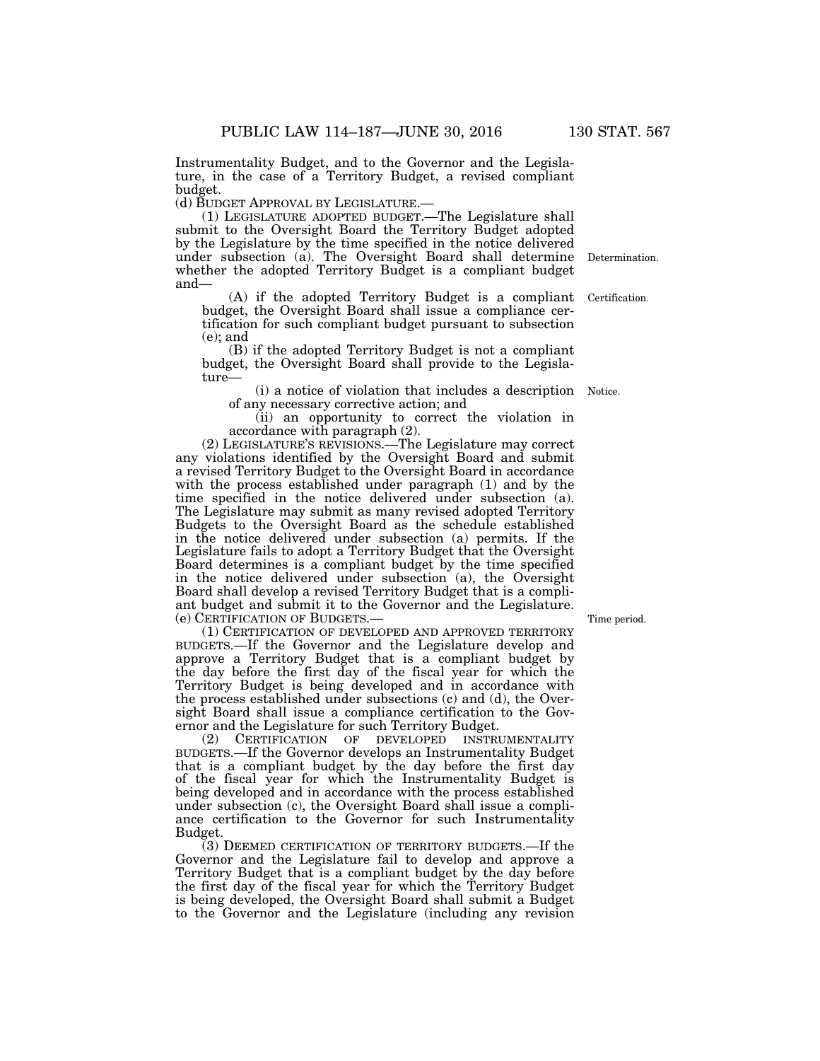Instrumentality Budget, and to the Governor and the Legislature, in the case of a Territory Budget, a revised compliant budget.

(d) BUDGET APPROVAL BY LEGISLATURE.—

(1) LEGISLATURE ADOPTED BUDGET.—The Legislature shall submit to the Oversight Board the Territory Budget adopted by the Legislature by the time specified in the notice delivered under subsection (a). The Oversight Board shall determine whether the adopted Territory Budget is a compliant budget and—

Determination.

(A) if the adopted Territory Budget is a compliant budget, the Oversight Board shall issue a compliance certification for such compliant budget pursuant to subsection (e); and

Certification.

(B) if the adopted Territory Budget is not a compliant budget, the Oversight Board shall provide to the Legislature—

(i) a notice of violation that includes a description of any necessary corrective action; and

Notice.

(ii) an opportunity to correct the violation in accordance with paragraph (2).

(2) LEGISLATURE'S REVISIONS.—The Legislature may correct any violations identified by the Oversight Board and submit a revised Territory Budget to the Oversight Board in accordance with the process established under paragraph (1) and by the time specified in the notice delivered under subsection (a). The Legislature may submit as many revised adopted Territory Budgets to the Oversight Board as the schedule established in the notice delivered under subsection (a) permits. If the Legislature fails to adopt a Territory Budget that the Oversight Board determines is a compliant budget by the time specified in the notice delivered under subsection (a), the Oversight Board shall develop a revised Territory Budget that is a compliant budget and submit it to the Governor and the Legislature.

(e) CERTIFICATION OF BUDGETS.—

Time period.

(1) CERTIFICATION OF DEVELOPED AND APPROVED TERRITORY BUDGETS.—If the Governor and the Legislature develop and approve a Territory Budget that is a compliant budget by the day before the first day of the fiscal year for which the Territory Budget is being developed and in accordance with the process established under subsections (c) and (d), the Oversight Board shall issue a compliance certification to the Governor and the Legislature for such Territory Budget.

(2) CERTIFICATION OF DEVELOPED INSTRUMENTALITY BUDGETS.—If the Governor develops an Instrumentality Budget that is a compliant budget by the day before the first day of the fiscal year for which the Instrumentality Budget is being developed and in accordance with the process established under subsection (c), the Oversight Board shall issue a compliance certification to the Governor for such Instrumentality Budget.

(3) DEEMED CERTIFICATION OF TERRITORY BUDGETS.—If the Governor and the Legislature fail to develop and approve a Territory Budget that is a compliant budget by the day before the first day of the fiscal year for which the Territory Budget is being developed, the Oversight Board shall submit a Budget to the Governor and the Legislature (including any revision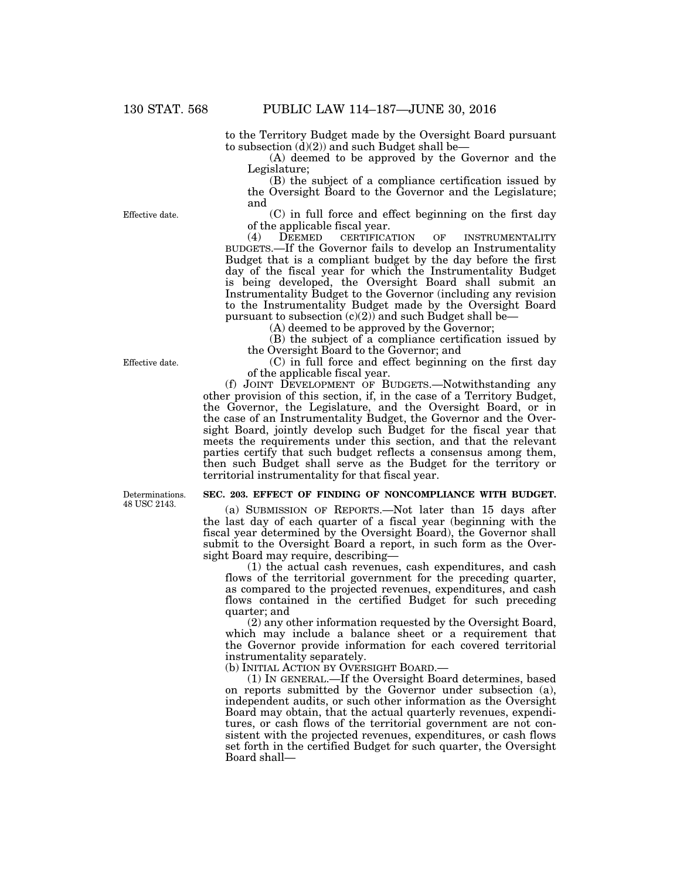to the Territory Budget made by the Oversight Board pursuant to subsection (d)(2)) and such Budget shall be—

(A) deemed to be approved by the Governor and the Legislature;

(B) the subject of a compliance certification issued by the Oversight Board to the Governor and the Legislature; and

(C) in full force and effect beginning on the first day of the applicable fiscal year.

(4) DEEMED CERTIFICATION OF INSTRUMENTALITY BUDGETS.—If the Governor fails to develop an Instrumentality Budget that is a compliant budget by the day before the first day of the fiscal year for which the Instrumentality Budget is being developed, the Oversight Board shall submit an Instrumentality Budget to the Governor (including any revision to the Instrumentality Budget made by the Oversight Board pursuant to subsection (c)(2)) and such Budget shall be—

(A) deemed to be approved by the Governor;

(B) the subject of a compliance certification issued by the Oversight Board to the Governor; and

(C) in full force and effect beginning on the first day of the applicable fiscal year.

(f) JOINT DEVELOPMENT OF BUDGETS.—Notwithstanding any other provision of this section, if, in the case of a Territory Budget, the Governor, the Legislature, and the Oversight Board, or in the case of an Instrumentality Budget, the Governor and the Oversight Board, jointly develop such Budget for the fiscal year that meets the requirements under this section, and that the relevant parties certify that such budget reflects a consensus among them, then such Budget shall serve as the Budget for the territory or territorial instrumentality for that fiscal year.

### SEC. 203. EFFECT OF FINDING OF NONCOMPLIANCE WITH BUDGET.

(a) SUBMISSION OF REPORTS.—Not later than 15 days after the last day of each quarter of a fiscal year (beginning with the fiscal year determined by the Oversight Board), the Governor shall submit to the Oversight Board a report, in such form as the Oversight Board may require, describing—

(1) the actual cash revenues, cash expenditures, and cash flows of the territorial government for the preceding quarter, as compared to the projected revenues, expenditures, and cash flows contained in the certified Budget for such preceding quarter; and

(2) any other information requested by the Oversight Board, which may include a balance sheet or a requirement that the Governor provide information for each covered territorial instrumentality separately.

(b) INITIAL ACTION BY OVERSIGHT BOARD.—

(1) IN GENERAL.—If the Oversight Board determines, based on reports submitted by the Governor under subsection (a), independent audits, or such other information as the Oversight Board may obtain, that the actual quarterly revenues, expenditures, or cash flows of the territorial government are not consistent with the projected revenues, expenditures, or cash flows set forth in the certified Budget for such quarter, the Oversight Board shall—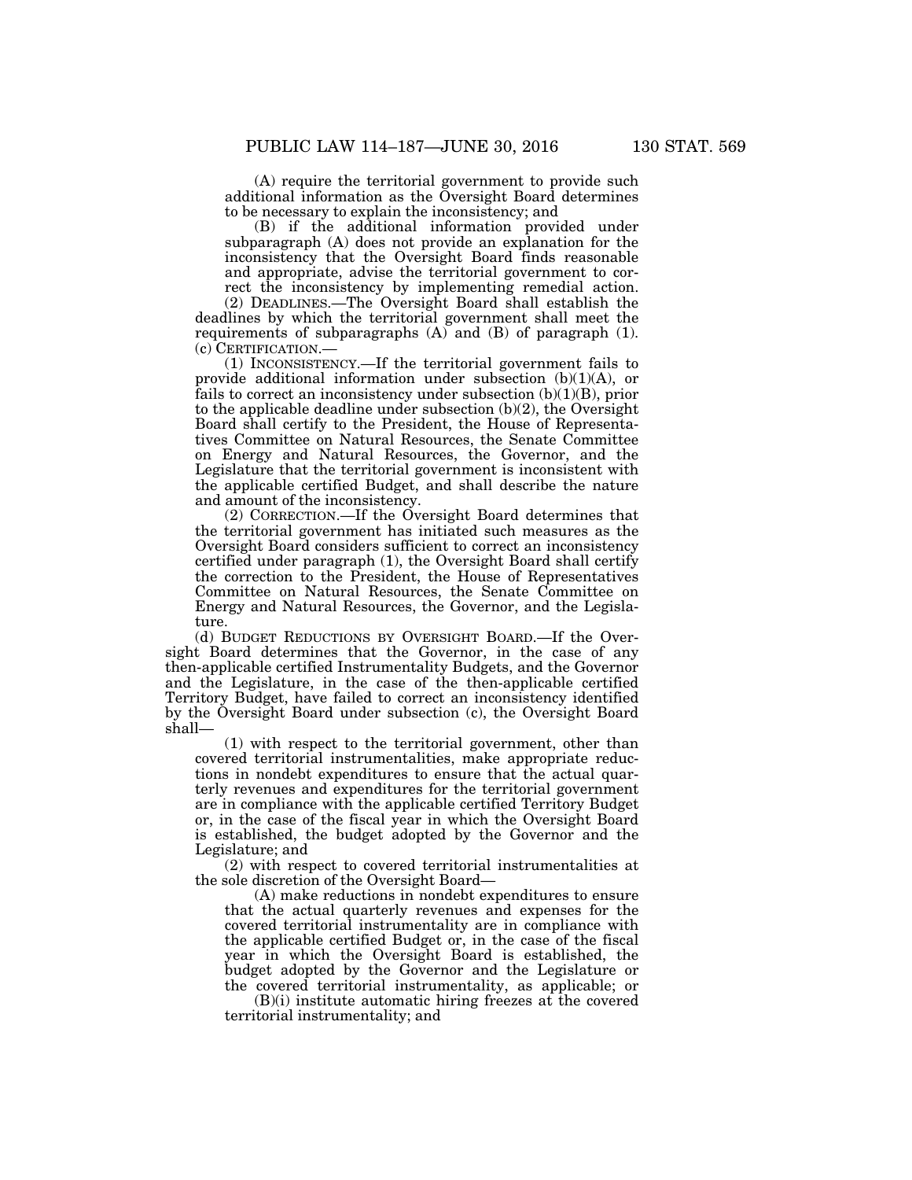(A) require the territorial government to provide such additional information as the Oversight Board determines to be necessary to explain the inconsistency; and

(B) if the additional information provided under subparagraph (A) does not provide an explanation for the inconsistency that the Oversight Board finds reasonable and appropriate, advise the territorial government to correct the inconsistency by implementing remedial action.

(2) DEADLINES.—The Oversight Board shall establish the deadlines by which the territorial government shall meet the requirements of subparagraphs (A) and (B) of paragraph (1).

(c) CERTIFICATION.—

(1) INCONSISTENCY.—If the territorial government fails to provide additional information under subsection (b)(1)(A), or fails to correct an inconsistency under subsection (b)(1)(B), prior to the applicable deadline under subsection (b)(2), the Oversight Board shall certify to the President, the House of Representatives Committee on Natural Resources, the Senate Committee on Energy and Natural Resources, the Governor, and the Legislature that the territorial government is inconsistent with the applicable certified Budget, and shall describe the nature and amount of the inconsistency.

(2) CORRECTION.—If the Oversight Board determines that the territorial government has initiated such measures as the Oversight Board considers sufficient to correct an inconsistency certified under paragraph (1), the Oversight Board shall certify the correction to the President, the House of Representatives Committee on Natural Resources, the Senate Committee on Energy and Natural Resources, the Governor, and the Legislature.

(d) BUDGET REDUCTIONS BY OVERSIGHT BOARD.—If the Oversight Board determines that the Governor, in the case of any then-applicable certified Instrumentality Budgets, and the Governor and the Legislature, in the case of the then-applicable certified Territory Budget, have failed to correct an inconsistency identified by the Oversight Board under subsection (c), the Oversight Board shall—

(1) with respect to the territorial government, other than covered territorial instrumentalities, make appropriate reductions in nondebt expenditures to ensure that the actual quarterly revenues and expenditures for the territorial government are in compliance with the applicable certified Territory Budget or, in the case of the fiscal year in which the Oversight Board is established, the budget adopted by the Governor and the Legislature; and

(2) with respect to covered territorial instrumentalities at the sole discretion of the Oversight Board—

(A) make reductions in nondebt expenditures to ensure that the actual quarterly revenues and expenses for the covered territorial instrumentality are in compliance with the applicable certified Budget or, in the case of the fiscal year in which the Oversight Board is established, the budget adopted by the Governor and the Legislature or the covered territorial instrumentality, as applicable; or

(B)(i) institute automatic hiring freezes at the covered territorial instrumentality; and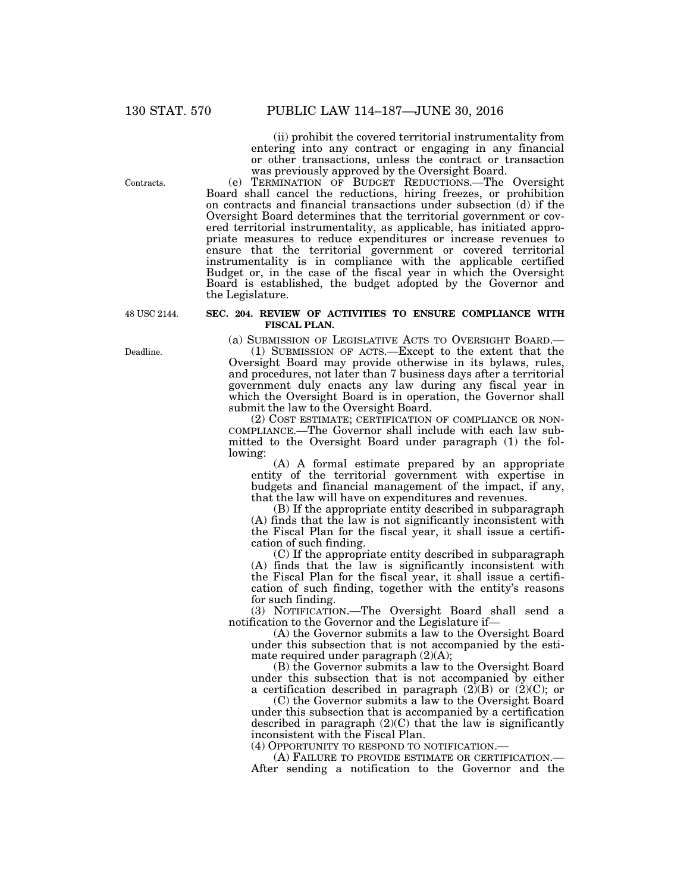(ii) prohibit the covered territorial instrumentality from entering into any contract or engaging in any financial or other transactions, unless the contract or transaction was previously approved by the Oversight Board.

Contracts.

(e) TERMINATION OF BUDGET REDUCTIONS.—The Oversight Board shall cancel the reductions, hiring freezes, or prohibition on contracts and financial transactions under subsection (d) if the Oversight Board determines that the territorial government or covered territorial instrumentality, as applicable, has initiated appropriate measures to reduce expenditures or increase revenues to ensure that the territorial government or covered territorial instrumentality is in compliance with the applicable certified Budget or, in the case of the fiscal year in which the Oversight Board is established, the budget adopted by the Governor and the Legislature.

48 USC 2144.

**SEC. 204. REVIEW OF ACTIVITIES TO ENSURE COMPLIANCE WITH FISCAL PLAN.**

(a) SUBMISSION OF LEGISLATIVE ACTS TO OVERSIGHT BOARD.—

Deadline.

(1) SUBMISSION OF ACTS.—Except to the extent that the Oversight Board may provide otherwise in its bylaws, rules, and procedures, not later than 7 business days after a territorial government duly enacts any law during any fiscal year in which the Oversight Board is in operation, the Governor shall submit the law to the Oversight Board.

(2) COST ESTIMATE; CERTIFICATION OF COMPLIANCE OR NON-COMPLIANCE.—The Governor shall include with each law submitted to the Oversight Board under paragraph (1) the following:

(A) A formal estimate prepared by an appropriate entity of the territorial government with expertise in budgets and financial management of the impact, if any, that the law will have on expenditures and revenues.

(B) If the appropriate entity described in subparagraph (A) finds that the law is not significantly inconsistent with the Fiscal Plan for the fiscal year, it shall issue a certification of such finding.

(C) If the appropriate entity described in subparagraph (A) finds that the law is significantly inconsistent with the Fiscal Plan for the fiscal year, it shall issue a certification of such finding, together with the entity's reasons for such finding.

(3) NOTIFICATION.—The Oversight Board shall send a notification to the Governor and the Legislature if—

(A) the Governor submits a law to the Oversight Board under this subsection that is not accompanied by the estimate required under paragraph (2)(A);

(B) the Governor submits a law to the Oversight Board under this subsection that is not accompanied by either a certification described in paragraph (2)(B) or (2)(C); or

(C) the Governor submits a law to the Oversight Board under this subsection that is accompanied by a certification described in paragraph (2)(C) that the law is significantly inconsistent with the Fiscal Plan.

(4) OPPORTUNITY TO RESPOND TO NOTIFICATION.—

(A) FAILURE TO PROVIDE ESTIMATE OR CERTIFICATION.— After sending a notification to the Governor and the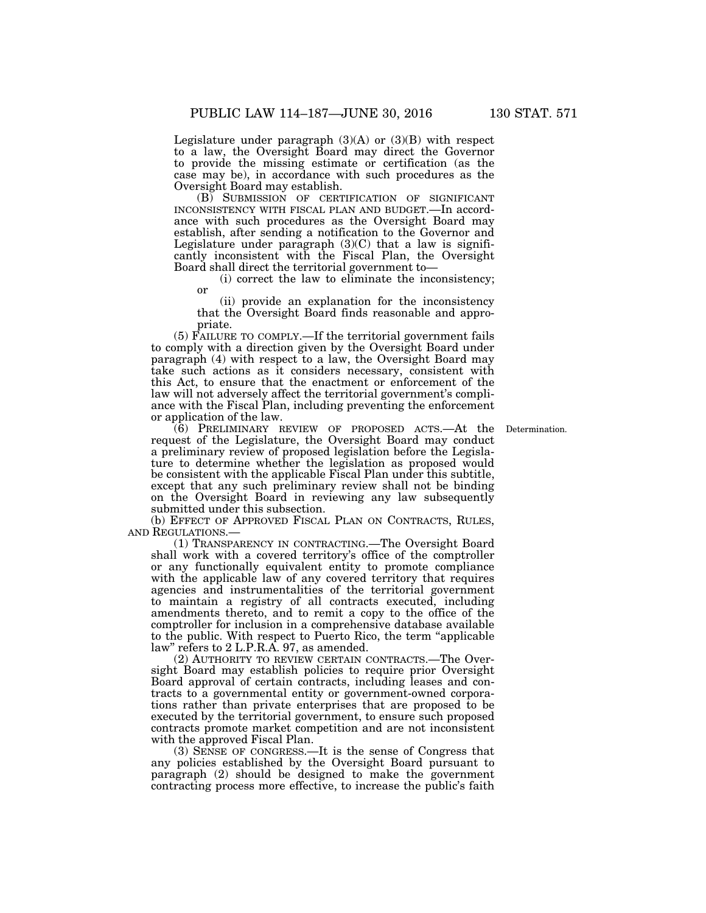Legislature under paragraph (3)(A) or (3)(B) with respect to a law, the Oversight Board may direct the Governor to provide the missing estimate or certification (as the case may be), in accordance with such procedures as the Oversight Board may establish.

(B) SUBMISSION OF CERTIFICATION OF SIGNIFICANT INCONSISTENCY WITH FISCAL PLAN AND BUDGET.—In accordance with such procedures as the Oversight Board may establish, after sending a notification to the Governor and Legislature under paragraph (3)(C) that a law is significantly inconsistent with the Fiscal Plan, the Oversight Board shall direct the territorial government to—

(i) correct the law to eliminate the inconsistency; or

(ii) provide an explanation for the inconsistency that the Oversight Board finds reasonable and appropriate.

(5) FAILURE TO COMPLY.—If the territorial government fails to comply with a direction given by the Oversight Board under paragraph (4) with respect to a law, the Oversight Board may take such actions as it considers necessary, consistent with this Act, to ensure that the enactment or enforcement of the law will not adversely affect the territorial government's compliance with the Fiscal Plan, including preventing the enforcement or application of the law.

Determination.

(6) PRELIMINARY REVIEW OF PROPOSED ACTS.—At the request of the Legislature, the Oversight Board may conduct a preliminary review of proposed legislation before the Legislature to determine whether the legislation as proposed would be consistent with the applicable Fiscal Plan under this subtitle, except that any such preliminary review shall not be binding on the Oversight Board in reviewing any law subsequently submitted under this subsection.

(b) EFFECT OF APPROVED FISCAL PLAN ON CONTRACTS, RULES, AND REGULATIONS.—

(1) TRANSPARENCY IN CONTRACTING.—The Oversight Board shall work with a covered territory's office of the comptroller or any functionally equivalent entity to promote compliance with the applicable law of any covered territory that requires agencies and instrumentalities of the territorial government to maintain a registry of all contracts executed, including amendments thereto, and to remit a copy to the office of the comptroller for inclusion in a comprehensive database available to the public. With respect to Puerto Rico, the term "applicable law" refers to 2 L.P.R.A. 97, as amended.

(2) AUTHORITY TO REVIEW CERTAIN CONTRACTS.—The Oversight Board may establish policies to require prior Oversight Board approval of certain contracts, including leases and contracts to a governmental entity or government-owned corporations rather than private enterprises that are proposed to be executed by the territorial government, to ensure such proposed contracts promote market competition and are not inconsistent with the approved Fiscal Plan.

(3) SENSE OF CONGRESS.—It is the sense of Congress that any policies established by the Oversight Board pursuant to paragraph (2) should be designed to make the government contracting process more effective, to increase the public's faith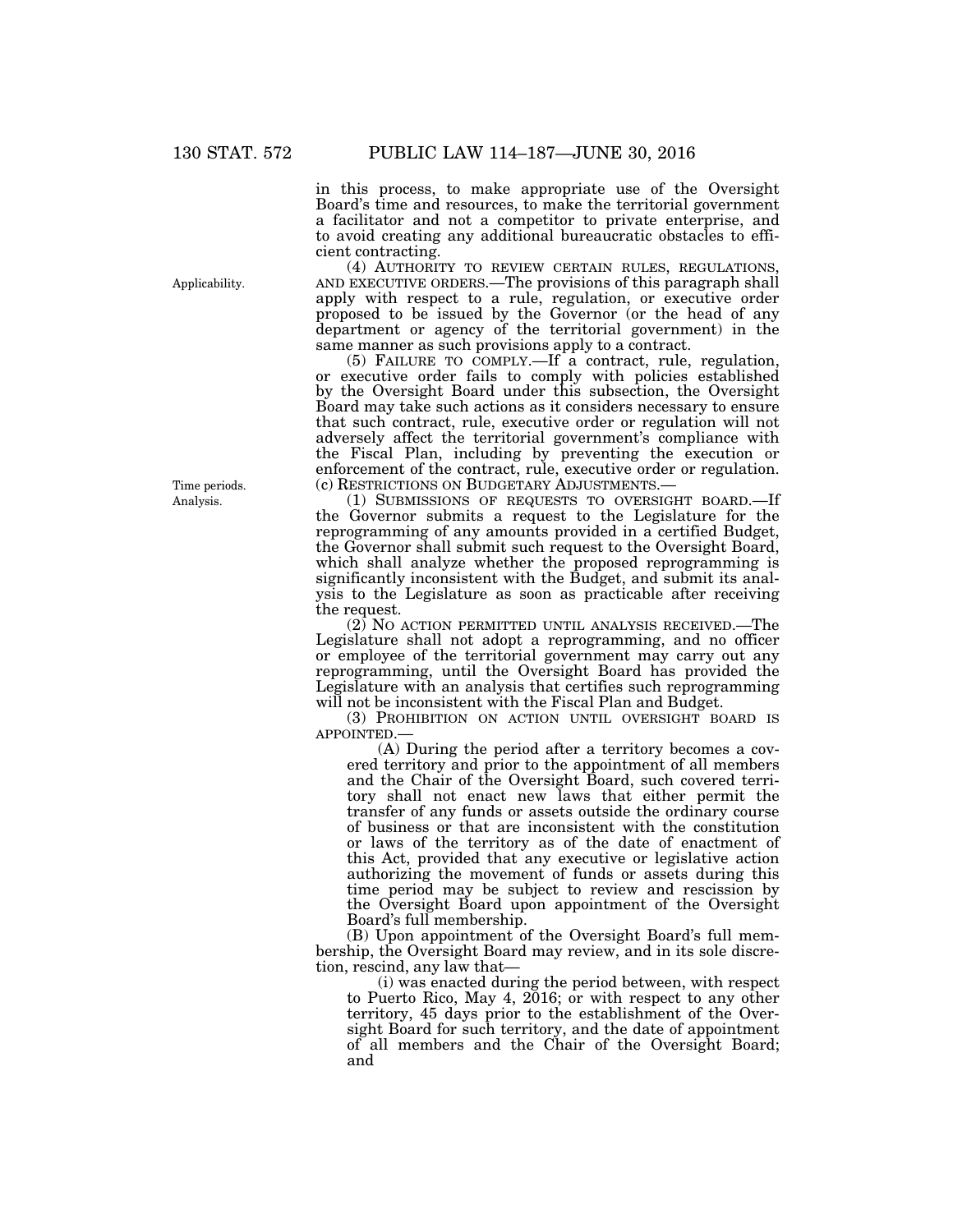in this process, to make appropriate use of the Oversight Board's time and resources, to make the territorial government a facilitator and not a competitor to private enterprise, and to avoid creating any additional bureaucratic obstacles to efficient contracting.

(4) AUTHORITY TO REVIEW CERTAIN RULES, REGULATIONS, AND EXECUTIVE ORDERS.—The provisions of this paragraph shall apply with respect to a rule, regulation, or executive order proposed to be issued by the Governor (or the head of any department or agency of the territorial government) in the same manner as such provisions apply to a contract.

(5) FAILURE TO COMPLY.—If a contract, rule, regulation, or executive order fails to comply with policies established by the Oversight Board under this subsection, the Oversight Board may take such actions as it considers necessary to ensure that such contract, rule, executive order or regulation will not adversely affect the territorial government's compliance with the Fiscal Plan, including by preventing the execution or enforcement of the contract, rule, executive order or regulation.

(c) RESTRICTIONS ON BUDGETARY ADJUSTMENTS.—

(1) SUBMISSIONS OF REQUESTS TO OVERSIGHT BOARD.—If the Governor submits a request to the Legislature for the reprogramming of any amounts provided in a certified Budget, the Governor shall submit such request to the Oversight Board, which shall analyze whether the proposed reprogramming is significantly inconsistent with the Budget, and submit its analysis to the Legislature as soon as practicable after receiving the request.

(2) NO ACTION PERMITTED UNTIL ANALYSIS RECEIVED.—The Legislature shall not adopt a reprogramming, and no officer or employee of the territorial government may carry out any reprogramming, until the Oversight Board has provided the Legislature with an analysis that certifies such reprogramming will not be inconsistent with the Fiscal Plan and Budget.

(3) PROHIBITION ON ACTION UNTIL OVERSIGHT BOARD IS APPOINTED.—

(A) During the period after a territory becomes a covered territory and prior to the appointment of all members and the Chair of the Oversight Board, such covered territory shall not enact new laws that either permit the transfer of any funds or assets outside the ordinary course of business or that are inconsistent with the constitution or laws of the territory as of the date of enactment of this Act, provided that any executive or legislative action authorizing the movement of funds or assets during this time period may be subject to review and rescission by the Oversight Board upon appointment of the Oversight Board's full membership.

(B) Upon appointment of the Oversight Board's full membership, the Oversight Board may review, and in its sole discretion, rescind, any law that—

(i) was enacted during the period between, with respect to Puerto Rico, May 4, 2016; or with respect to any other territory, 45 days prior to the establishment of the Oversight Board for such territory, and the date of appointment of all members and the Chair of the Oversight Board; and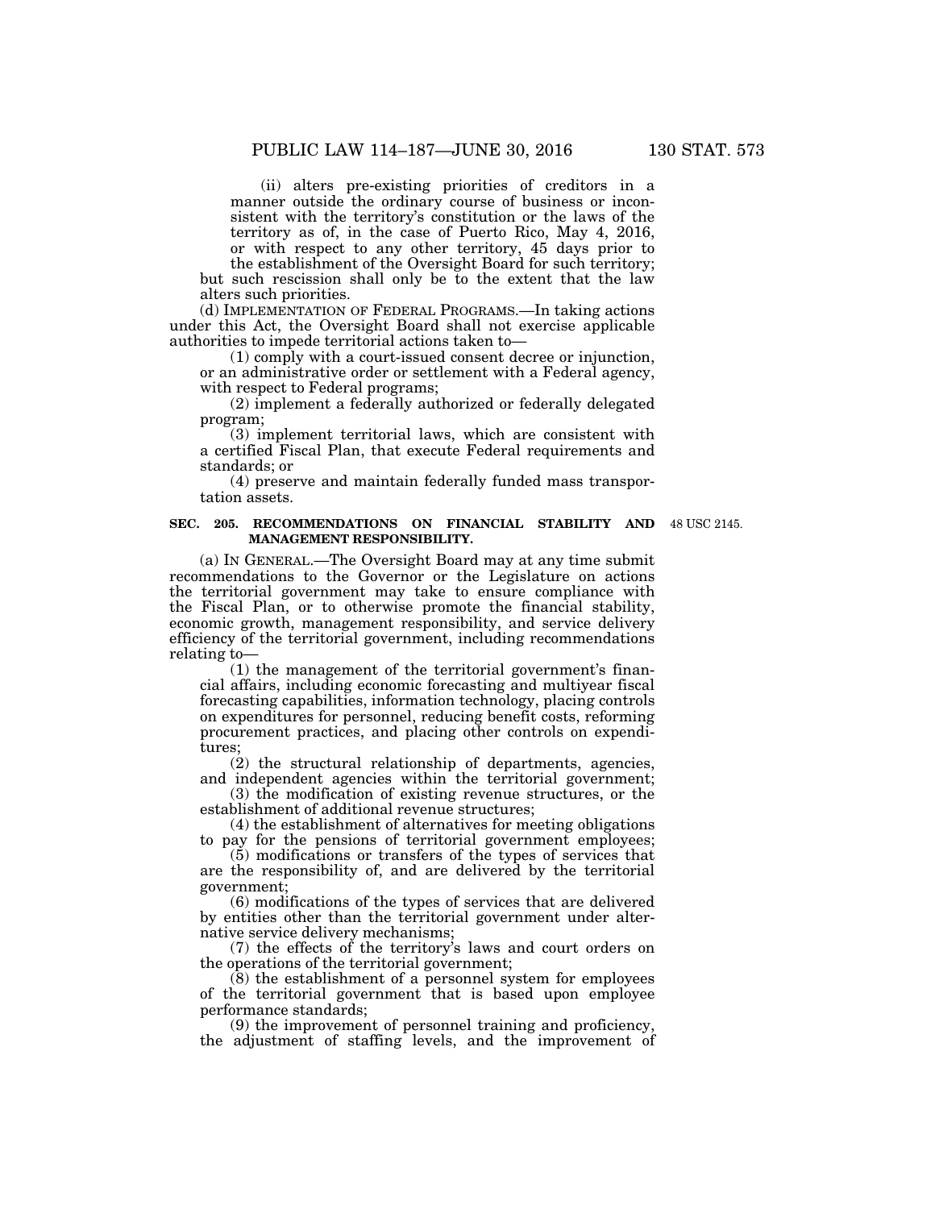(ii) alters pre-existing priorities of creditors in a manner outside the ordinary course of business or inconsistent with the territory's constitution or the laws of the territory as of, in the case of Puerto Rico, May 4, 2016, or with respect to any other territory, 45 days prior to the establishment of the Oversight Board for such territory;

but such rescission shall only be to the extent that the law alters such priorities.

(d) IMPLEMENTATION OF FEDERAL PROGRAMS.—In taking actions under this Act, the Oversight Board shall not exercise applicable authorities to impede territorial actions taken to—

(1) comply with a court-issued consent decree or injunction, or an administrative order or settlement with a Federal agency, with respect to Federal programs;

(2) implement a federally authorized or federally delegated program;

(3) implement territorial laws, which are consistent with a certified Fiscal Plan, that execute Federal requirements and standards; or

(4) preserve and maintain federally funded mass transportation assets.

**SEC. 205. RECOMMENDATIONS ON FINANCIAL STABILITY AND MANAGEMENT RESPONSIBILITY.**

48 USC 2145.

(a) IN GENERAL.—The Oversight Board may at any time submit recommendations to the Governor or the Legislature on actions the territorial government may take to ensure compliance with the Fiscal Plan, or to otherwise promote the financial stability, economic growth, management responsibility, and service delivery efficiency of the territorial government, including recommendations relating to—

(1) the management of the territorial government's financial affairs, including economic forecasting and multiyear fiscal forecasting capabilities, information technology, placing controls on expenditures for personnel, reducing benefit costs, reforming procurement practices, and placing other controls on expenditures;

(2) the structural relationship of departments, agencies, and independent agencies within the territorial government;

(3) the modification of existing revenue structures, or the establishment of additional revenue structures;

(4) the establishment of alternatives for meeting obligations to pay for the pensions of territorial government employees;

(5) modifications or transfers of the types of services that are the responsibility of, and are delivered by the territorial government;

(6) modifications of the types of services that are delivered by entities other than the territorial government under alternative service delivery mechanisms;

(7) the effects of the territory's laws and court orders on the operations of the territorial government;

(8) the establishment of a personnel system for employees of the territorial government that is based upon employee performance standards;

(9) the improvement of personnel training and proficiency, the adjustment of staffing levels, and the improvement of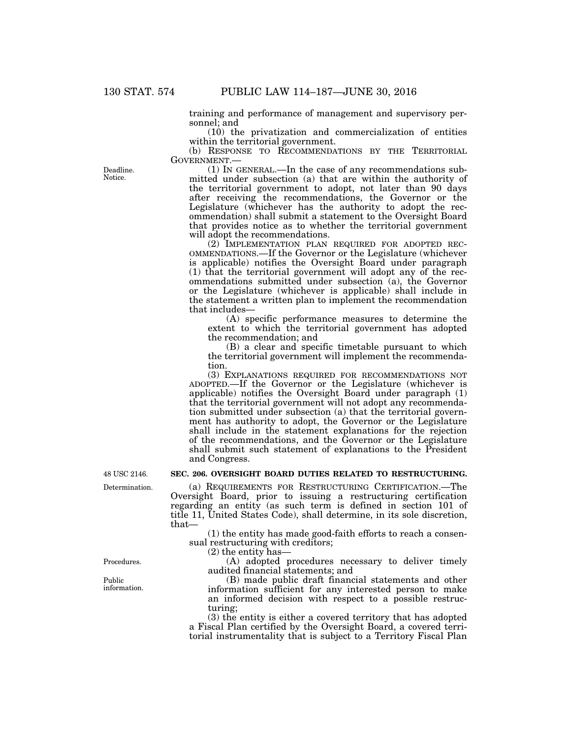training and performance of management and supervisory personnel; and

(10) the privatization and commercialization of entities within the territorial government.

(b) RESPONSE TO RECOMMENDATIONS BY THE TERRITORIAL GOVERNMENT.—

Deadline. Notice.

(1) IN GENERAL.—In the case of any recommendations submitted under subsection (a) that are within the authority of the territorial government to adopt, not later than 90 days after receiving the recommendations, the Governor or the Legislature (whichever has the authority to adopt the recommendation) shall submit a statement to the Oversight Board that provides notice as to whether the territorial government will adopt the recommendations.

(2) IMPLEMENTATION PLAN REQUIRED FOR ADOPTED RECOMMENDATIONS.—If the Governor or the Legislature (whichever is applicable) notifies the Oversight Board under paragraph (1) that the territorial government will adopt any of the recommendations submitted under subsection (a), the Governor or the Legislature (whichever is applicable) shall include in the statement a written plan to implement the recommendation that includes—

(A) specific performance measures to determine the extent to which the territorial government has adopted the recommendation; and

(B) a clear and specific timetable pursuant to which the territorial government will implement the recommendation.

(3) EXPLANATIONS REQUIRED FOR RECOMMENDATIONS NOT ADOPTED.—If the Governor or the Legislature (whichever is applicable) notifies the Oversight Board under paragraph (1) that the territorial government will not adopt any recommendation submitted under subsection (a) that the territorial government has authority to adopt, the Governor or the Legislature shall include in the statement explanations for the rejection of the recommendations, and the Governor or the Legislature shall submit such statement of explanations to the President and Congress.

48 USC 2146.

**SEC. 206. OVERSIGHT BOARD DUTIES RELATED TO RESTRUCTURING.**

Determination.

(a) REQUIREMENTS FOR RESTRUCTURING CERTIFICATION.—The Oversight Board, prior to issuing a restructuring certification regarding an entity (as such term is defined in section 101 of title 11, United States Code), shall determine, in its sole discretion, that—

(1) the entity has made good-faith efforts to reach a consensual restructuring with creditors;

(2) the entity has—

Procedures.

(A) adopted procedures necessary to deliver timely audited financial statements; and

Public information.

(B) made public draft financial statements and other information sufficient for any interested person to make an informed decision with respect to a possible restructuring;

(3) the entity is either a covered territory that has adopted a Fiscal Plan certified by the Oversight Board, a covered territorial instrumentality that is subject to a Territory Fiscal Plan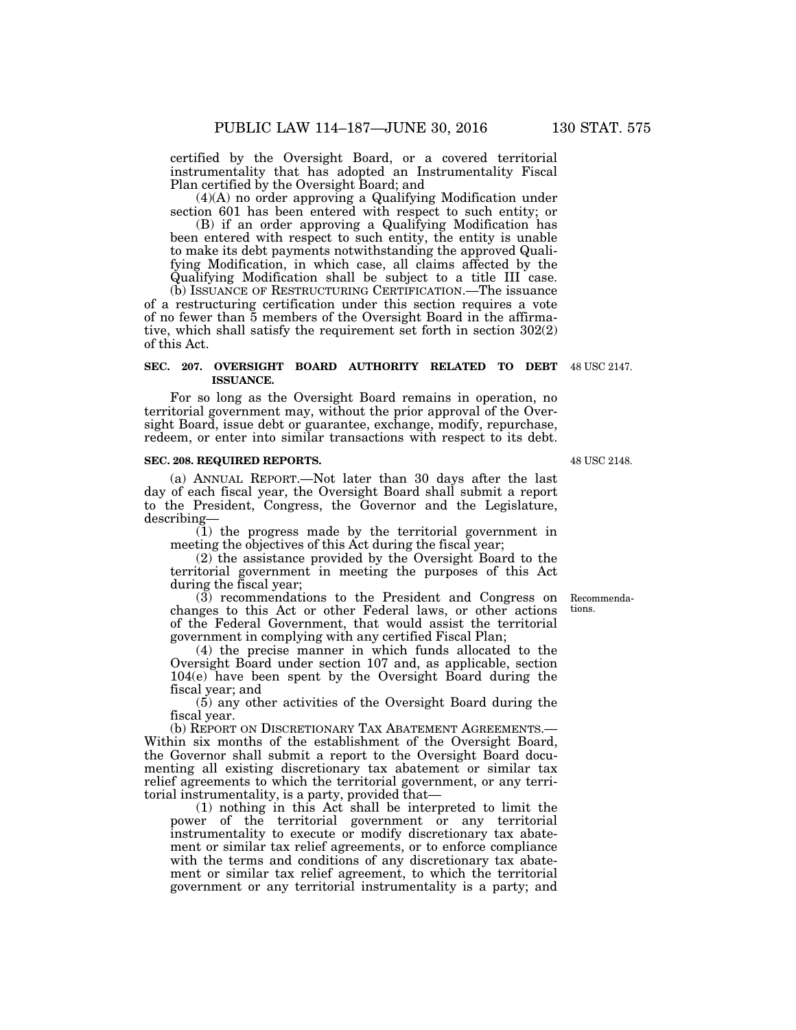certified by the Oversight Board, or a covered territorial instrumentality that has adopted an Instrumentality Fiscal Plan certified by the Oversight Board; and

(4)(A) no order approving a Qualifying Modification under section 601 has been entered with respect to such entity; or

(B) if an order approving a Qualifying Modification has been entered with respect to such entity, the entity is unable to make its debt payments notwithstanding the approved Qualifying Modification, in which case, all claims affected by the Qualifying Modification shall be subject to a title III case.

(b) ISSUANCE OF RESTRUCTURING CERTIFICATION.—The issuance of a restructuring certification under this section requires a vote of no fewer than 5 members of the Oversight Board in the affirmative, which shall satisfy the requirement set forth in section 302(2) of this Act.

**SEC. 207. OVERSIGHT BOARD AUTHORITY RELATED TO DEBT ISSUANCE.**

48 USC 2147.

For so long as the Oversight Board remains in operation, no territorial government may, without the prior approval of the Oversight Board, issue debt or guarantee, exchange, modify, repurchase, redeem, or enter into similar transactions with respect to its debt.

**SEC. 208. REQUIRED REPORTS.**

48 USC 2148.

(a) ANNUAL REPORT.—Not later than 30 days after the last day of each fiscal year, the Oversight Board shall submit a report to the President, Congress, the Governor and the Legislature, describing—

(1) the progress made by the territorial government in meeting the objectives of this Act during the fiscal year;

(2) the assistance provided by the Oversight Board to the territorial government in meeting the purposes of this Act during the fiscal year;

(3) recommendations to the President and Congress on changes to this Act or other Federal laws, or other actions of the Federal Government, that would assist the territorial government in complying with any certified Fiscal Plan;

Recommendations.

(4) the precise manner in which funds allocated to the Oversight Board under section 107 and, as applicable, section 104(e) have been spent by the Oversight Board during the fiscal year; and

(5) any other activities of the Oversight Board during the fiscal year.

(b) REPORT ON DISCRETIONARY TAX ABATEMENT AGREEMENTS.—Within six months of the establishment of the Oversight Board, the Governor shall submit a report to the Oversight Board documenting all existing discretionary tax abatement or similar tax relief agreements to which the territorial government, or any territorial instrumentality, is a party, provided that—

(1) nothing in this Act shall be interpreted to limit the power of the territorial government or any territorial instrumentality to execute or modify discretionary tax abatement or similar tax relief agreements, or to enforce compliance with the terms and conditions of any discretionary tax abatement or similar tax relief agreement, to which the territorial government or any territorial instrumentality is a party; and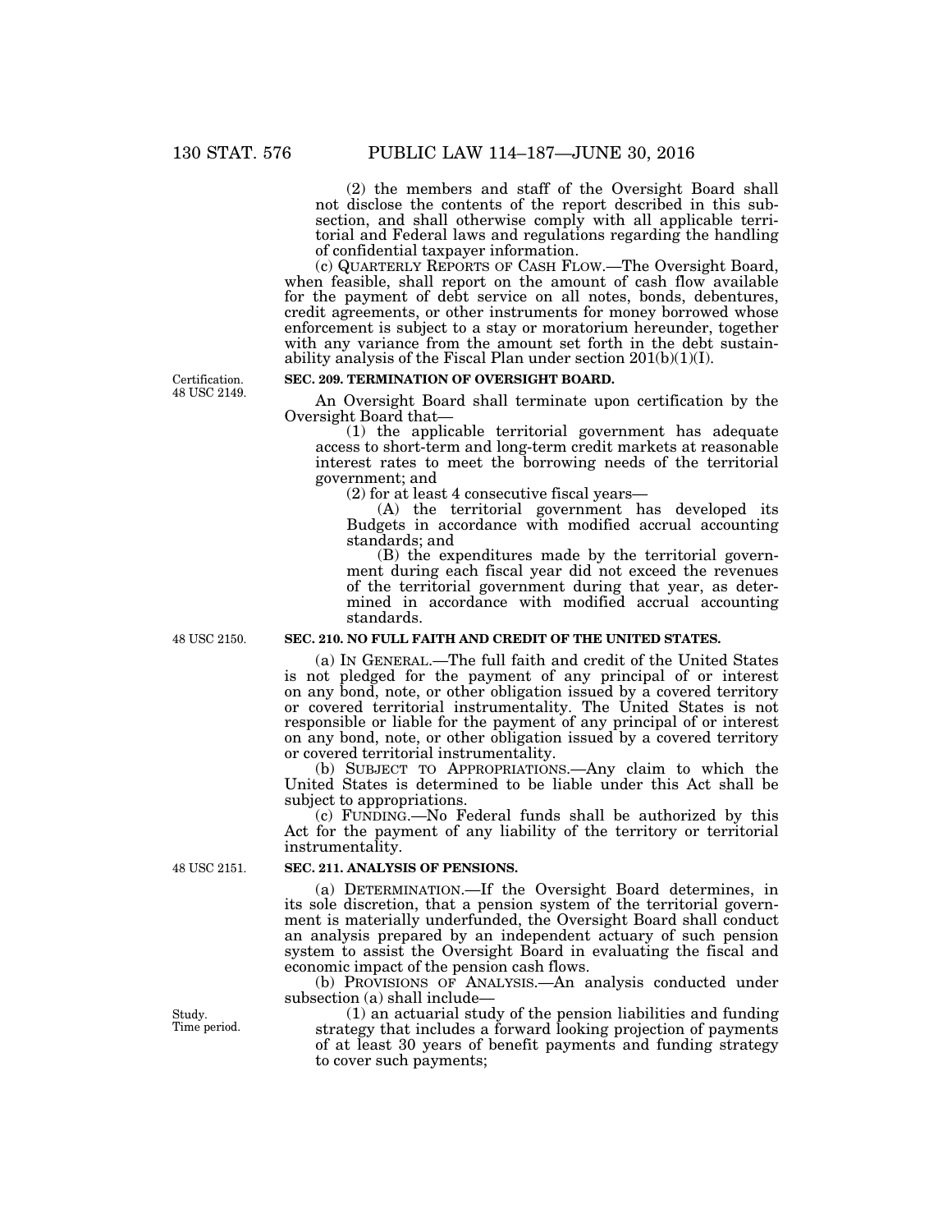(2) the members and staff of the Oversight Board shall not disclose the contents of the report described in this subsection, and shall otherwise comply with all applicable territorial and Federal laws and regulations regarding the handling of confidential taxpayer information.

(c) QUARTERLY REPORTS OF CASH FLOW.—The Oversight Board, when feasible, shall report on the amount of cash flow available for the payment of debt service on all notes, bonds, debentures, credit agreements, or other instruments for money borrowed whose enforcement is subject to a stay or moratorium hereunder, together with any variance from the amount set forth in the debt sustainability analysis of the Fiscal Plan under section 201(b)(1)(I).

Certification. 48 USC 2149.

**SEC. 209. TERMINATION OF OVERSIGHT BOARD.**

An Oversight Board shall terminate upon certification by the Oversight Board that—

(1) the applicable territorial government has adequate access to short-term and long-term credit markets at reasonable interest rates to meet the borrowing needs of the territorial government; and

(2) for at least 4 consecutive fiscal years—

(A) the territorial government has developed its Budgets in accordance with modified accrual accounting standards; and

(B) the expenditures made by the territorial government during each fiscal year did not exceed the revenues of the territorial government during that year, as determined in accordance with modified accrual accounting standards.

48 USC 2150.

**SEC. 210. NO FULL FAITH AND CREDIT OF THE UNITED STATES.**

(a) IN GENERAL.—The full faith and credit of the United States is not pledged for the payment of any principal of or interest on any bond, note, or other obligation issued by a covered territory or covered territorial instrumentality. The United States is not responsible or liable for the payment of any principal of or interest on any bond, note, or other obligation issued by a covered territory or covered territorial instrumentality.

(b) SUBJECT TO APPROPRIATIONS.—Any claim to which the United States is determined to be liable under this Act shall be subject to appropriations.

(c) FUNDING.—No Federal funds shall be authorized by this Act for the payment of any liability of the territory or territorial instrumentality.

48 USC 2151.

**SEC. 211. ANALYSIS OF PENSIONS.**

(a) DETERMINATION.—If the Oversight Board determines, in its sole discretion, that a pension system of the territorial government is materially underfunded, the Oversight Board shall conduct an analysis prepared by an independent actuary of such pension system to assist the Oversight Board in evaluating the fiscal and economic impact of the pension cash flows.

(b) PROVISIONS OF ANALYSIS.—An analysis conducted under subsection (a) shall include—

Study. Time period.

(1) an actuarial study of the pension liabilities and funding strategy that includes a forward looking projection of payments of at least 30 years of benefit payments and funding strategy to cover such payments;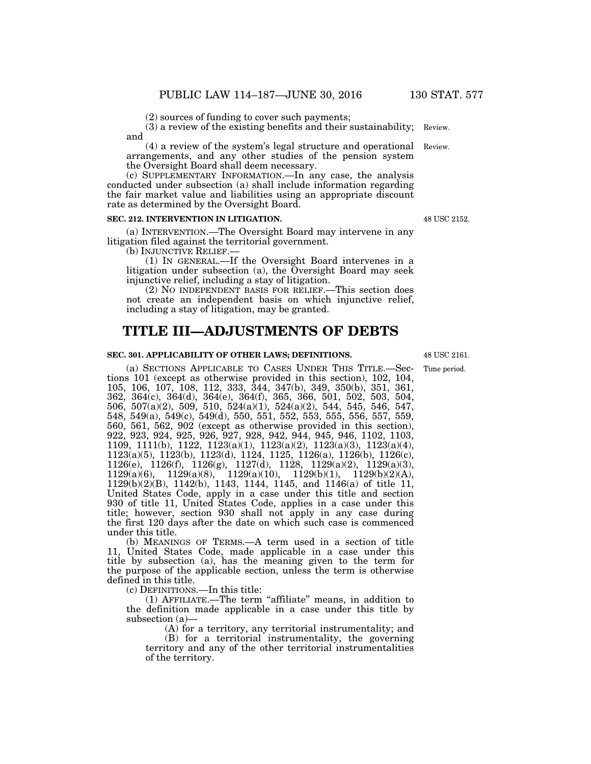(2) sources of funding to cover such payments;

(3) a review of the existing benefits and their sustainability; and

(4) a review of the system's legal structure and operational arrangements, and any other studies of the pension system the Oversight Board shall deem necessary.

(c) SUPPLEMENTARY INFORMATION.—In any case, the analysis conducted under subsection (a) shall include information regarding the fair market value and liabilities using an appropriate discount rate as determined by the Oversight Board.

Review.

Review.

**SEC. 212. INTERVENTION IN LITIGATION.**

48 USC 2152.

(a) INTERVENTION.—The Oversight Board may intervene in any litigation filed against the territorial government.

(b) INJUNCTIVE RELIEF.—

(1) IN GENERAL.—If the Oversight Board intervenes in a litigation under subsection (a), the Oversight Board may seek injunctive relief, including a stay of litigation.

(2) NO INDEPENDENT BASIS FOR RELIEF.—This section does not create an independent basis on which injunctive relief, including a stay of litigation, may be granted.

# TITLE III—ADJUSTMENTS OF DEBTS

**SEC. 301. APPLICABILITY OF OTHER LAWS; DEFINITIONS.**

48 USC 2161.

Time period.

(a) SECTIONS APPLICABLE TO CASES UNDER THIS TITLE.—Sections 101 (except as otherwise provided in this section), 102, 104, 105, 106, 107, 108, 112, 333, 344, 347(b), 349, 350(b), 351, 361, 362, 364(c), 364(d), 364(e), 364(f), 365, 366, 501, 502, 503, 504, 506, 507(a)(2), 509, 510, 524(a)(1), 524(a)(2), 544, 545, 546, 547, 548, 549(a), 549(c), 549(d), 550, 551, 552, 553, 555, 556, 557, 559, 560, 561, 562, 902 (except as otherwise provided in this section), 922, 923, 924, 925, 926, 927, 928, 942, 944, 945, 946, 1102, 1103, 1109, 1111(b), 1122, 1123(a)(1), 1123(a)(2), 1123(a)(3), 1123(a)(4), 1123(a)(5), 1123(b), 1123(d), 1124, 1125, 1126(a), 1126(b), 1126(c), 1126(e), 1126(f), 1126(g), 1127(d), 1128, 1129(a)(2), 1129(a)(3), 1129(a)(6), 1129(a)(8), 1129(a)(10), 1129(b)(1), 1129(b)(2)(A), 1129(b)(2)(B), 1142(b), 1143, 1144, 1145, and 1146(a) of title 11, United States Code, apply in a case under this title and section 930 of title 11, United States Code, applies in a case under this title; however, section 930 shall not apply in any case during the first 120 days after the date on which such case is commenced under this title.

(b) MEANINGS OF TERMS.—A term used in a section of title 11, United States Code, made applicable in a case under this title by subsection (a), has the meaning given to the term for the purpose of the applicable section, unless the term is otherwise defined in this title.

(c) DEFINITIONS.—In this title:

(1) AFFILIATE.—The term "affiliate" means, in addition to the definition made applicable in a case under this title by subsection (a)—

(A) for a territory, any territorial instrumentality; and

(B) for a territorial instrumentality, the governing territory and any of the other territorial instrumentalities of the territory.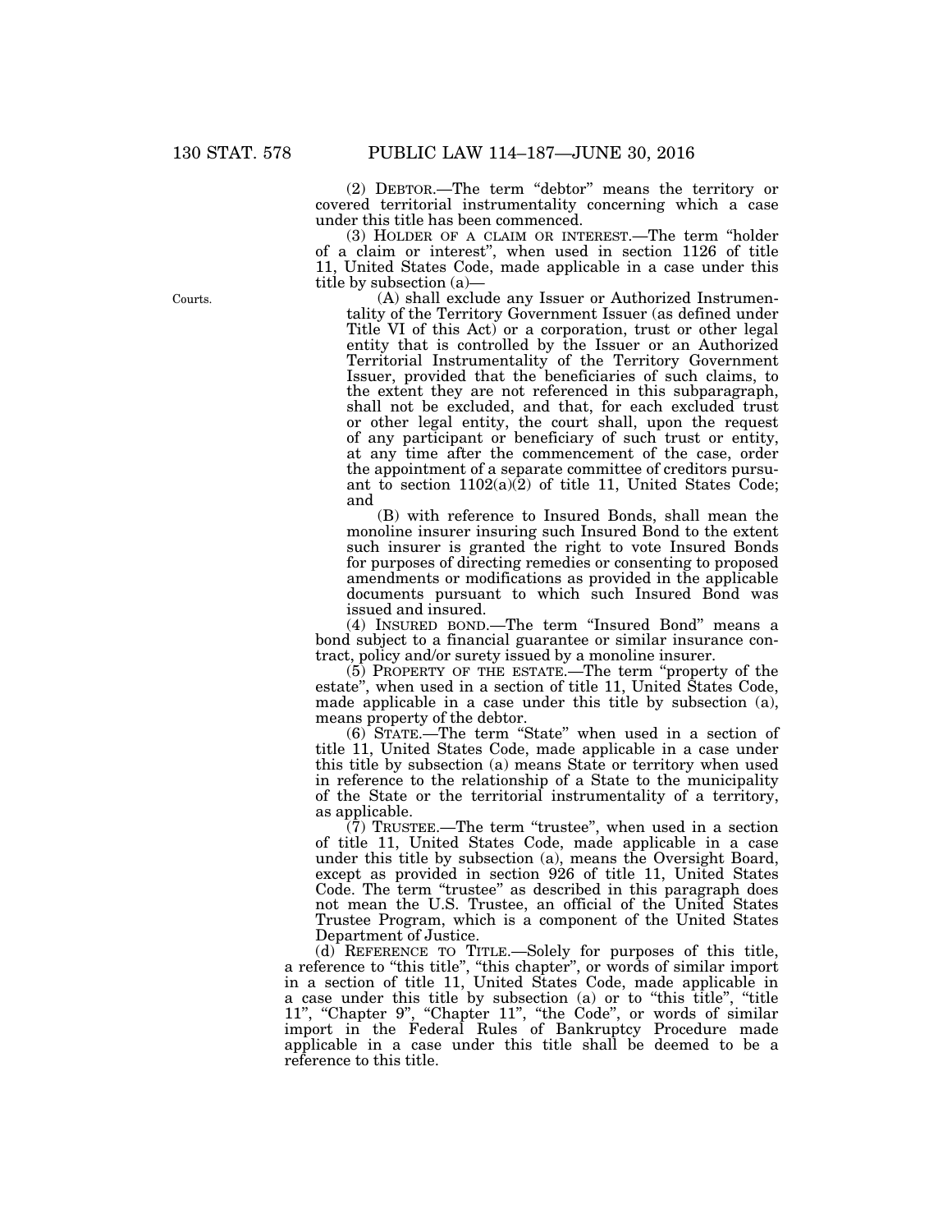(2) DEBTOR.—The term "debtor" means the territory or covered territorial instrumentality concerning which a case under this title has been commenced.

(3) HOLDER OF A CLAIM OR INTEREST.—The term "holder of a claim or interest", when used in section 1126 of title 11, United States Code, made applicable in a case under this title by subsection (a)—

Courts.

(A) shall exclude any Issuer or Authorized Instrumentality of the Territory Government Issuer (as defined under Title VI of this Act) or a corporation, trust or other legal entity that is controlled by the Issuer or an Authorized Territorial Instrumentality of the Territory Government Issuer, provided that the beneficiaries of such claims, to the extent they are not referenced in this subparagraph, shall not be excluded, and that, for each excluded trust or other legal entity, the court shall, upon the request of any participant or beneficiary of such trust or entity, at any time after the commencement of the case, order the appointment of a separate committee of creditors pursuant to section 1102(a)(2) of title 11, United States Code; and

(B) with reference to Insured Bonds, shall mean the monoline insurer insuring such Insured Bond to the extent such insurer is granted the right to vote Insured Bonds for purposes of directing remedies or consenting to proposed amendments or modifications as provided in the applicable documents pursuant to which such Insured Bond was issued and insured.

(4) INSURED BOND.—The term "Insured Bond" means a bond subject to a financial guarantee or similar insurance contract, policy and/or surety issued by a monoline insurer.

(5) PROPERTY OF THE ESTATE.—The term "property of the estate", when used in a section of title 11, United States Code, made applicable in a case under this title by subsection (a), means property of the debtor.

(6) STATE.—The term "State" when used in a section of title 11, United States Code, made applicable in a case under this title by subsection (a) means State or territory when used in reference to the relationship of a State to the municipality of the State or the territorial instrumentality of a territory, as applicable.

(7) TRUSTEE.—The term "trustee", when used in a section of title 11, United States Code, made applicable in a case under this title by subsection (a), means the Oversight Board, except as provided in section 926 of title 11, United States Code. The term "trustee" as described in this paragraph does not mean the U.S. Trustee, an official of the United States Trustee Program, which is a component of the United States Department of Justice.

(d) REFERENCE TO TITLE.—Solely for purposes of this title, a reference to "this title", "this chapter", or words of similar import in a section of title 11, United States Code, made applicable in a case under this title by subsection (a) or to "this title", "title 11", "Chapter 9", "Chapter 11", "the Code", or words of similar import in the Federal Rules of Bankruptcy Procedure made applicable in a case under this title shall be deemed to be a reference to this title.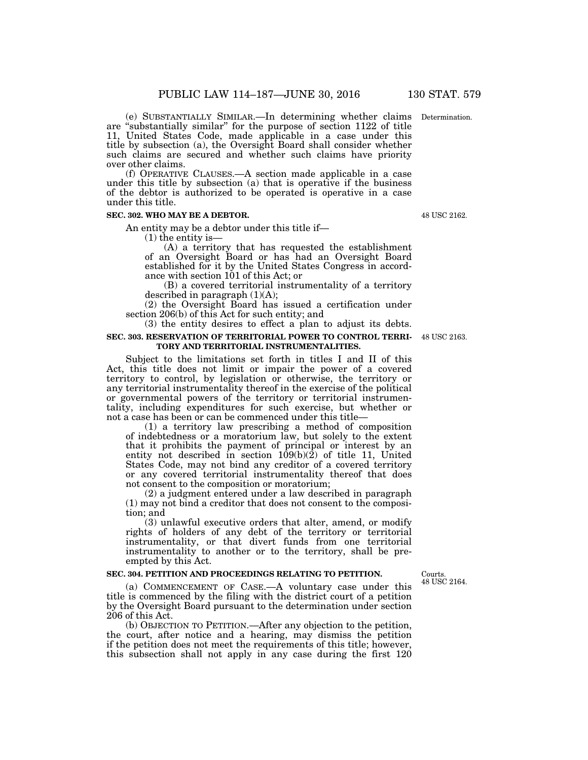(e) SUBSTANTIALLY SIMILAR.—In determining whether claims are "substantially similar" for the purpose of section 1122 of title 11, United States Code, made applicable in a case under this title by subsection (a), the Oversight Board shall consider whether such claims are secured and whether such claims have priority over other claims.

Determination.

(f) OPERATIVE CLAUSES.—A section made applicable in a case under this title by subsection (a) that is operative if the business of the debtor is authorized to be operated is operative in a case under this title.

**SEC. 302. WHO MAY BE A DEBTOR.**

48 USC 2162.

An entity may be a debtor under this title if—

(1) the entity is—

(A) a territory that has requested the establishment of an Oversight Board or has had an Oversight Board established for it by the United States Congress in accordance with section 101 of this Act; or

(B) a covered territorial instrumentality of a territory described in paragraph (1)(A);

(2) the Oversight Board has issued a certification under section 206(b) of this Act for such entity; and

(3) the entity desires to effect a plan to adjust its debts.

**SEC. 303. RESERVATION OF TERRITORIAL POWER TO CONTROL TERRITORY AND TERRITORIAL INSTRUMENTALITIES.**

48 USC 2163.

Subject to the limitations set forth in titles I and II of this Act, this title does not limit or impair the power of a covered territory to control, by legislation or otherwise, the territory or any territorial instrumentality thereof in the exercise of the political or governmental powers of the territory or territorial instrumentality, including expenditures for such exercise, but whether or not a case has been or can be commenced under this title—

(1) a territory law prescribing a method of composition of indebtedness or a moratorium law, but solely to the extent that it prohibits the payment of principal or interest by an entity not described in section 109(b)(2) of title 11, United States Code, may not bind any creditor of a covered territory or any covered territorial instrumentality thereof that does not consent to the composition or moratorium;

(2) a judgment entered under a law described in paragraph (1) may not bind a creditor that does not consent to the composition; and

(3) unlawful executive orders that alter, amend, or modify rights of holders of any debt of the territory or territorial instrumentality, or that divert funds from one territorial instrumentality to another or to the territory, shall be preempted by this Act.

**SEC. 304. PETITION AND PROCEEDINGS RELATING TO PETITION.**

Courts.
48 USC 2164.

(a) COMMENCEMENT OF CASE.—A voluntary case under this title is commenced by the filing with the district court of a petition by the Oversight Board pursuant to the determination under section 206 of this Act.

(b) OBJECTION TO PETITION.—After any objection to the petition, the court, after notice and a hearing, may dismiss the petition if the petition does not meet the requirements of this title; however, this subsection shall not apply in any case during the first 120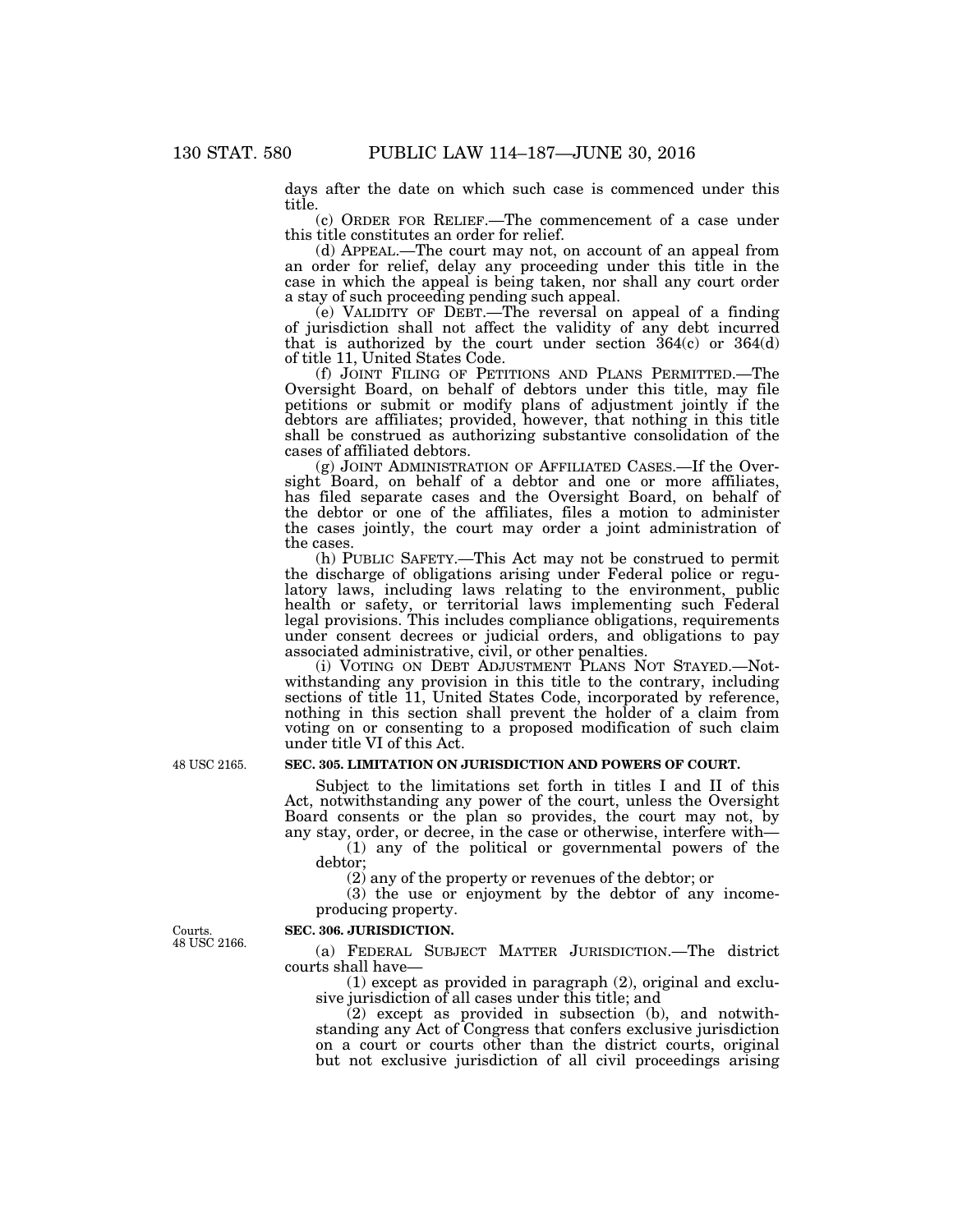days after the date on which such case is commenced under this title.

(c) ORDER FOR RELIEF.—The commencement of a case under this title constitutes an order for relief.

(d) APPEAL.—The court may not, on account of an appeal from an order for relief, delay any proceeding under this title in the case in which the appeal is being taken, nor shall any court order a stay of such proceeding pending such appeal.

(e) VALIDITY OF DEBT.—The reversal on appeal of a finding of jurisdiction shall not affect the validity of any debt incurred that is authorized by the court under section 364(c) or 364(d) of title 11, United States Code.

(f) JOINT FILING OF PETITIONS AND PLANS PERMITTED.—The Oversight Board, on behalf of debtors under this title, may file petitions or submit or modify plans of adjustment jointly if the debtors are affiliates; provided, however, that nothing in this title shall be construed as authorizing substantive consolidation of the cases of affiliated debtors.

(g) JOINT ADMINISTRATION OF AFFILIATED CASES.—If the Oversight Board, on behalf of a debtor and one or more affiliates, has filed separate cases and the Oversight Board, on behalf of the debtor or one of the affiliates, files a motion to administer the cases jointly, the court may order a joint administration of the cases.

(h) PUBLIC SAFETY.—This Act may not be construed to permit the discharge of obligations arising under Federal police or regulatory laws, including laws relating to the environment, public health or safety, or territorial laws implementing such Federal legal provisions. This includes compliance obligations, requirements under consent decrees or judicial orders, and obligations to pay associated administrative, civil, or other penalties.

(i) VOTING ON DEBT ADJUSTMENT PLANS NOT STAYED.—Notwithstanding any provision in this title to the contrary, including sections of title 11, United States Code, incorporated by reference, nothing in this section shall prevent the holder of a claim from voting on or consenting to a proposed modification of such claim under title VI of this Act.

48 USC 2165.

**SEC. 305. LIMITATION ON JURISDICTION AND POWERS OF COURT.**

Subject to the limitations set forth in titles I and II of this Act, notwithstanding any power of the court, unless the Oversight Board consents or the plan so provides, the court may not, by any stay, order, or decree, in the case or otherwise, interfere with—

(1) any of the political or governmental powers of the debtor;

(2) any of the property or revenues of the debtor; or

(3) the use or enjoyment by the debtor of any income-producing property.

Courts.
48 USC 2166.

**SEC. 306. JURISDICTION.**

(a) FEDERAL SUBJECT MATTER JURISDICTION.—The district courts shall have—

(1) except as provided in paragraph (2), original and exclusive jurisdiction of all cases under this title; and

(2) except as provided in subsection (b), and notwithstanding any Act of Congress that confers exclusive jurisdiction on a court or courts other than the district courts, original but not exclusive jurisdiction of all civil proceedings arising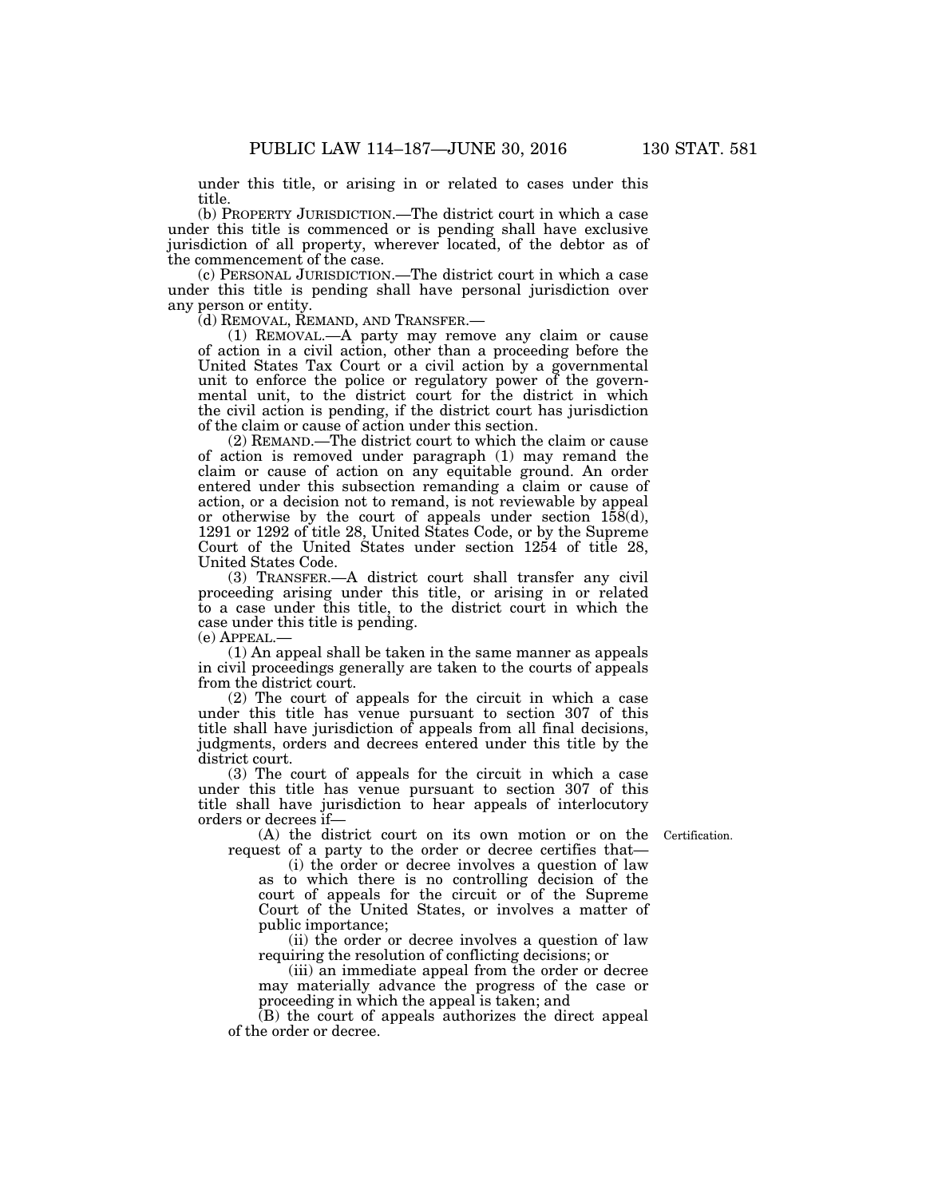under this title, or arising in or related to cases under this title.

(b) PROPERTY JURISDICTION.—The district court in which a case under this title is commenced or is pending shall have exclusive jurisdiction of all property, wherever located, of the debtor as of the commencement of the case.

(c) PERSONAL JURISDICTION.—The district court in which a case under this title is pending shall have personal jurisdiction over any person or entity.

(d) REMOVAL, REMAND, AND TRANSFER.—

(1) REMOVAL.—A party may remove any claim or cause of action in a civil action, other than a proceeding before the United States Tax Court or a civil action by a governmental unit to enforce the police or regulatory power of the governmental unit, to the district court for the district in which the civil action is pending, if the district court has jurisdiction of the claim or cause of action under this section.

(2) REMAND.—The district court to which the claim or cause of action is removed under paragraph (1) may remand the claim or cause of action on any equitable ground. An order entered under this subsection remanding a claim or cause of action, or a decision not to remand, is not reviewable by appeal or otherwise by the court of appeals under section 158(d), 1291 or 1292 of title 28, United States Code, or by the Supreme Court of the United States under section 1254 of title 28, United States Code.

(3) TRANSFER.—A district court shall transfer any civil proceeding arising under this title, or arising in or related to a case under this title, to the district court in which the case under this title is pending.

(e) APPEAL.—

(1) An appeal shall be taken in the same manner as appeals in civil proceedings generally are taken to the courts of appeals from the district court.

(2) The court of appeals for the circuit in which a case under this title has venue pursuant to section 307 of this title shall have jurisdiction of appeals from all final decisions, judgments, orders and decrees entered under this title by the district court.

(3) The court of appeals for the circuit in which a case under this title has venue pursuant to section 307 of this title shall have jurisdiction to hear appeals of interlocutory orders or decrees if—

Certification.

(A) the district court on its own motion or on the request of a party to the order or decree certifies that—

(i) the order or decree involves a question of law as to which there is no controlling decision of the court of appeals for the circuit or of the Supreme Court of the United States, or involves a matter of public importance;

(ii) the order or decree involves a question of law requiring the resolution of conflicting decisions; or

(iii) an immediate appeal from the order or decree may materially advance the progress of the case or proceeding in which the appeal is taken; and

(B) the court of appeals authorizes the direct appeal of the order or decree.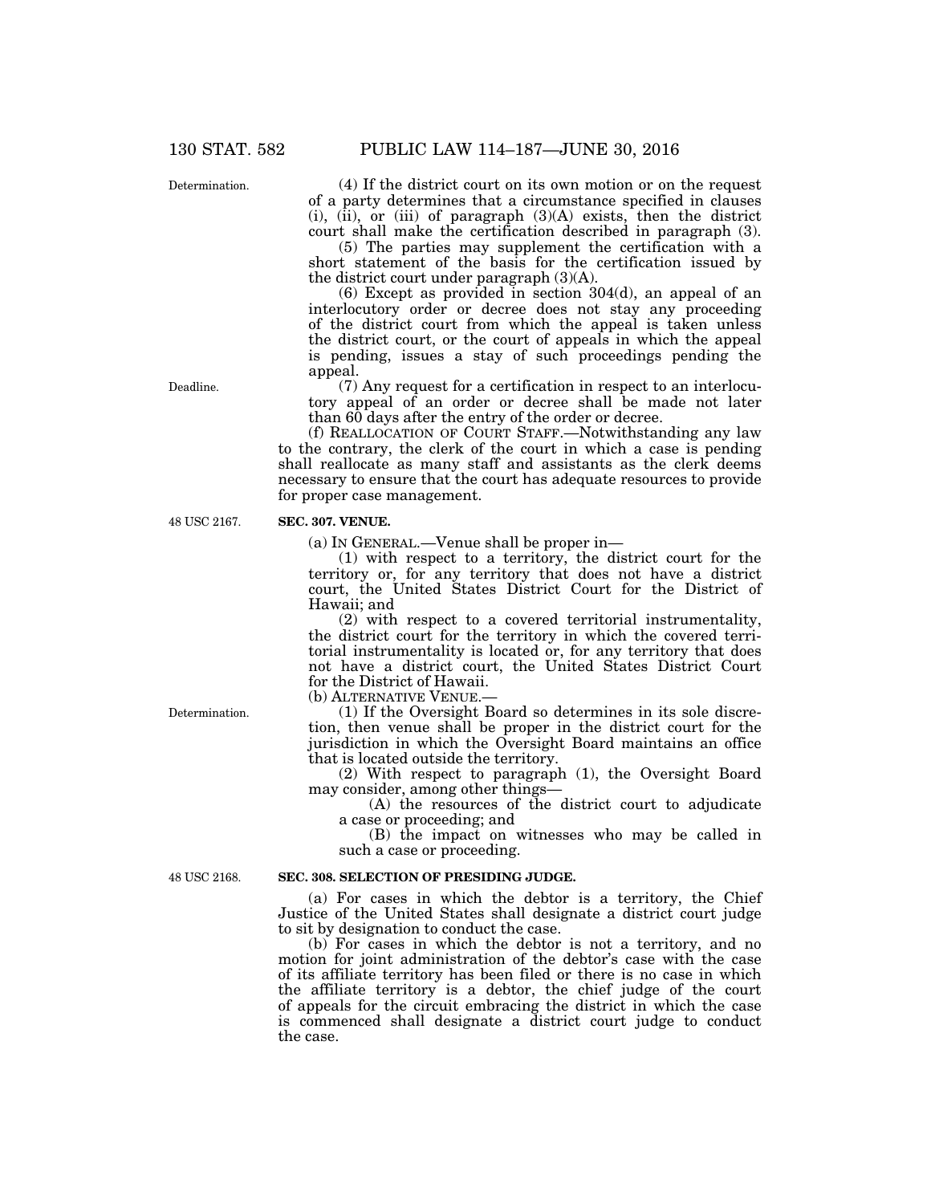(4) If the district court on its own motion or on the request of a party determines that a circumstance specified in clauses (i), (ii), or (iii) of paragraph (3)(A) exists, then the district court shall make the certification described in paragraph (3).

(5) The parties may supplement the certification with a short statement of the basis for the certification issued by the district court under paragraph (3)(A).

(6) Except as provided in section 304(d), an appeal of an interlocutory order or decree does not stay any proceeding of the district court from which the appeal is taken unless the district court, or the court of appeals in which the appeal is pending, issues a stay of such proceedings pending the appeal.

(7) Any request for a certification in respect to an interlocutory appeal of an order or decree shall be made not later than 60 days after the entry of the order or decree.

(f) REALLOCATION OF COURT STAFF.—Notwithstanding any law to the contrary, the clerk of the court in which a case is pending shall reallocate as many staff and assistants as the clerk deems necessary to ensure that the court has adequate resources to provide for proper case management.

**SEC. 307. VENUE.**

(a) IN GENERAL.—Venue shall be proper in—

(1) with respect to a territory, the district court for the territory or, for any territory that does not have a district court, the United States District Court for the District of Hawaii; and

(2) with respect to a covered territorial instrumentality, the district court for the territory in which the covered territorial instrumentality is located or, for any territory that does not have a district court, the United States District Court for the District of Hawaii.

(b) ALTERNATIVE VENUE.—

(1) If the Oversight Board so determines in its sole discretion, then venue shall be proper in the district court for the jurisdiction in which the Oversight Board maintains an office that is located outside the territory.

(2) With respect to paragraph (1), the Oversight Board may consider, among other things—

(A) the resources of the district court to adjudicate a case or proceeding; and

(B) the impact on witnesses who may be called in such a case or proceeding.

**SEC. 308. SELECTION OF PRESIDING JUDGE.**

(a) For cases in which the debtor is a territory, the Chief Justice of the United States shall designate a district court judge to sit by designation to conduct the case.

(b) For cases in which the debtor is not a territory, and no motion for joint administration of the debtor's case with the case of its affiliate territory has been filed or there is no case in which the affiliate territory is a debtor, the chief judge of the court of appeals for the circuit embracing the district in which the case is commenced shall designate a district court judge to conduct the case.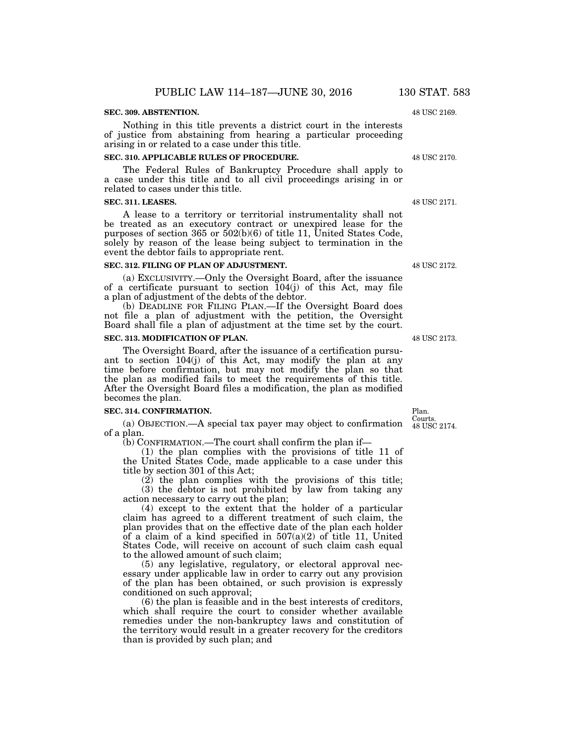**SEC. 309. ABSTENTION.**

48 USC 2169.

Nothing in this title prevents a district court in the interests of justice from abstaining from hearing a particular proceeding arising in or related to a case under this title.

**SEC. 310. APPLICABLE RULES OF PROCEDURE.**

48 USC 2170.

The Federal Rules of Bankruptcy Procedure shall apply to a case under this title and to all civil proceedings arising in or related to cases under this title.

**SEC. 311. LEASES.**

48 USC 2171.

A lease to a territory or territorial instrumentality shall not be treated as an executory contract or unexpired lease for the purposes of section 365 or 502(b)(6) of title 11, United States Code, solely by reason of the lease being subject to termination in the event the debtor fails to appropriate rent.

**SEC. 312. FILING OF PLAN OF ADJUSTMENT.**

48 USC 2172.

(a) EXCLUSIVITY.—Only the Oversight Board, after the issuance of a certificate pursuant to section 104(j) of this Act, may file a plan of adjustment of the debts of the debtor.

(b) DEADLINE FOR FILING PLAN.—If the Oversight Board does not file a plan of adjustment with the petition, the Oversight Board shall file a plan of adjustment at the time set by the court.

**SEC. 313. MODIFICATION OF PLAN.**

48 USC 2173.

The Oversight Board, after the issuance of a certification pursuant to section 104(j) of this Act, may modify the plan at any time before confirmation, but may not modify the plan so that the plan as modified fails to meet the requirements of this title. After the Oversight Board files a modification, the plan as modified becomes the plan.

**SEC. 314. CONFIRMATION.**

Plan.
Courts.
48 USC 2174.

(a) OBJECTION.—A special tax payer may object to confirmation of a plan.

(b) CONFIRMATION.—The court shall confirm the plan if—

(1) the plan complies with the provisions of title 11 of the United States Code, made applicable to a case under this title by section 301 of this Act;

(2) the plan complies with the provisions of this title;

(3) the debtor is not prohibited by law from taking any action necessary to carry out the plan;

(4) except to the extent that the holder of a particular claim has agreed to a different treatment of such claim, the plan provides that on the effective date of the plan each holder of a claim of a kind specified in 507(a)(2) of title 11, United States Code, will receive on account of such claim cash equal to the allowed amount of such claim;

(5) any legislative, regulatory, or electoral approval necessary under applicable law in order to carry out any provision of the plan has been obtained, or such provision is expressly conditioned on such approval;

(6) the plan is feasible and in the best interests of creditors, which shall require the court to consider whether available remedies under the non-bankruptcy laws and constitution of the territory would result in a greater recovery for the creditors than is provided by such plan; and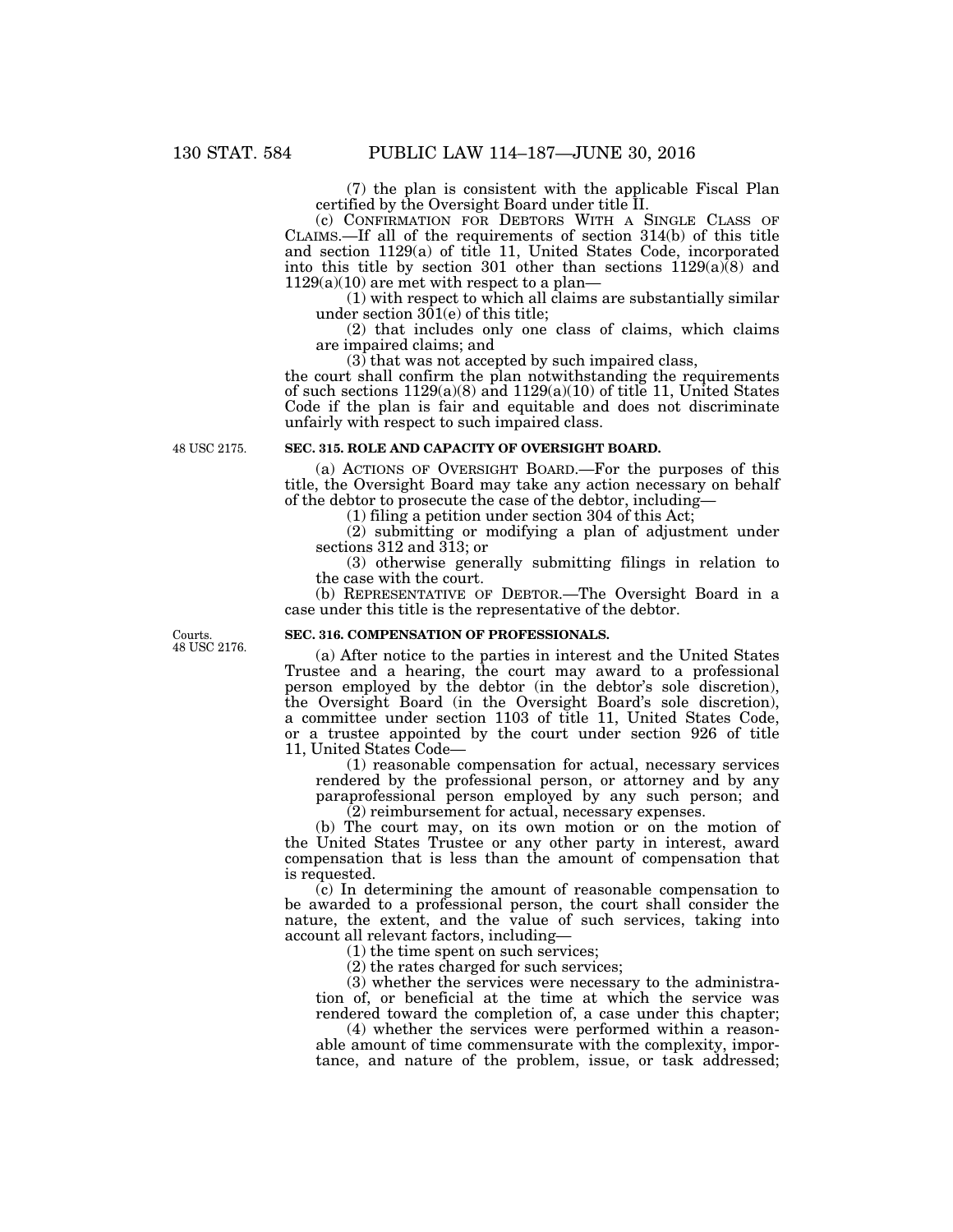(7) the plan is consistent with the applicable Fiscal Plan certified by the Oversight Board under title II.

(c) CONFIRMATION FOR DEBTORS WITH A SINGLE CLASS OF CLAIMS.—If all of the requirements of section 314(b) of this title and section 1129(a) of title 11, United States Code, incorporated into this title by section 301 other than sections 1129(a)(8) and 1129(a)(10) are met with respect to a plan—

(1) with respect to which all claims are substantially similar under section 301(e) of this title;

(2) that includes only one class of claims, which claims are impaired claims; and

(3) that was not accepted by such impaired class,

the court shall confirm the plan notwithstanding the requirements of such sections 1129(a)(8) and 1129(a)(10) of title 11, United States Code if the plan is fair and equitable and does not discriminate unfairly with respect to such impaired class.

48 USC 2175.

**SEC. 315. ROLE AND CAPACITY OF OVERSIGHT BOARD.**

(a) ACTIONS OF OVERSIGHT BOARD.—For the purposes of this title, the Oversight Board may take any action necessary on behalf of the debtor to prosecute the case of the debtor, including—

(1) filing a petition under section 304 of this Act;

(2) submitting or modifying a plan of adjustment under sections 312 and 313; or

(3) otherwise generally submitting filings in relation to the case with the court.

(b) REPRESENTATIVE OF DEBTOR.—The Oversight Board in a case under this title is the representative of the debtor.

Courts.
48 USC 2176.

**SEC. 316. COMPENSATION OF PROFESSIONALS.**

(a) After notice to the parties in interest and the United States Trustee and a hearing, the court may award to a professional person employed by the debtor (in the debtor's sole discretion), the Oversight Board (in the Oversight Board's sole discretion), a committee under section 1103 of title 11, United States Code, or a trustee appointed by the court under section 926 of title 11, United States Code—

(1) reasonable compensation for actual, necessary services rendered by the professional person, or attorney and by any paraprofessional person employed by any such person; and

(2) reimbursement for actual, necessary expenses.

(b) The court may, on its own motion or on the motion of the United States Trustee or any other party in interest, award compensation that is less than the amount of compensation that is requested.

(c) In determining the amount of reasonable compensation to be awarded to a professional person, the court shall consider the nature, the extent, and the value of such services, taking into account all relevant factors, including—

(1) the time spent on such services;

(2) the rates charged for such services;

(3) whether the services were necessary to the administration of, or beneficial at the time at which the service was rendered toward the completion of, a case under this chapter;

(4) whether the services were performed within a reasonable amount of time commensurate with the complexity, importance, and nature of the problem, issue, or task addressed;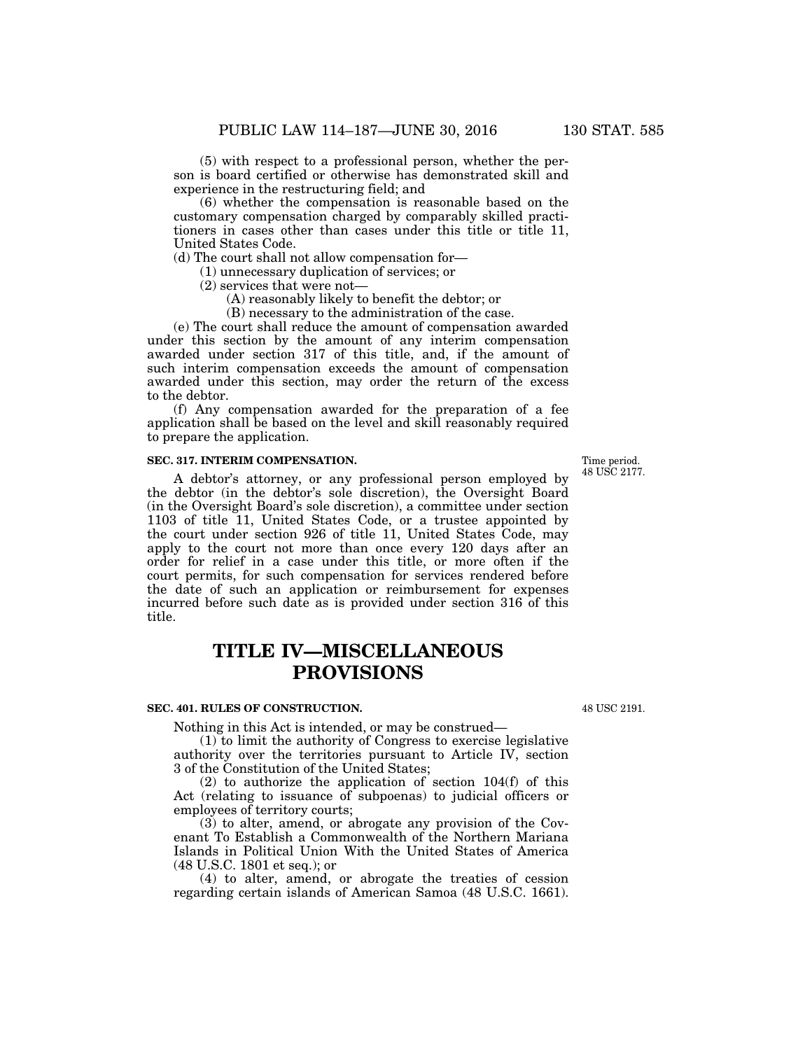(5) with respect to a professional person, whether the person is board certified or otherwise has demonstrated skill and experience in the restructuring field; and

(6) whether the compensation is reasonable based on the customary compensation charged by comparably skilled practitioners in cases other than cases under this title or title 11, United States Code.

(d) The court shall not allow compensation for—

(1) unnecessary duplication of services; or

(2) services that were not—

(A) reasonably likely to benefit the debtor; or

(B) necessary to the administration of the case.

(e) The court shall reduce the amount of compensation awarded under this section by the amount of any interim compensation awarded under section 317 of this title, and, if the amount of such interim compensation exceeds the amount of compensation awarded under this section, may order the return of the excess to the debtor.

(f) Any compensation awarded for the preparation of a fee application shall be based on the level and skill reasonably required to prepare the application.

**SEC. 317. INTERIM COMPENSATION.**

Time period. 48 USC 2177.

A debtor's attorney, or any professional person employed by the debtor (in the debtor's sole discretion), the Oversight Board (in the Oversight Board's sole discretion), a committee under section 1103 of title 11, United States Code, or a trustee appointed by the court under section 926 of title 11, United States Code, may apply to the court not more than once every 120 days after an order for relief in a case under this title, or more often if the court permits, for such compensation for services rendered before the date of such an application or reimbursement for expenses incurred before such date as is provided under section 316 of this title.

# TITLE IV—MISCELLANEOUS PROVISIONS

**SEC. 401. RULES OF CONSTRUCTION.**

48 USC 2191.

Nothing in this Act is intended, or may be construed—

(1) to limit the authority of Congress to exercise legislative authority over the territories pursuant to Article IV, section 3 of the Constitution of the United States;

(2) to authorize the application of section 104(f) of this Act (relating to issuance of subpoenas) to judicial officers or employees of territory courts;

(3) to alter, amend, or abrogate any provision of the Covenant To Establish a Commonwealth of the Northern Mariana Islands in Political Union With the United States of America (48 U.S.C. 1801 et seq.); or

(4) to alter, amend, or abrogate the treaties of cession regarding certain islands of American Samoa (48 U.S.C. 1661).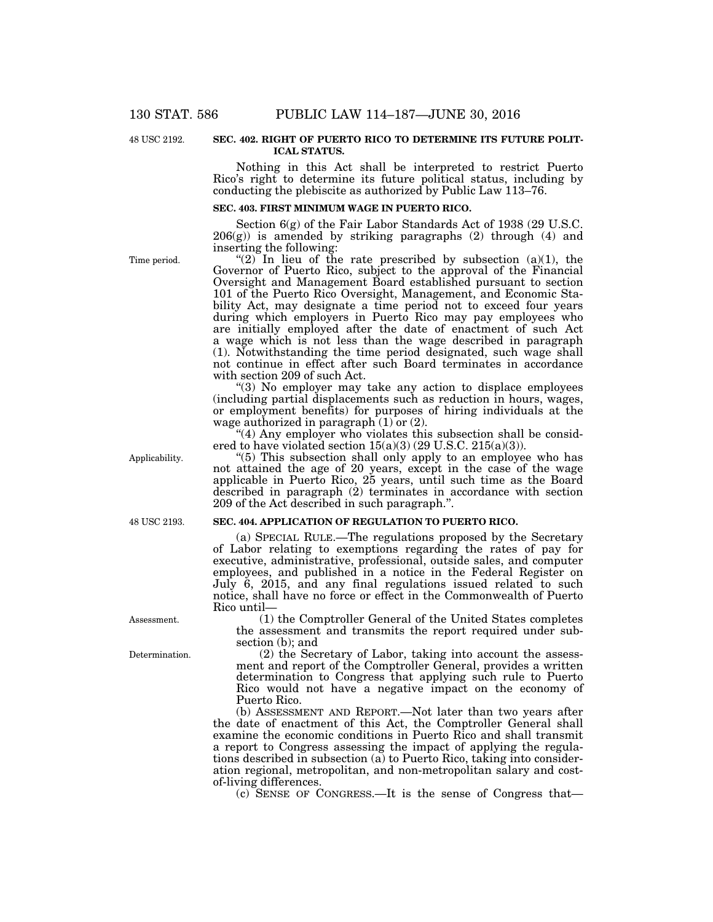48 USC 2192.

**SEC. 402. RIGHT OF PUERTO RICO TO DETERMINE ITS FUTURE POLITICAL STATUS.**

Nothing in this Act shall be interpreted to restrict Puerto Rico's right to determine its future political status, including by conducting the plebiscite as authorized by Public Law 113–76.

**SEC. 403. FIRST MINIMUM WAGE IN PUERTO RICO.**

Section 6(g) of the Fair Labor Standards Act of 1938 (29 U.S.C. 206(g)) is amended by striking paragraphs (2) through (4) and inserting the following:

Time period.

"(2) In lieu of the rate prescribed by subsection (a)(1), the Governor of Puerto Rico, subject to the approval of the Financial Oversight and Management Board established pursuant to section 101 of the Puerto Rico Oversight, Management, and Economic Stability Act, may designate a time period not to exceed four years during which employers in Puerto Rico may pay employees who are initially employed after the date of enactment of such Act a wage which is not less than the wage described in paragraph (1). Notwithstanding the time period designated, such wage shall not continue in effect after such Board terminates in accordance with section 209 of such Act.

"(3) No employer may take any action to displace employees (including partial displacements such as reduction in hours, wages, or employment benefits) for purposes of hiring individuals at the wage authorized in paragraph (1) or (2).

"(4) Any employer who violates this subsection shall be considered to have violated section 15(a)(3) (29 U.S.C. 215(a)(3)).

Applicability.

"(5) This subsection shall only apply to an employee who has not attained the age of 20 years, except in the case of the wage applicable in Puerto Rico, 25 years, until such time as the Board described in paragraph (2) terminates in accordance with section 209 of the Act described in such paragraph.".

48 USC 2193.

**SEC. 404. APPLICATION OF REGULATION TO PUERTO RICO.**

(a) SPECIAL RULE.—The regulations proposed by the Secretary of Labor relating to exemptions regarding the rates of pay for executive, administrative, professional, outside sales, and computer employees, and published in a notice in the Federal Register on July 6, 2015, and any final regulations issued related to such notice, shall have no force or effect in the Commonwealth of Puerto Rico until—

Assessment.

(1) the Comptroller General of the United States completes the assessment and transmits the report required under subsection (b); and

Determination.

(2) the Secretary of Labor, taking into account the assessment and report of the Comptroller General, provides a written determination to Congress that applying such rule to Puerto Rico would not have a negative impact on the economy of Puerto Rico.

(b) ASSESSMENT AND REPORT.—Not later than two years after the date of enactment of this Act, the Comptroller General shall examine the economic conditions in Puerto Rico and shall transmit a report to Congress assessing the impact of applying the regulations described in subsection (a) to Puerto Rico, taking into consideration regional, metropolitan, and non-metropolitan salary and cost-of-living differences.

(c) SENSE OF CONGRESS.—It is the sense of Congress that—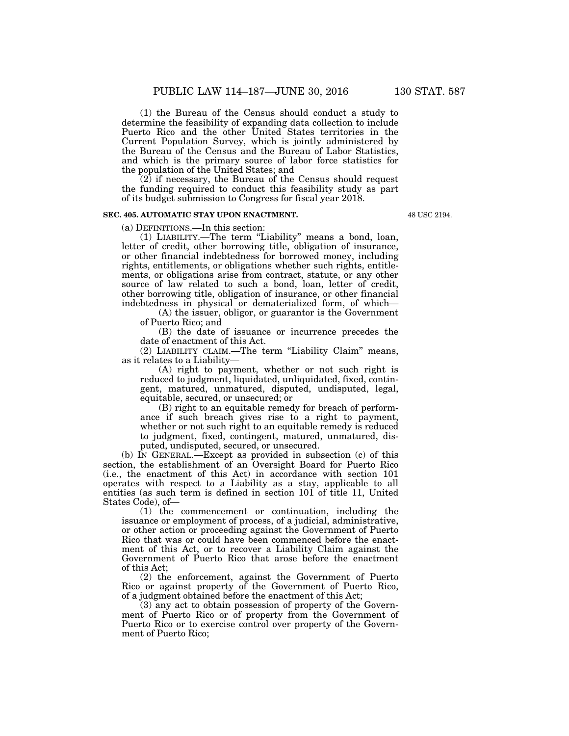(1) the Bureau of the Census should conduct a study to determine the feasibility of expanding data collection to include Puerto Rico and the other United States territories in the Current Population Survey, which is jointly administered by the Bureau of the Census and the Bureau of Labor Statistics, and which is the primary source of labor force statistics for the population of the United States; and

(2) if necessary, the Bureau of the Census should request the funding required to conduct this feasibility study as part of its budget submission to Congress for fiscal year 2018.

**SEC. 405. AUTOMATIC STAY UPON ENACTMENT.**

48 USC 2194.

(a) DEFINITIONS.—In this section:

(1) LIABILITY.—The term "Liability" means a bond, loan, letter of credit, other borrowing title, obligation of insurance, or other financial indebtedness for borrowed money, including rights, entitlements, or obligations whether such rights, entitlements, or obligations arise from contract, statute, or any other source of law related to such a bond, loan, letter of credit, other borrowing title, obligation of insurance, or other financial indebtedness in physical or dematerialized form, of which—

(A) the issuer, obligor, or guarantor is the Government of Puerto Rico; and

(B) the date of issuance or incurrence precedes the date of enactment of this Act.

(2) LIABILITY CLAIM.—The term "Liability Claim" means, as it relates to a Liability—

(A) right to payment, whether or not such right is reduced to judgment, liquidated, unliquidated, fixed, contingent, matured, unmatured, disputed, undisputed, legal, equitable, secured, or unsecured; or

(B) right to an equitable remedy for breach of performance if such breach gives rise to a right to payment, whether or not such right to an equitable remedy is reduced to judgment, fixed, contingent, matured, unmatured, disputed, undisputed, secured, or unsecured.

(b) IN GENERAL.—Except as provided in subsection (c) of this section, the establishment of an Oversight Board for Puerto Rico (i.e., the enactment of this Act) in accordance with section 101 operates with respect to a Liability as a stay, applicable to all entities (as such term is defined in section 101 of title 11, United States Code), of—

(1) the commencement or continuation, including the issuance or employment of process, of a judicial, administrative, or other action or proceeding against the Government of Puerto Rico that was or could have been commenced before the enactment of this Act, or to recover a Liability Claim against the Government of Puerto Rico that arose before the enactment of this Act;

(2) the enforcement, against the Government of Puerto Rico or against property of the Government of Puerto Rico, of a judgment obtained before the enactment of this Act;

(3) any act to obtain possession of property of the Government of Puerto Rico or of property from the Government of Puerto Rico or to exercise control over property of the Government of Puerto Rico;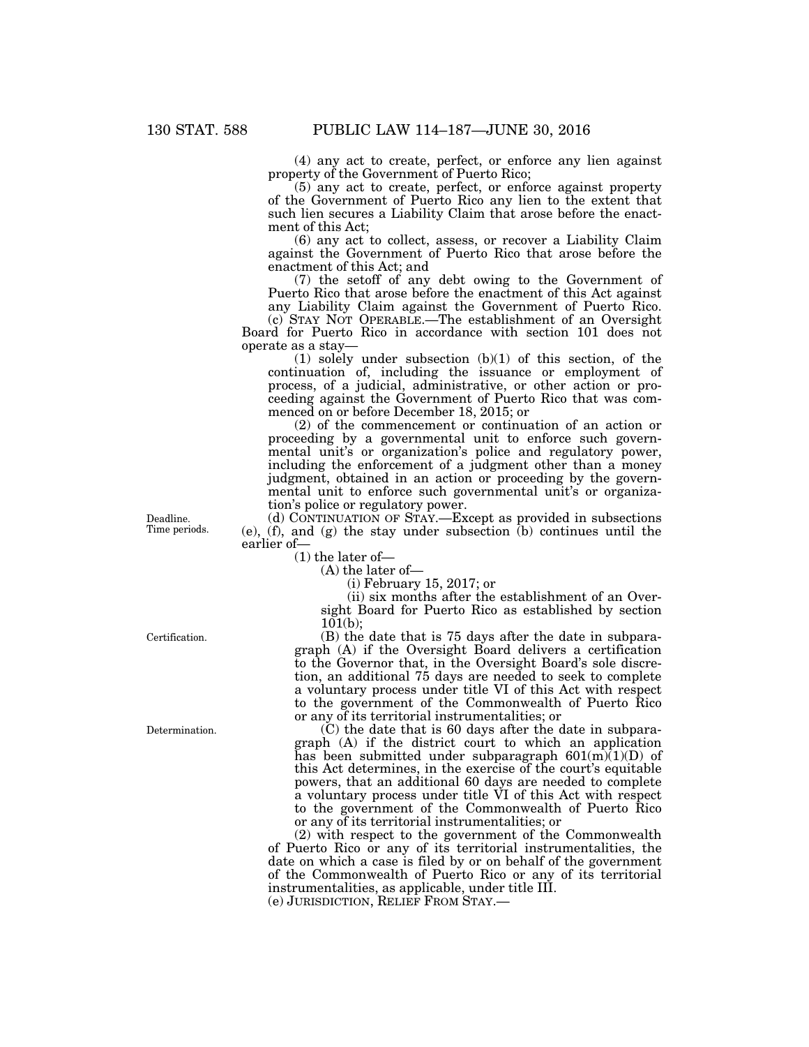(4) any act to create, perfect, or enforce any lien against property of the Government of Puerto Rico;

(5) any act to create, perfect, or enforce against property of the Government of Puerto Rico any lien to the extent that such lien secures a Liability Claim that arose before the enactment of this Act;

(6) any act to collect, assess, or recover a Liability Claim against the Government of Puerto Rico that arose before the enactment of this Act; and

(7) the setoff of any debt owing to the Government of Puerto Rico that arose before the enactment of this Act against any Liability Claim against the Government of Puerto Rico.

(c) STAY NOT OPERABLE.—The establishment of an Oversight Board for Puerto Rico in accordance with section 101 does not operate as a stay—

(1) solely under subsection (b)(1) of this section, of the continuation of, including the issuance or employment of process, of a judicial, administrative, or other action or proceeding against the Government of Puerto Rico that was commenced on or before December 18, 2015; or

(2) of the commencement or continuation of an action or proceeding by a governmental unit to enforce such governmental unit's or organization's police and regulatory power, including the enforcement of a judgment other than a money judgment, obtained in an action or proceeding by the governmental unit to enforce such governmental unit's or organization's police or regulatory power.

Deadline. Time periods.

(d) CONTINUATION OF STAY.—Except as provided in subsections (e), (f), and (g) the stay under subsection (b) continues until the earlier of—

(1) the later of—

(A) the later of—

(i) February 15, 2017; or

(ii) six months after the establishment of an Oversight Board for Puerto Rico as established by section 101(b);

Certification.

(B) the date that is 75 days after the date in subparagraph (A) if the Oversight Board delivers a certification to the Governor that, in the Oversight Board's sole discretion, an additional 75 days are needed to seek to complete a voluntary process under title VI of this Act with respect to the government of the Commonwealth of Puerto Rico or any of its territorial instrumentalities; or

Determination.

(C) the date that is 60 days after the date in subparagraph (A) if the district court to which an application has been submitted under subparagraph 601(m)(1)(D) of this Act determines, in the exercise of the court's equitable powers, that an additional 60 days are needed to complete a voluntary process under title VI of this Act with respect to the government of the Commonwealth of Puerto Rico or any of its territorial instrumentalities; or

(2) with respect to the government of the Commonwealth of Puerto Rico or any of its territorial instrumentalities, the date on which a case is filed by or on behalf of the government of the Commonwealth of Puerto Rico or any of its territorial instrumentalities, as applicable, under title III.

(e) JURISDICTION, RELIEF FROM STAY.—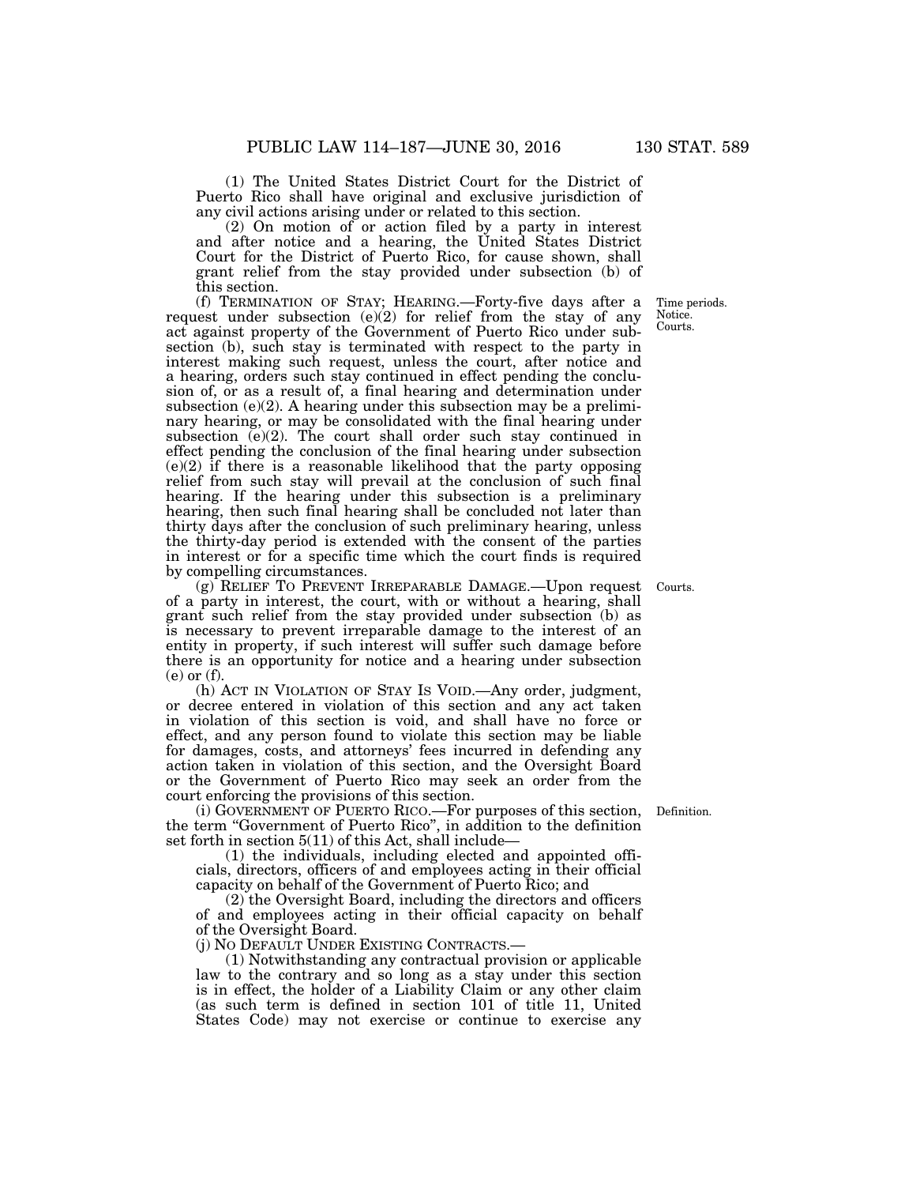(1) The United States District Court for the District of Puerto Rico shall have original and exclusive jurisdiction of any civil actions arising under or related to this section.

(2) On motion of or action filed by a party in interest and after notice and a hearing, the United States District Court for the District of Puerto Rico, for cause shown, shall grant relief from the stay provided under subsection (b) of this section.

(f) TERMINATION OF STAY; HEARING.—Forty-five days after a request under subsection (e)(2) for relief from the stay of any act against property of the Government of Puerto Rico under subsection (b), such stay is terminated with respect to the party in interest making such request, unless the court, after notice and a hearing, orders such stay continued in effect pending the conclusion of, or as a result of, a final hearing and determination under subsection (e)(2). A hearing under this subsection may be a preliminary hearing, or may be consolidated with the final hearing under subsection (e)(2). The court shall order such stay continued in effect pending the conclusion of the final hearing under subsection (e)(2) if there is a reasonable likelihood that the party opposing relief from such stay will prevail at the conclusion of such final hearing. If the hearing under this subsection is a preliminary hearing, then such final hearing shall be concluded not later than thirty days after the conclusion of such preliminary hearing, unless the thirty-day period is extended with the consent of the parties in interest or for a specific time which the court finds is required by compelling circumstances.

Time periods.
Notice.
Courts.

(g) RELIEF TO PREVENT IRREPARABLE DAMAGE.—Upon request of a party in interest, the court, with or without a hearing, shall grant such relief from the stay provided under subsection (b) as is necessary to prevent irreparable damage to the interest of an entity in property, if such interest will suffer such damage before there is an opportunity for notice and a hearing under subsection (e) or (f).

Courts.

(h) ACT IN VIOLATION OF STAY IS VOID.—Any order, judgment, or decree entered in violation of this section and any act taken in violation of this section is void, and shall have no force or effect, and any person found to violate this section may be liable for damages, costs, and attorneys' fees incurred in defending any action taken in violation of this section, and the Oversight Board or the Government of Puerto Rico may seek an order from the court enforcing the provisions of this section.

(i) GOVERNMENT OF PUERTO RICO.—For purposes of this section, the term "Government of Puerto Rico", in addition to the definition set forth in section 5(11) of this Act, shall include—

Definition.

(1) the individuals, including elected and appointed officials, directors, officers of and employees acting in their official capacity on behalf of the Government of Puerto Rico; and

(2) the Oversight Board, including the directors and officers of and employees acting in their official capacity on behalf of the Oversight Board.

(j) NO DEFAULT UNDER EXISTING CONTRACTS.—

(1) Notwithstanding any contractual provision or applicable law to the contrary and so long as a stay under this section is in effect, the holder of a Liability Claim or any other claim (as such term is defined in section 101 of title 11, United States Code) may not exercise or continue to exercise any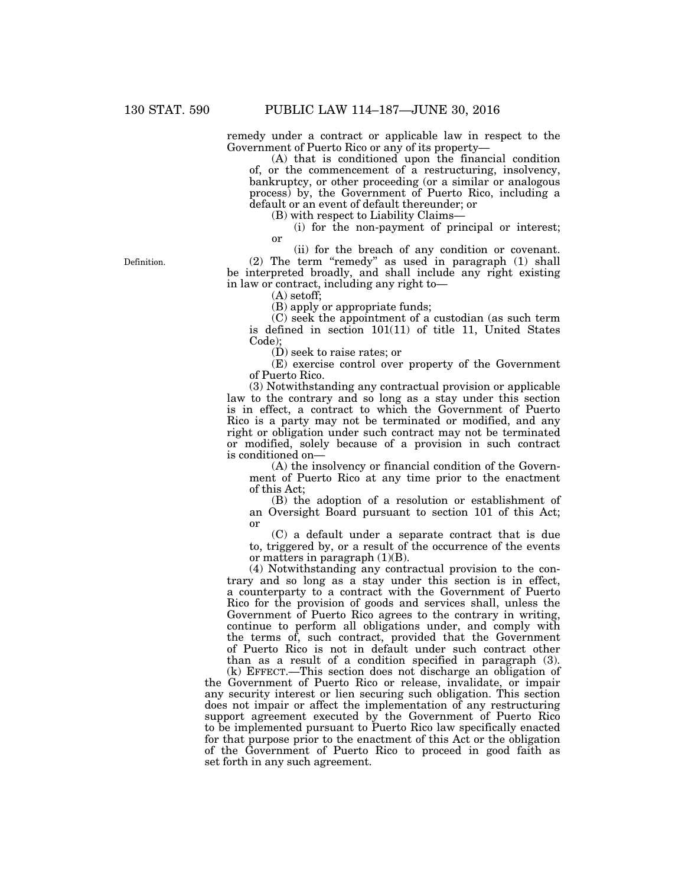remedy under a contract or applicable law in respect to the Government of Puerto Rico or any of its property—

(A) that is conditioned upon the financial condition of, or the commencement of a restructuring, insolvency, bankruptcy, or other proceeding (or a similar or analogous process) by, the Government of Puerto Rico, including a default or an event of default thereunder; or

(B) with respect to Liability Claims—

(i) for the non-payment of principal or interest; or

(ii) for the breach of any condition or covenant.

Definition.

(2) The term "remedy" as used in paragraph (1) shall be interpreted broadly, and shall include any right existing in law or contract, including any right to—

(A) setoff;

(B) apply or appropriate funds;

(C) seek the appointment of a custodian (as such term is defined in section 101(11) of title 11, United States Code);

(D) seek to raise rates; or

(E) exercise control over property of the Government of Puerto Rico.

(3) Notwithstanding any contractual provision or applicable law to the contrary and so long as a stay under this section is in effect, a contract to which the Government of Puerto Rico is a party may not be terminated or modified, and any right or obligation under such contract may not be terminated or modified, solely because of a provision in such contract is conditioned on—

(A) the insolvency or financial condition of the Government of Puerto Rico at any time prior to the enactment of this Act;

(B) the adoption of a resolution or establishment of an Oversight Board pursuant to section 101 of this Act; or

(C) a default under a separate contract that is due to, triggered by, or a result of the occurrence of the events or matters in paragraph (1)(B).

(4) Notwithstanding any contractual provision to the contrary and so long as a stay under this section is in effect, a counterparty to a contract with the Government of Puerto Rico for the provision of goods and services shall, unless the Government of Puerto Rico agrees to the contrary in writing, continue to perform all obligations under, and comply with the terms of, such contract, provided that the Government of Puerto Rico is not in default under such contract other than as a result of a condition specified in paragraph (3).

(k) EFFECT.—This section does not discharge an obligation of the Government of Puerto Rico or release, invalidate, or impair any security interest or lien securing such obligation. This section does not impair or affect the implementation of any restructuring support agreement executed by the Government of Puerto Rico to be implemented pursuant to Puerto Rico law specifically enacted for that purpose prior to the enactment of this Act or the obligation of the Government of Puerto Rico to proceed in good faith as set forth in any such agreement.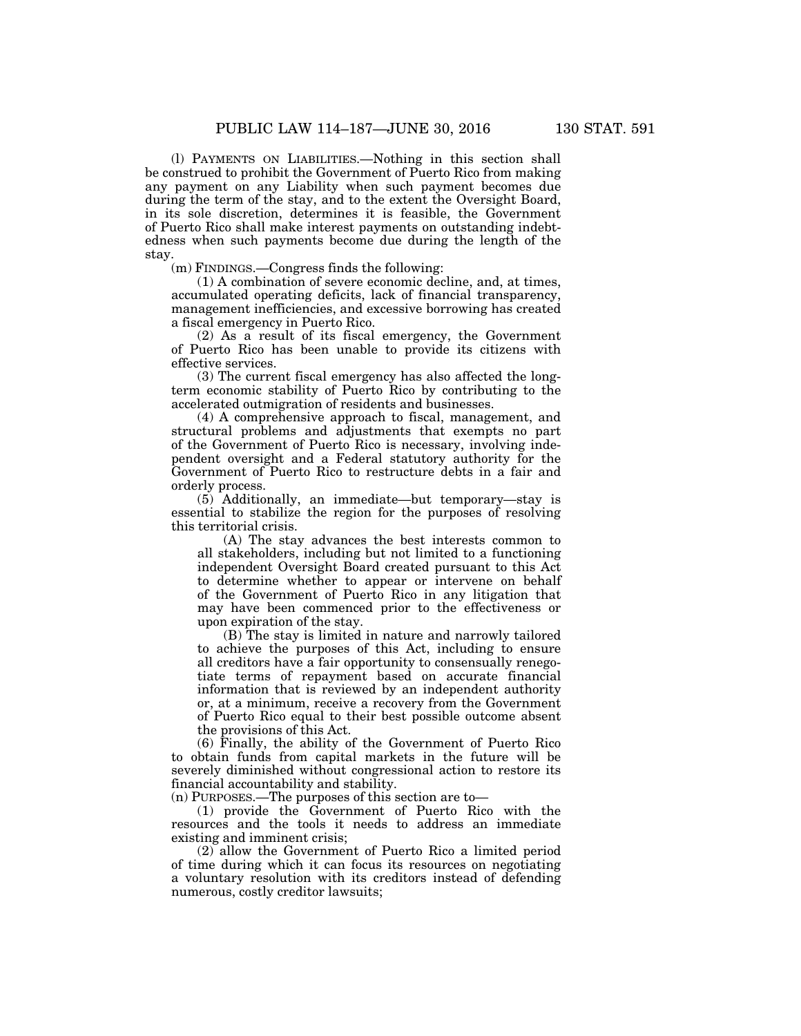(l) PAYMENTS ON LIABILITIES.—Nothing in this section shall be construed to prohibit the Government of Puerto Rico from making any payment on any Liability when such payment becomes due during the term of the stay, and to the extent the Oversight Board, in its sole discretion, determines it is feasible, the Government of Puerto Rico shall make interest payments on outstanding indebtedness when such payments become due during the length of the stay.

(m) FINDINGS.—Congress finds the following:

(1) A combination of severe economic decline, and, at times, accumulated operating deficits, lack of financial transparency, management inefficiencies, and excessive borrowing has created a fiscal emergency in Puerto Rico.

(2) As a result of its fiscal emergency, the Government of Puerto Rico has been unable to provide its citizens with effective services.

(3) The current fiscal emergency has also affected the long-term economic stability of Puerto Rico by contributing to the accelerated outmigration of residents and businesses.

(4) A comprehensive approach to fiscal, management, and structural problems and adjustments that exempts no part of the Government of Puerto Rico is necessary, involving independent oversight and a Federal statutory authority for the Government of Puerto Rico to restructure debts in a fair and orderly process.

(5) Additionally, an immediate—but temporary—stay is essential to stabilize the region for the purposes of resolving this territorial crisis.

(A) The stay advances the best interests common to all stakeholders, including but not limited to a functioning independent Oversight Board created pursuant to this Act to determine whether to appear or intervene on behalf of the Government of Puerto Rico in any litigation that may have been commenced prior to the effectiveness or upon expiration of the stay.

(B) The stay is limited in nature and narrowly tailored to achieve the purposes of this Act, including to ensure all creditors have a fair opportunity to consensually renegotiate terms of repayment based on accurate financial information that is reviewed by an independent authority or, at a minimum, receive a recovery from the Government of Puerto Rico equal to their best possible outcome absent the provisions of this Act.

(6) Finally, the ability of the Government of Puerto Rico to obtain funds from capital markets in the future will be severely diminished without congressional action to restore its financial accountability and stability.

(n) PURPOSES.—The purposes of this section are to—

(1) provide the Government of Puerto Rico with the resources and the tools it needs to address an immediate existing and imminent crisis;

(2) allow the Government of Puerto Rico a limited period of time during which it can focus its resources on negotiating a voluntary resolution with its creditors instead of defending numerous, costly creditor lawsuits;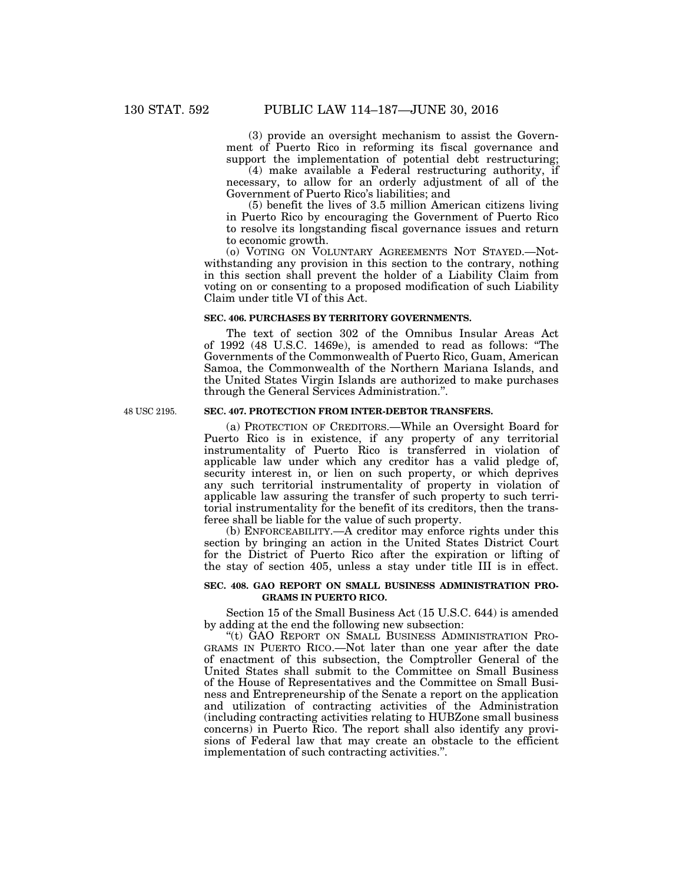(3) provide an oversight mechanism to assist the Government of Puerto Rico in reforming its fiscal governance and support the implementation of potential debt restructuring;

(4) make available a Federal restructuring authority, if necessary, to allow for an orderly adjustment of all of the Government of Puerto Rico's liabilities; and

(5) benefit the lives of 3.5 million American citizens living in Puerto Rico by encouraging the Government of Puerto Rico to resolve its longstanding fiscal governance issues and return to economic growth.

(o) VOTING ON VOLUNTARY AGREEMENTS NOT STAYED.—Notwithstanding any provision in this section to the contrary, nothing in this section shall prevent the holder of a Liability Claim from voting on or consenting to a proposed modification of such Liability Claim under title VI of this Act.

### SEC. 406. PURCHASES BY TERRITORY GOVERNMENTS.

The text of section 302 of the Omnibus Insular Areas Act of 1992 (48 U.S.C. 1469e), is amended to read as follows: "The Governments of the Commonwealth of Puerto Rico, Guam, American Samoa, the Commonwealth of the Northern Mariana Islands, and the United States Virgin Islands are authorized to make purchases through the General Services Administration.".

48 USC 2195.

### SEC. 407. PROTECTION FROM INTER-DEBTOR TRANSFERS.

(a) PROTECTION OF CREDITORS.—While an Oversight Board for Puerto Rico is in existence, if any property of any territorial instrumentality of Puerto Rico is transferred in violation of applicable law under which any creditor has a valid pledge of, security interest in, or lien on such property, or which deprives any such territorial instrumentality of property in violation of applicable law assuring the transfer of such property to such territorial instrumentality for the benefit of its creditors, then the transferee shall be liable for the value of such property.

(b) ENFORCEABILITY.—A creditor may enforce rights under this section by bringing an action in the United States District Court for the District of Puerto Rico after the expiration or lifting of the stay of section 405, unless a stay under title III is in effect.

### SEC. 408. GAO REPORT ON SMALL BUSINESS ADMINISTRATION PROGRAMS IN PUERTO RICO.

Section 15 of the Small Business Act (15 U.S.C. 644) is amended by adding at the end the following new subsection:

"(t) GAO REPORT ON SMALL BUSINESS ADMINISTRATION PROGRAMS IN PUERTO RICO.—Not later than one year after the date of enactment of this subsection, the Comptroller General of the United States shall submit to the Committee on Small Business of the House of Representatives and the Committee on Small Business and Entrepreneurship of the Senate a report on the application and utilization of contracting activities of the Administration (including contracting activities relating to HUBZone small business concerns) in Puerto Rico. The report shall also identify any provisions of Federal law that may create an obstacle to the efficient implementation of such contracting activities.".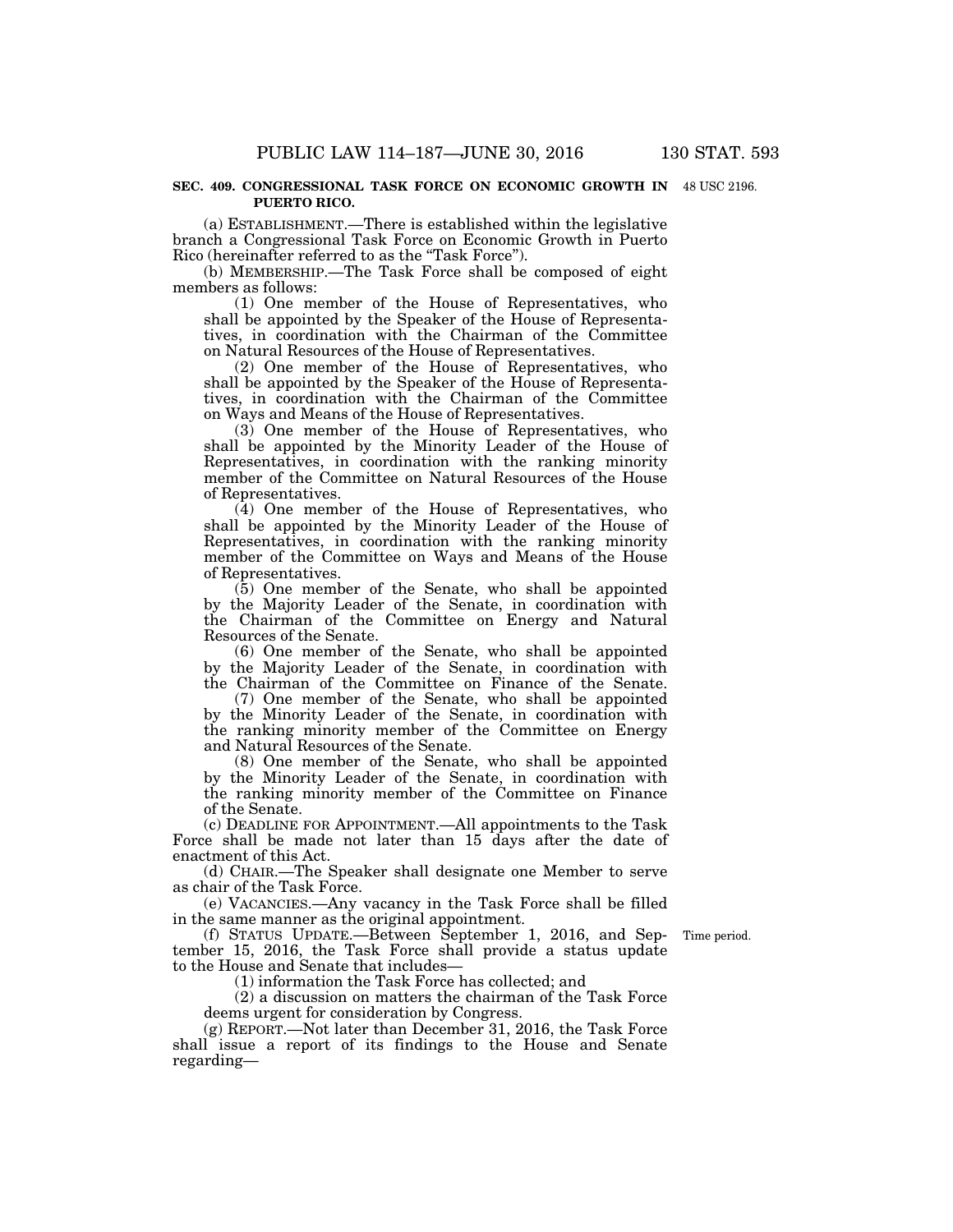## SEC. 409. CONGRESSIONAL TASK FORCE ON ECONOMIC GROWTH IN PUERTO RICO.

48 USC 2196.

(a) ESTABLISHMENT.—There is established within the legislative branch a Congressional Task Force on Economic Growth in Puerto Rico (hereinafter referred to as the "Task Force").

(b) MEMBERSHIP.—The Task Force shall be composed of eight members as follows:

(1) One member of the House of Representatives, who shall be appointed by the Speaker of the House of Representatives, in coordination with the Chairman of the Committee on Natural Resources of the House of Representatives.

(2) One member of the House of Representatives, who shall be appointed by the Speaker of the House of Representatives, in coordination with the Chairman of the Committee on Ways and Means of the House of Representatives.

(3) One member of the House of Representatives, who shall be appointed by the Minority Leader of the House of Representatives, in coordination with the ranking minority member of the Committee on Natural Resources of the House of Representatives.

(4) One member of the House of Representatives, who shall be appointed by the Minority Leader of the House of Representatives, in coordination with the ranking minority member of the Committee on Ways and Means of the House of Representatives.

(5) One member of the Senate, who shall be appointed by the Majority Leader of the Senate, in coordination with the Chairman of the Committee on Energy and Natural Resources of the Senate.

(6) One member of the Senate, who shall be appointed by the Majority Leader of the Senate, in coordination with the Chairman of the Committee on Finance of the Senate.

(7) One member of the Senate, who shall be appointed by the Minority Leader of the Senate, in coordination with the ranking minority member of the Committee on Energy and Natural Resources of the Senate.

(8) One member of the Senate, who shall be appointed by the Minority Leader of the Senate, in coordination with the ranking minority member of the Committee on Finance of the Senate.

(c) DEADLINE FOR APPOINTMENT.—All appointments to the Task Force shall be made not later than 15 days after the date of enactment of this Act.

(d) CHAIR.—The Speaker shall designate one Member to serve as chair of the Task Force.

(e) VACANCIES.—Any vacancy in the Task Force shall be filled in the same manner as the original appointment.

Time period.

(f) STATUS UPDATE.—Between September 1, 2016, and September 15, 2016, the Task Force shall provide a status update to the House and Senate that includes—

(1) information the Task Force has collected; and

(2) a discussion on matters the chairman of the Task Force deems urgent for consideration by Congress.

(g) REPORT.—Not later than December 31, 2016, the Task Force shall issue a report of its findings to the House and Senate regarding—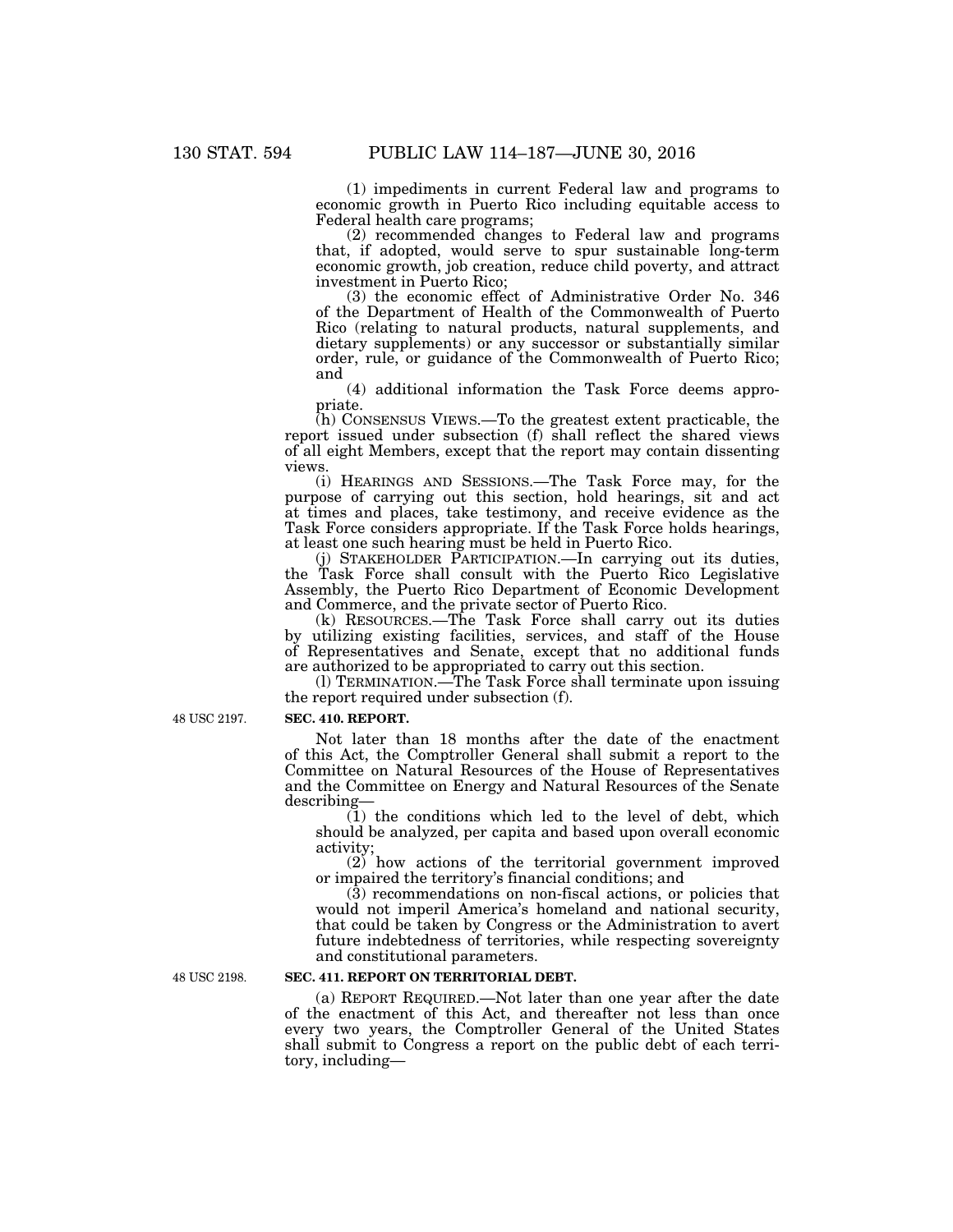(1) impediments in current Federal law and programs to economic growth in Puerto Rico including equitable access to Federal health care programs;

(2) recommended changes to Federal law and programs that, if adopted, would serve to spur sustainable long-term economic growth, job creation, reduce child poverty, and attract investment in Puerto Rico;

(3) the economic effect of Administrative Order No. 346 of the Department of Health of the Commonwealth of Puerto Rico (relating to natural products, natural supplements, and dietary supplements) or any successor or substantially similar order, rule, or guidance of the Commonwealth of Puerto Rico; and

(4) additional information the Task Force deems appropriate.

(h) CONSENSUS VIEWS.—To the greatest extent practicable, the report issued under subsection (f) shall reflect the shared views of all eight Members, except that the report may contain dissenting views.

(i) HEARINGS AND SESSIONS.—The Task Force may, for the purpose of carrying out this section, hold hearings, sit and act at times and places, take testimony, and receive evidence as the Task Force considers appropriate. If the Task Force holds hearings, at least one such hearing must be held in Puerto Rico.

(j) STAKEHOLDER PARTICIPATION.—In carrying out its duties, the Task Force shall consult with the Puerto Rico Legislative Assembly, the Puerto Rico Department of Economic Development and Commerce, and the private sector of Puerto Rico.

(k) RESOURCES.—The Task Force shall carry out its duties by utilizing existing facilities, services, and staff of the House of Representatives and Senate, except that no additional funds are authorized to be appropriated to carry out this section.

(l) TERMINATION.—The Task Force shall terminate upon issuing the report required under subsection (f).

48 USC 2197.

**SEC. 410. REPORT.**

Not later than 18 months after the date of the enactment of this Act, the Comptroller General shall submit a report to the Committee on Natural Resources of the House of Representatives and the Committee on Energy and Natural Resources of the Senate describing—

(1) the conditions which led to the level of debt, which should be analyzed, per capita and based upon overall economic activity;

(2) how actions of the territorial government improved or impaired the territory's financial conditions; and

(3) recommendations on non-fiscal actions, or policies that would not imperil America's homeland and national security, that could be taken by Congress or the Administration to avert future indebtedness of territories, while respecting sovereignty and constitutional parameters.

48 USC 2198.

**SEC. 411. REPORT ON TERRITORIAL DEBT.**

(a) REPORT REQUIRED.—Not later than one year after the date of the enactment of this Act, and thereafter not less than once every two years, the Comptroller General of the United States shall submit to Congress a report on the public debt of each territory, including—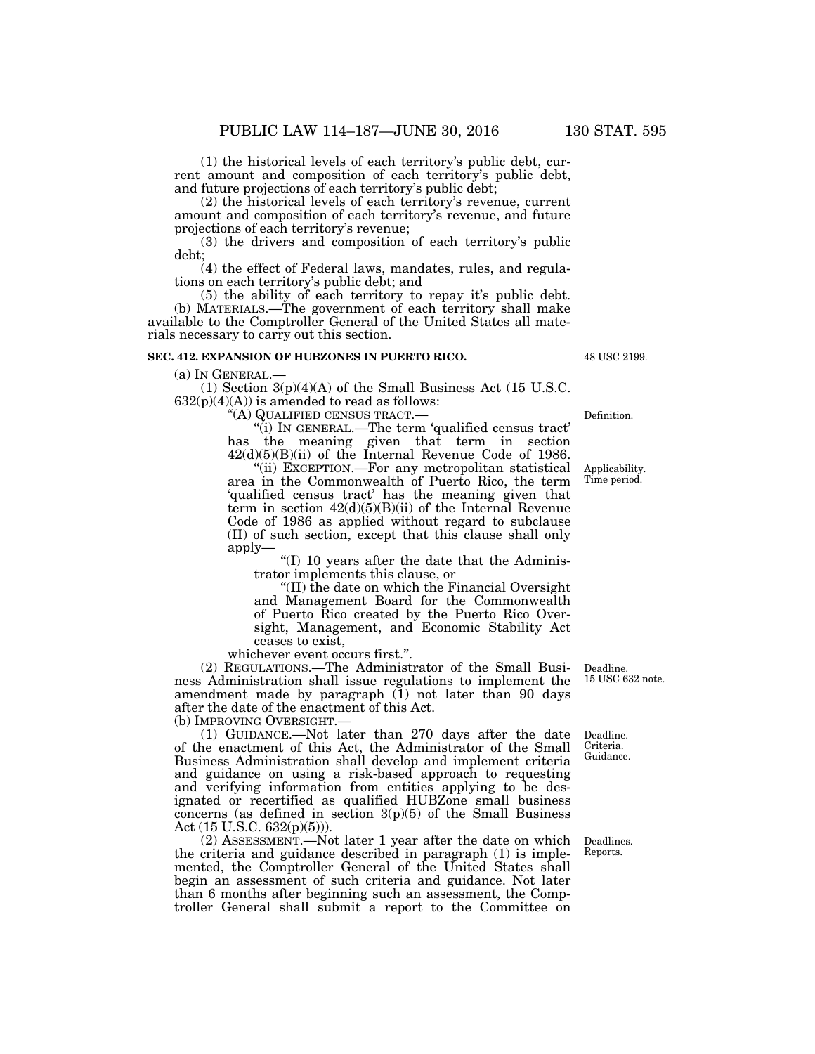(1) the historical levels of each territory's public debt, current amount and composition of each territory's public debt, and future projections of each territory's public debt;

(2) the historical levels of each territory's revenue, current amount and composition of each territory's revenue, and future projections of each territory's revenue;

(3) the drivers and composition of each territory's public debt;

(4) the effect of Federal laws, mandates, rules, and regulations on each territory's public debt; and

(5) the ability of each territory to repay it's public debt.

(b) MATERIALS.—The government of each territory shall make available to the Comptroller General of the United States all materials necessary to carry out this section.

**SEC. 412. EXPANSION OF HUBZONES IN PUERTO RICO.**

48 USC 2199.

(a) IN GENERAL.—

(1) Section 3(p)(4)(A) of the Small Business Act (15 U.S.C. 632(p)(4)(A)) is amended to read as follows:

Definition.

"(A) QUALIFIED CENSUS TRACT.—

"(i) IN GENERAL.—The term 'qualified census tract' has the meaning given that term in section 42(d)(5)(B)(ii) of the Internal Revenue Code of 1986.

Applicability. Time period.

"(ii) EXCEPTION.—For any metropolitan statistical area in the Commonwealth of Puerto Rico, the term 'qualified census tract' has the meaning given that term in section 42(d)(5)(B)(ii) of the Internal Revenue Code of 1986 as applied without regard to subclause (II) of such section, except that this clause shall only apply—

"(I) 10 years after the date that the Administrator implements this clause, or

"(II) the date on which the Financial Oversight and Management Board for the Commonwealth of Puerto Rico created by the Puerto Rico Oversight, Management, and Economic Stability Act ceases to exist,

whichever event occurs first.".

Deadline. 15 USC 632 note.

(2) REGULATIONS.—The Administrator of the Small Business Administration shall issue regulations to implement the amendment made by paragraph (1) not later than 90 days after the date of the enactment of this Act.

(b) IMPROVING OVERSIGHT.—

Deadline. Criteria. Guidance.

(1) GUIDANCE.—Not later than 270 days after the date of the enactment of this Act, the Administrator of the Small Business Administration shall develop and implement criteria and guidance on using a risk-based approach to requesting and verifying information from entities applying to be designated or recertified as qualified HUBZone small business concerns (as defined in section 3(p)(5) of the Small Business Act (15 U.S.C. 632(p)(5))).

Deadlines. Reports.

(2) ASSESSMENT.—Not later 1 year after the date on which the criteria and guidance described in paragraph (1) is implemented, the Comptroller General of the United States shall begin an assessment of such criteria and guidance. Not later than 6 months after beginning such an assessment, the Comptroller General shall submit a report to the Committee on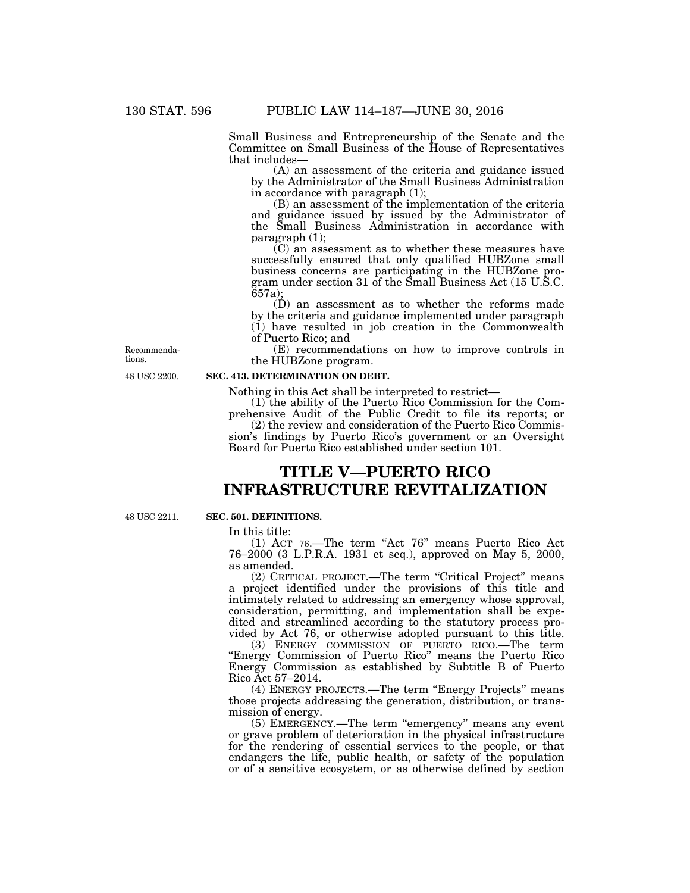Small Business and Entrepreneurship of the Senate and the Committee on Small Business of the House of Representatives that includes—

(A) an assessment of the criteria and guidance issued by the Administrator of the Small Business Administration in accordance with paragraph (1);

(B) an assessment of the implementation of the criteria and guidance issued by issued by the Administrator of the Small Business Administration in accordance with paragraph (1);

(C) an assessment as to whether these measures have successfully ensured that only qualified HUBZone small business concerns are participating in the HUBZone program under section 31 of the Small Business Act (15 U.S.C. 657a);

(D) an assessment as to whether the reforms made by the criteria and guidance implemented under paragraph (1) have resulted in job creation in the Commonwealth of Puerto Rico; and

Recommendations.

(E) recommendations on how to improve controls in the HUBZone program.

48 USC 2200.

**SEC. 413. DETERMINATION ON DEBT.**

Nothing in this Act shall be interpreted to restrict—

(1) the ability of the Puerto Rico Commission for the Comprehensive Audit of the Public Credit to file its reports; or

(2) the review and consideration of the Puerto Rico Commission's findings by Puerto Rico's government or an Oversight Board for Puerto Rico established under section 101.

# TITLE V—PUERTO RICO INFRASTRUCTURE REVITALIZATION

48 USC 2211.

**SEC. 501. DEFINITIONS.**

In this title:

(1) ACT 76.—The term "Act 76" means Puerto Rico Act 76–2000 (3 L.P.R.A. 1931 et seq.), approved on May 5, 2000, as amended.

(2) CRITICAL PROJECT.—The term "Critical Project" means a project identified under the provisions of this title and intimately related to addressing an emergency whose approval, consideration, permitting, and implementation shall be expedited and streamlined according to the statutory process provided by Act 76, or otherwise adopted pursuant to this title.

(3) ENERGY COMMISSION OF PUERTO RICO.—The term "Energy Commission of Puerto Rico" means the Puerto Rico Energy Commission as established by Subtitle B of Puerto Rico Act 57–2014.

(4) ENERGY PROJECTS.—The term "Energy Projects" means those projects addressing the generation, distribution, or transmission of energy.

(5) EMERGENCY.—The term "emergency" means any event or grave problem of deterioration in the physical infrastructure for the rendering of essential services to the people, or that endangers the life, public health, or safety of the population or of a sensitive ecosystem, or as otherwise defined by section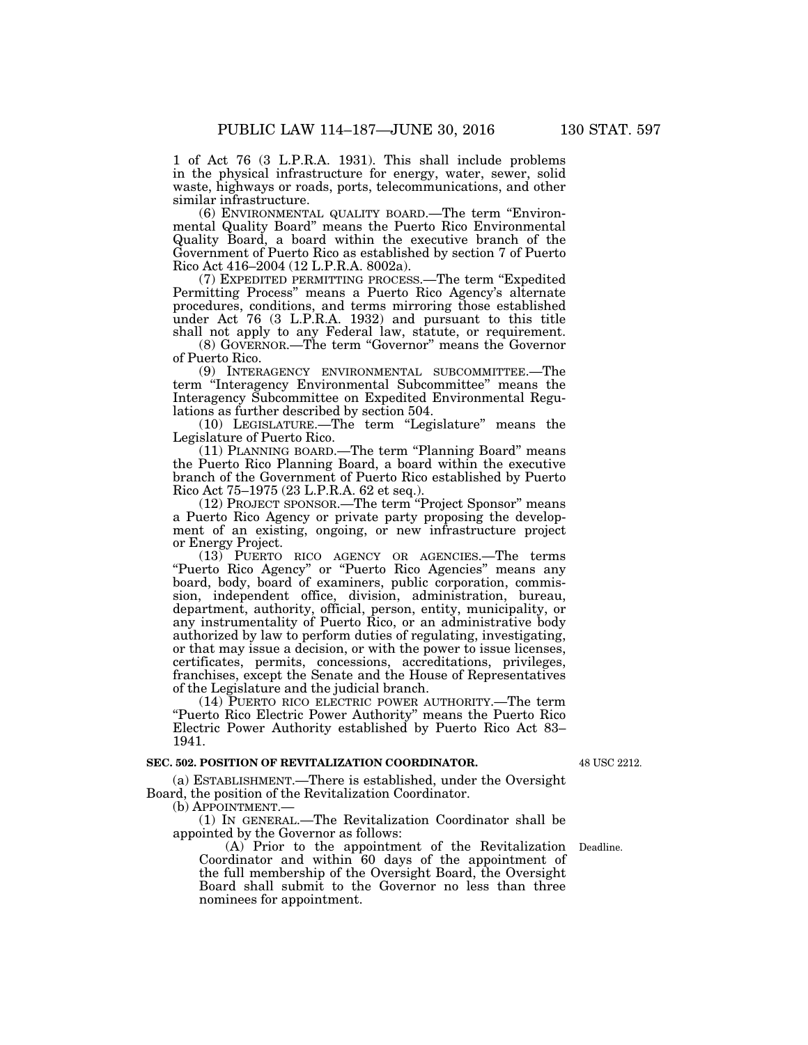1 of Act 76 (3 L.P.R.A. 1931). This shall include problems in the physical infrastructure for energy, water, sewer, solid waste, highways or roads, ports, telecommunications, and other similar infrastructure.

(6) ENVIRONMENTAL QUALITY BOARD.—The term "Environmental Quality Board" means the Puerto Rico Environmental Quality Board, a board within the executive branch of the Government of Puerto Rico as established by section 7 of Puerto Rico Act 416–2004 (12 L.P.R.A. 8002a).

(7) EXPEDITED PERMITTING PROCESS.—The term "Expedited Permitting Process" means a Puerto Rico Agency's alternate procedures, conditions, and terms mirroring those established under Act 76 (3 L.P.R.A. 1932) and pursuant to this title shall not apply to any Federal law, statute, or requirement.

(8) GOVERNOR.—The term "Governor" means the Governor of Puerto Rico.

(9) INTERAGENCY ENVIRONMENTAL SUBCOMMITTEE.—The term "Interagency Environmental Subcommittee" means the Interagency Subcommittee on Expedited Environmental Regulations as further described by section 504.

(10) LEGISLATURE.—The term "Legislature" means the Legislature of Puerto Rico.

(11) PLANNING BOARD.—The term "Planning Board" means the Puerto Rico Planning Board, a board within the executive branch of the Government of Puerto Rico established by Puerto Rico Act 75–1975 (23 L.P.R.A. 62 et seq.).

(12) PROJECT SPONSOR.—The term "Project Sponsor" means a Puerto Rico Agency or private party proposing the development of an existing, ongoing, or new infrastructure project or Energy Project.

(13) PUERTO RICO AGENCY OR AGENCIES.—The terms "Puerto Rico Agency" or "Puerto Rico Agencies" means any board, body, board of examiners, public corporation, commission, independent office, division, administration, bureau, department, authority, official, person, entity, municipality, or any instrumentality of Puerto Rico, or an administrative body authorized by law to perform duties of regulating, investigating, or that may issue a decision, or with the power to issue licenses, certificates, permits, concessions, accreditations, privileges, franchises, except the Senate and the House of Representatives of the Legislature and the judicial branch.

(14) PUERTO RICO ELECTRIC POWER AUTHORITY.—The term "Puerto Rico Electric Power Authority" means the Puerto Rico Electric Power Authority established by Puerto Rico Act 83–1941.

**SEC. 502. POSITION OF REVITALIZATION COORDINATOR.**

48 USC 2212.

(a) ESTABLISHMENT.—There is established, under the Oversight Board, the position of the Revitalization Coordinator.

(b) APPOINTMENT.—

(1) IN GENERAL.—The Revitalization Coordinator shall be appointed by the Governor as follows:

Deadline.

(A) Prior to the appointment of the Revitalization Coordinator and within 60 days of the appointment of the full membership of the Oversight Board, the Oversight Board shall submit to the Governor no less than three nominees for appointment.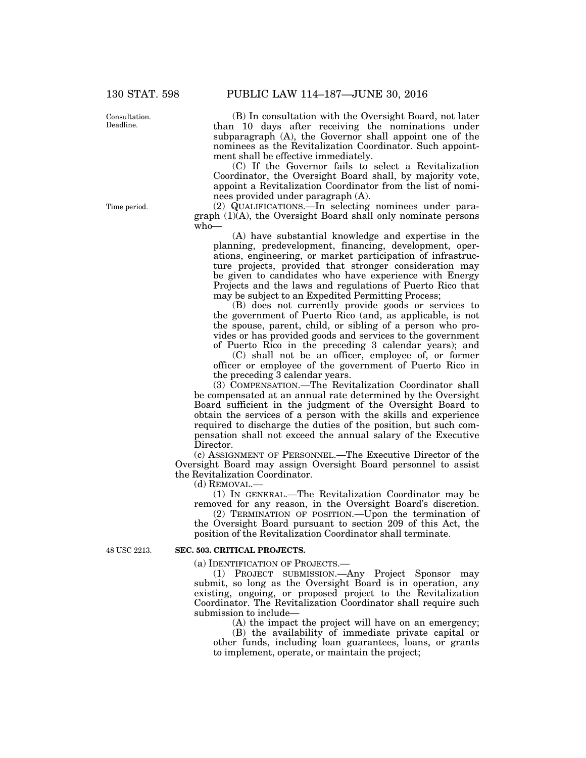(B) In consultation with the Oversight Board, not later than 10 days after receiving the nominations under subparagraph (A), the Governor shall appoint one of the nominees as the Revitalization Coordinator. Such appointment shall be effective immediately.

(C) If the Governor fails to select a Revitalization Coordinator, the Oversight Board shall, by majority vote, appoint a Revitalization Coordinator from the list of nominees provided under paragraph (A).

(2) QUALIFICATIONS.—In selecting nominees under paragraph (1)(A), the Oversight Board shall only nominate persons who—

(A) have substantial knowledge and expertise in the planning, predevelopment, financing, development, operations, engineering, or market participation of infrastructure projects, provided that stronger consideration may be given to candidates who have experience with Energy Projects and the laws and regulations of Puerto Rico that may be subject to an Expedited Permitting Process;

(B) does not currently provide goods or services to the government of Puerto Rico (and, as applicable, is not the spouse, parent, child, or sibling of a person who provides or has provided goods and services to the government of Puerto Rico in the preceding 3 calendar years); and

(C) shall not be an officer, employee of, or former officer or employee of the government of Puerto Rico in the preceding 3 calendar years.

(3) COMPENSATION.—The Revitalization Coordinator shall be compensated at an annual rate determined by the Oversight Board sufficient in the judgment of the Oversight Board to obtain the services of a person with the skills and experience required to discharge the duties of the position, but such compensation shall not exceed the annual salary of the Executive Director.

(c) ASSIGNMENT OF PERSONNEL.—The Executive Director of the Oversight Board may assign Oversight Board personnel to assist the Revitalization Coordinator.

(d) REMOVAL.—

(1) IN GENERAL.—The Revitalization Coordinator may be removed for any reason, in the Oversight Board's discretion.

(2) TERMINATION OF POSITION.—Upon the termination of the Oversight Board pursuant to section 209 of this Act, the position of the Revitalization Coordinator shall terminate.

### SEC. 503. CRITICAL PROJECTS.

(a) IDENTIFICATION OF PROJECTS.—

(1) PROJECT SUBMISSION.—Any Project Sponsor may submit, so long as the Oversight Board is in operation, any existing, ongoing, or proposed project to the Revitalization Coordinator. The Revitalization Coordinator shall require such submission to include—

(A) the impact the project will have on an emergency;

(B) the availability of immediate private capital or other funds, including loan guarantees, loans, or grants to implement, operate, or maintain the project;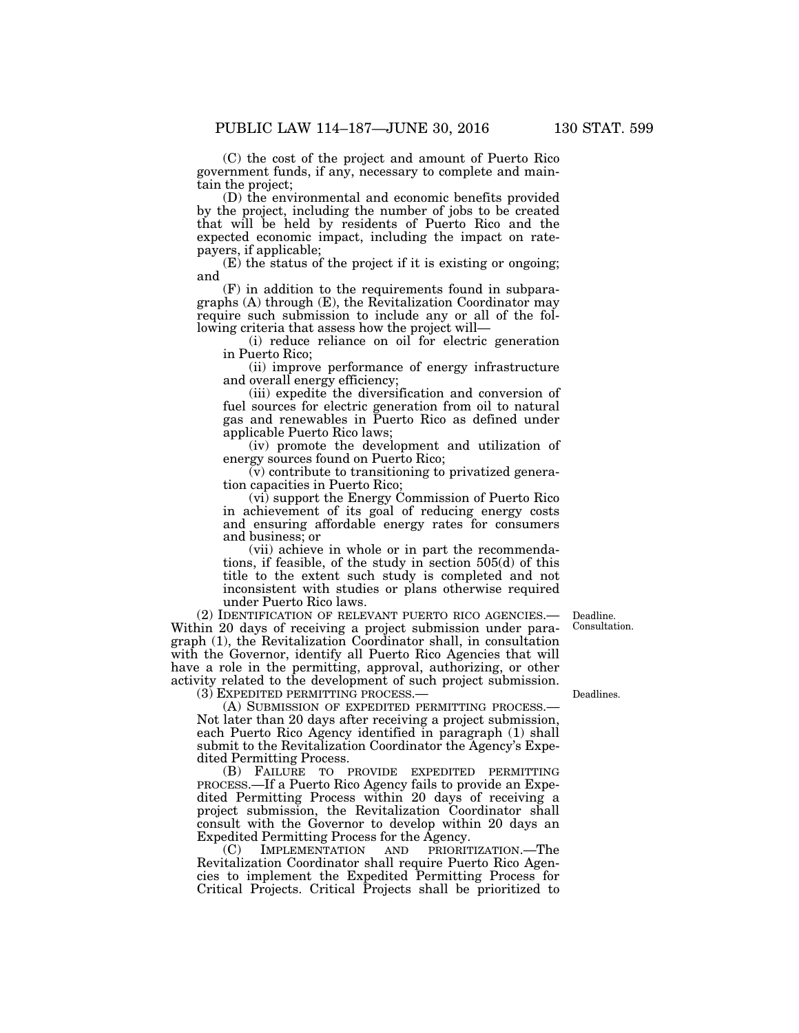(C) the cost of the project and amount of Puerto Rico government funds, if any, necessary to complete and maintain the project;

(D) the environmental and economic benefits provided by the project, including the number of jobs to be created that will be held by residents of Puerto Rico and the expected economic impact, including the impact on ratepayers, if applicable;

(E) the status of the project if it is existing or ongoing; and

(F) in addition to the requirements found in subparagraphs (A) through (E), the Revitalization Coordinator may require such submission to include any or all of the following criteria that assess how the project will—

(i) reduce reliance on oil for electric generation in Puerto Rico;

(ii) improve performance of energy infrastructure and overall energy efficiency;

(iii) expedite the diversification and conversion of fuel sources for electric generation from oil to natural gas and renewables in Puerto Rico as defined under applicable Puerto Rico laws;

(iv) promote the development and utilization of energy sources found on Puerto Rico;

(v) contribute to transitioning to privatized generation capacities in Puerto Rico;

(vi) support the Energy Commission of Puerto Rico in achievement of its goal of reducing energy costs and ensuring affordable energy rates for consumers and business; or

(vii) achieve in whole or in part the recommendations, if feasible, of the study in section 505(d) of this title to the extent such study is completed and not inconsistent with studies or plans otherwise required under Puerto Rico laws.

Deadline. Consultation.

(2) IDENTIFICATION OF RELEVANT PUERTO RICO AGENCIES.—Within 20 days of receiving a project submission under paragraph (1), the Revitalization Coordinator shall, in consultation with the Governor, identify all Puerto Rico Agencies that will have a role in the permitting, approval, authorizing, or other activity related to the development of such project submission.

Deadlines.

(3) EXPEDITED PERMITTING PROCESS.—

(A) SUBMISSION OF EXPEDITED PERMITTING PROCESS.—Not later than 20 days after receiving a project submission, each Puerto Rico Agency identified in paragraph (1) shall submit to the Revitalization Coordinator the Agency's Expedited Permitting Process.

(B) FAILURE TO PROVIDE EXPEDITED PERMITTING PROCESS.—If a Puerto Rico Agency fails to provide an Expedited Permitting Process within 20 days of receiving a project submission, the Revitalization Coordinator shall consult with the Governor to develop within 20 days an Expedited Permitting Process for the Agency.

(C) IMPLEMENTATION AND PRIORITIZATION.—The Revitalization Coordinator shall require Puerto Rico Agencies to implement the Expedited Permitting Process for Critical Projects. Critical Projects shall be prioritized to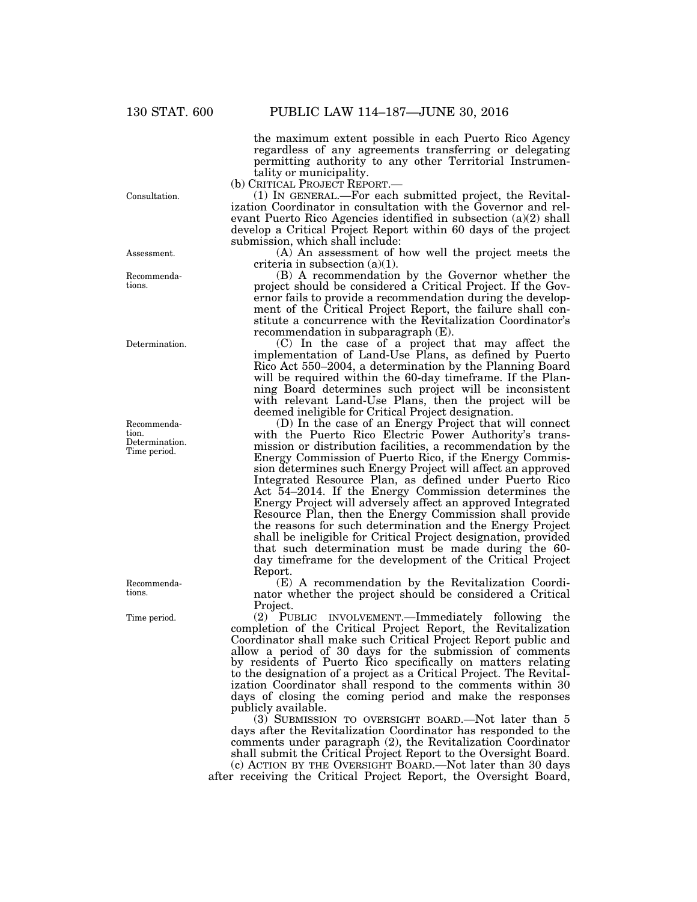the maximum extent possible in each Puerto Rico Agency regardless of any agreements transferring or delegating permitting authority to any other Territorial Instrumentality or municipality.

(b) CRITICAL PROJECT REPORT.—

(1) IN GENERAL.—For each submitted project, the Revitalization Coordinator in consultation with the Governor and relevant Puerto Rico Agencies identified in subsection (a)(2) shall develop a Critical Project Report within 60 days of the project submission, which shall include:

(A) An assessment of how well the project meets the criteria in subsection (a)(1).

(B) A recommendation by the Governor whether the project should be considered a Critical Project. If the Governor fails to provide a recommendation during the development of the Critical Project Report, the failure shall constitute a concurrence with the Revitalization Coordinator's recommendation in subparagraph (E).

(C) In the case of a project that may affect the implementation of Land-Use Plans, as defined by Puerto Rico Act 550–2004, a determination by the Planning Board will be required within the 60-day timeframe. If the Planning Board determines such project will be inconsistent with relevant Land-Use Plans, then the project will be deemed ineligible for Critical Project designation.

(D) In the case of an Energy Project that will connect with the Puerto Rico Electric Power Authority's transmission or distribution facilities, a recommendation by the Energy Commission of Puerto Rico, if the Energy Commission determines such Energy Project will affect an approved Integrated Resource Plan, as defined under Puerto Rico Act 54–2014. If the Energy Commission determines the Energy Project will adversely affect an approved Integrated Resource Plan, then the Energy Commission shall provide the reasons for such determination and the Energy Project shall be ineligible for Critical Project designation, provided that such determination must be made during the 60-day timeframe for the development of the Critical Project Report.

(E) A recommendation by the Revitalization Coordinator whether the project should be considered a Critical Project.

(2) PUBLIC INVOLVEMENT.—Immediately following the completion of the Critical Project Report, the Revitalization Coordinator shall make such Critical Project Report public and allow a period of 30 days for the submission of comments by residents of Puerto Rico specifically on matters relating to the designation of a project as a Critical Project. The Revitalization Coordinator shall respond to the comments within 30 days of closing the coming period and make the responses publicly available.

(3) SUBMISSION TO OVERSIGHT BOARD.—Not later than 5 days after the Revitalization Coordinator has responded to the comments under paragraph (2), the Revitalization Coordinator shall submit the Critical Project Report to the Oversight Board.

(c) ACTION BY THE OVERSIGHT BOARD.—Not later than 30 days after receiving the Critical Project Report, the Oversight Board,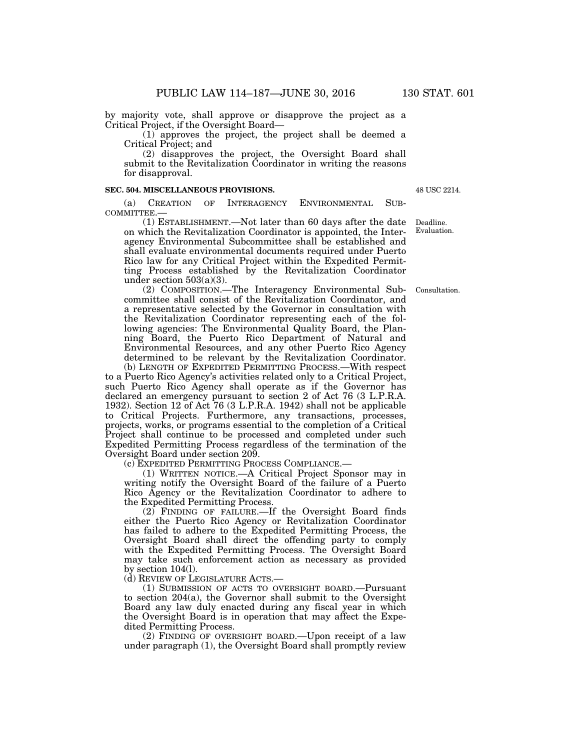by majority vote, shall approve or disapprove the project as a Critical Project, if the Oversight Board—

(1) approves the project, the project shall be deemed a Critical Project; and

(2) disapproves the project, the Oversight Board shall submit to the Revitalization Coordinator in writing the reasons for disapproval.

**SEC. 504. MISCELLANEOUS PROVISIONS.**

48 USC 2214.

(a) CREATION OF INTERAGENCY ENVIRONMENTAL SUBCOMMITTEE.—

(1) ESTABLISHMENT.—Not later than 60 days after the date on which the Revitalization Coordinator is appointed, the Interagency Environmental Subcommittee shall be established and shall evaluate environmental documents required under Puerto Rico law for any Critical Project within the Expedited Permitting Process established by the Revitalization Coordinator under section 503(a)(3).

Deadline. Evaluation.

(2) COMPOSITION.—The Interagency Environmental Subcommittee shall consist of the Revitalization Coordinator, and a representative selected by the Governor in consultation with the Revitalization Coordinator representing each of the following agencies: The Environmental Quality Board, the Planning Board, the Puerto Rico Department of Natural and Environmental Resources, and any other Puerto Rico Agency determined to be relevant by the Revitalization Coordinator.

Consultation.

(b) LENGTH OF EXPEDITED PERMITTING PROCESS.—With respect to a Puerto Rico Agency's activities related only to a Critical Project, such Puerto Rico Agency shall operate as if the Governor has declared an emergency pursuant to section 2 of Act 76 (3 L.P.R.A. 1932). Section 12 of Act 76 (3 L.P.R.A. 1942) shall not be applicable to Critical Projects. Furthermore, any transactions, processes, projects, works, or programs essential to the completion of a Critical Project shall continue to be processed and completed under such Expedited Permitting Process regardless of the termination of the Oversight Board under section 209.

(c) EXPEDITED PERMITTING PROCESS COMPLIANCE.—

(1) WRITTEN NOTICE.—A Critical Project Sponsor may in writing notify the Oversight Board of the failure of a Puerto Rico Agency or the Revitalization Coordinator to adhere to the Expedited Permitting Process.

(2) FINDING OF FAILURE.—If the Oversight Board finds either the Puerto Rico Agency or Revitalization Coordinator has failed to adhere to the Expedited Permitting Process, the Oversight Board shall direct the offending party to comply with the Expedited Permitting Process. The Oversight Board may take such enforcement action as necessary as provided by section 104(l).

(d) REVIEW OF LEGISLATURE ACTS.—

(1) SUBMISSION OF ACTS TO OVERSIGHT BOARD.—Pursuant to section 204(a), the Governor shall submit to the Oversight Board any law duly enacted during any fiscal year in which the Oversight Board is in operation that may affect the Expedited Permitting Process.

(2) FINDING OF OVERSIGHT BOARD.—Upon receipt of a law under paragraph (1), the Oversight Board shall promptly review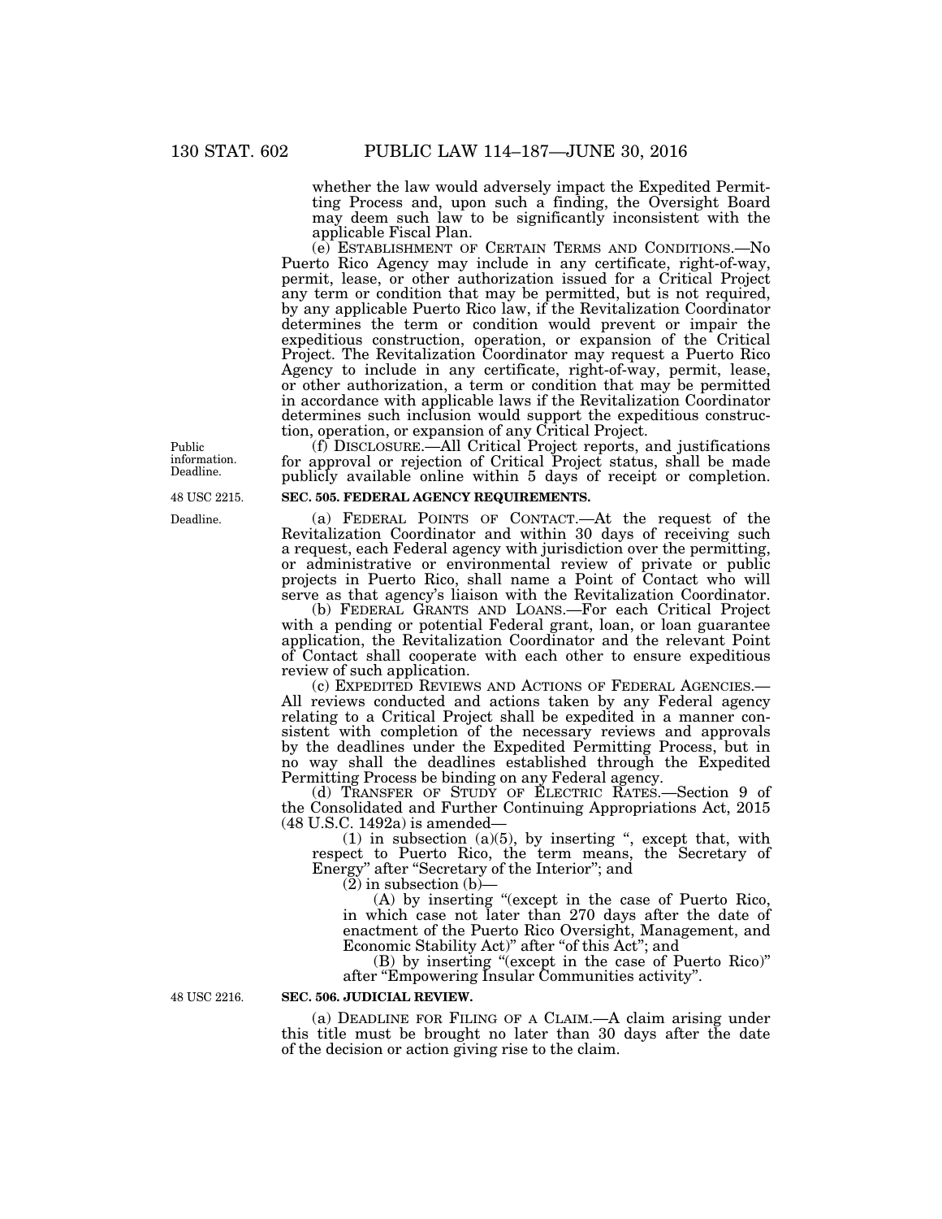whether the law would adversely impact the Expedited Permitting Process and, upon such a finding, the Oversight Board may deem such law to be significantly inconsistent with the applicable Fiscal Plan.

(e) ESTABLISHMENT OF CERTAIN TERMS AND CONDITIONS.—No Puerto Rico Agency may include in any certificate, right-of-way, permit, lease, or other authorization issued for a Critical Project any term or condition that may be permitted, but is not required, by any applicable Puerto Rico law, if the Revitalization Coordinator determines the term or condition would prevent or impair the expeditious construction, operation, or expansion of the Critical Project. The Revitalization Coordinator may request a Puerto Rico Agency to include in any certificate, right-of-way, permit, lease, or other authorization, a term or condition that may be permitted in accordance with applicable laws if the Revitalization Coordinator determines such inclusion would support the expeditious construction, operation, or expansion of any Critical Project.

Public information. Deadline.

(f) DISCLOSURE.—All Critical Project reports, and justifications for approval or rejection of Critical Project status, shall be made publicly available online within 5 days of receipt or completion.

48 USC 2215.

**SEC. 505. FEDERAL AGENCY REQUIREMENTS.**

Deadline.

(a) FEDERAL POINTS OF CONTACT.—At the request of the Revitalization Coordinator and within 30 days of receiving such a request, each Federal agency with jurisdiction over the permitting, or administrative or environmental review of private or public projects in Puerto Rico, shall name a Point of Contact who will serve as that agency's liaison with the Revitalization Coordinator.

(b) FEDERAL GRANTS AND LOANS.—For each Critical Project with a pending or potential Federal grant, loan, or loan guarantee application, the Revitalization Coordinator and the relevant Point of Contact shall cooperate with each other to ensure expeditious review of such application.

(c) EXPEDITED REVIEWS AND ACTIONS OF FEDERAL AGENCIES.—All reviews conducted and actions taken by any Federal agency relating to a Critical Project shall be expedited in a manner consistent with completion of the necessary reviews and approvals by the deadlines under the Expedited Permitting Process, but in no way shall the deadlines established through the Expedited Permitting Process be binding on any Federal agency.

(d) TRANSFER OF STUDY OF ELECTRIC RATES.—Section 9 of the Consolidated and Further Continuing Appropriations Act, 2015 (48 U.S.C. 1492a) is amended—

(1) in subsection (a)(5), by inserting ", except that, with respect to Puerto Rico, the term means, the Secretary of Energy" after "Secretary of the Interior"; and

(2) in subsection (b)—

(A) by inserting "(except in the case of Puerto Rico, in which case not later than 270 days after the date of enactment of the Puerto Rico Oversight, Management, and Economic Stability Act)" after "of this Act"; and

(B) by inserting "(except in the case of Puerto Rico)" after "Empowering Insular Communities activity".

48 USC 2216.

**SEC. 506. JUDICIAL REVIEW.**

(a) DEADLINE FOR FILING OF A CLAIM.—A claim arising under this title must be brought no later than 30 days after the date of the decision or action giving rise to the claim.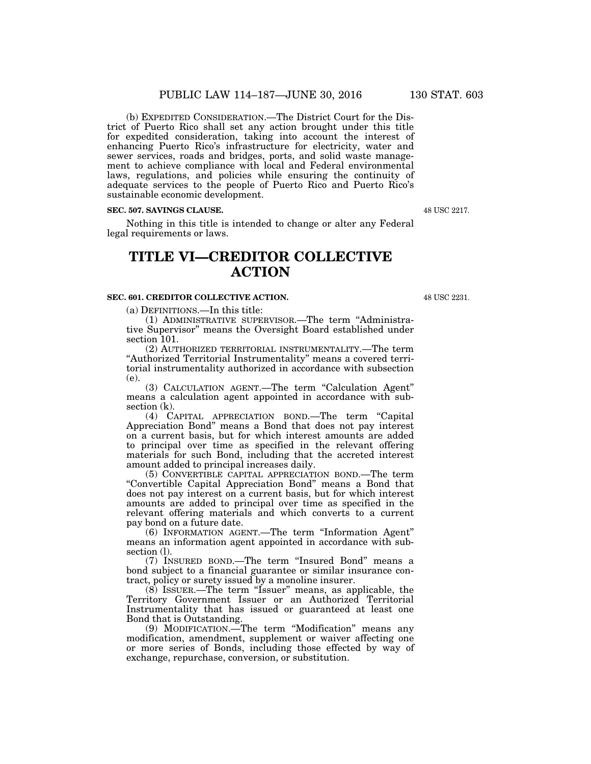(b) EXPEDITED CONSIDERATION.—The District Court for the District of Puerto Rico shall set any action brought under this title for expedited consideration, taking into account the interest of enhancing Puerto Rico's infrastructure for electricity, water and sewer services, roads and bridges, ports, and solid waste management to achieve compliance with local and Federal environmental laws, regulations, and policies while ensuring the continuity of adequate services to the people of Puerto Rico and Puerto Rico's sustainable economic development.

**SEC. 507. SAVINGS CLAUSE.**

48 USC 2217.

Nothing in this title is intended to change or alter any Federal legal requirements or laws.

# TITLE VI—CREDITOR COLLECTIVE ACTION

**SEC. 601. CREDITOR COLLECTIVE ACTION.**

48 USC 2231.

(a) DEFINITIONS.—In this title:

(1) ADMINISTRATIVE SUPERVISOR.—The term "Administrative Supervisor" means the Oversight Board established under section 101.

(2) AUTHORIZED TERRITORIAL INSTRUMENTALITY.—The term "Authorized Territorial Instrumentality" means a covered territorial instrumentality authorized in accordance with subsection (e).

(3) CALCULATION AGENT.—The term "Calculation Agent" means a calculation agent appointed in accordance with subsection (k).

(4) CAPITAL APPRECIATION BOND.—The term "Capital Appreciation Bond" means a Bond that does not pay interest on a current basis, but for which interest amounts are added to principal over time as specified in the relevant offering materials for such Bond, including that the accreted interest amount added to principal increases daily.

(5) CONVERTIBLE CAPITAL APPRECIATION BOND.—The term "Convertible Capital Appreciation Bond" means a Bond that does not pay interest on a current basis, but for which interest amounts are added to principal over time as specified in the relevant offering materials and which converts to a current pay bond on a future date.

(6) INFORMATION AGENT.—The term "Information Agent" means an information agent appointed in accordance with subsection (l).

(7) INSURED BOND.—The term "Insured Bond" means a bond subject to a financial guarantee or similar insurance contract, policy or surety issued by a monoline insurer.

(8) ISSUER.—The term "Issuer" means, as applicable, the Territory Government Issuer or an Authorized Territorial Instrumentality that has issued or guaranteed at least one Bond that is Outstanding.

(9) MODIFICATION.—The term "Modification" means any modification, amendment, supplement or waiver affecting one or more series of Bonds, including those effected by way of exchange, repurchase, conversion, or substitution.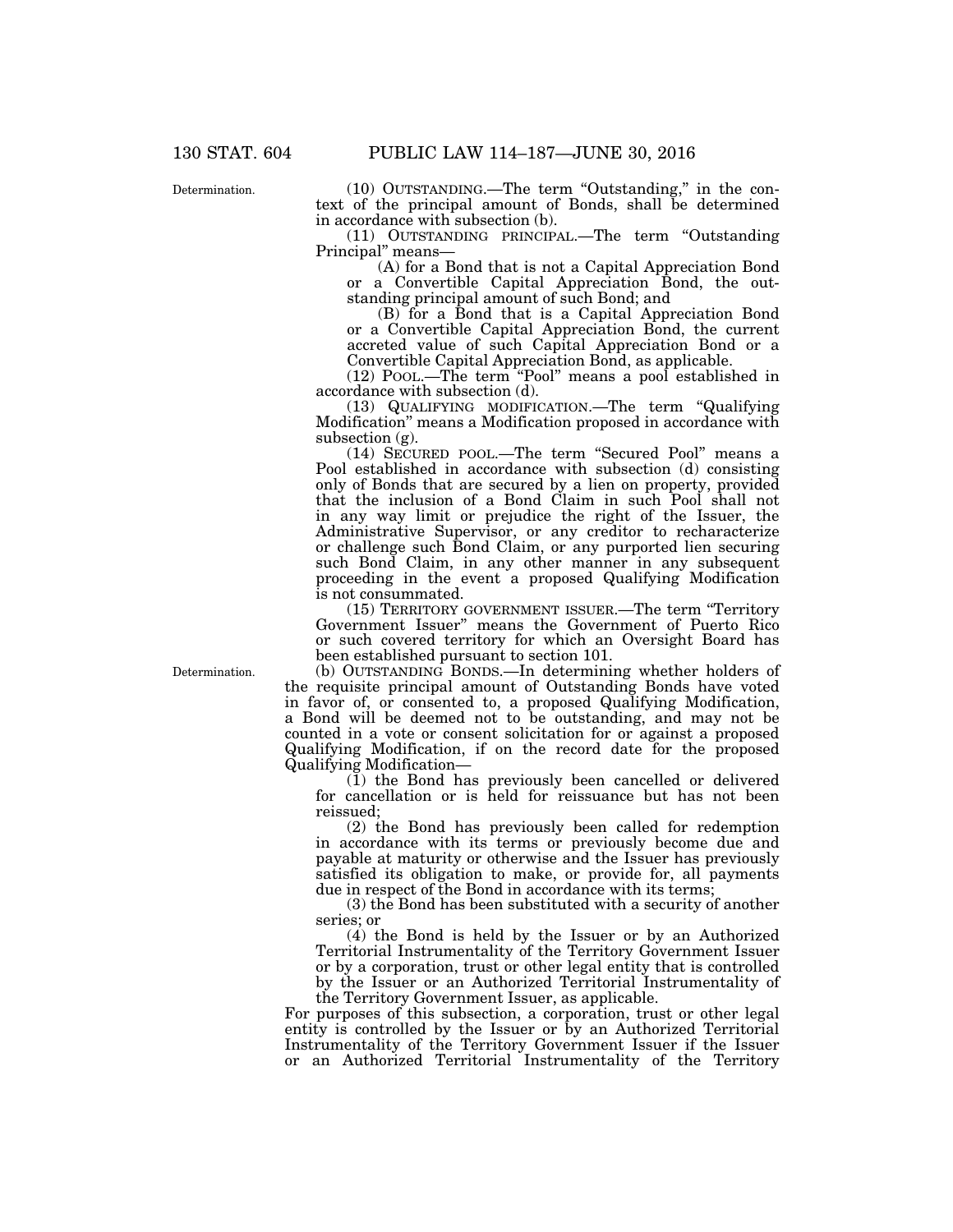(10) OUTSTANDING.—The term "Outstanding," in the context of the principal amount of Bonds, shall be determined in accordance with subsection (b).

(11) OUTSTANDING PRINCIPAL.—The term "Outstanding Principal" means—

(A) for a Bond that is not a Capital Appreciation Bond or a Convertible Capital Appreciation Bond, the outstanding principal amount of such Bond; and

(B) for a Bond that is a Capital Appreciation Bond or a Convertible Capital Appreciation Bond, the current accreted value of such Capital Appreciation Bond or a Convertible Capital Appreciation Bond, as applicable.

(12) POOL.—The term "Pool" means a pool established in accordance with subsection (d).

(13) QUALIFYING MODIFICATION.—The term "Qualifying Modification" means a Modification proposed in accordance with subsection (g).

(14) SECURED POOL.—The term "Secured Pool" means a Pool established in accordance with subsection (d) consisting only of Bonds that are secured by a lien on property, provided that the inclusion of a Bond Claim in such Pool shall not in any way limit or prejudice the right of the Issuer, the Administrative Supervisor, or any creditor to recharacterize or challenge such Bond Claim, or any purported lien securing such Bond Claim, in any other manner in any subsequent proceeding in the event a proposed Qualifying Modification is not consummated.

(15) TERRITORY GOVERNMENT ISSUER.—The term "Territory Government Issuer" means the Government of Puerto Rico or such covered territory for which an Oversight Board has been established pursuant to section 101.

(b) OUTSTANDING BONDS.—In determining whether holders of the requisite principal amount of Outstanding Bonds have voted in favor of, or consented to, a proposed Qualifying Modification, a Bond will be deemed not to be outstanding, and may not be counted in a vote or consent solicitation for or against a proposed Qualifying Modification, if on the record date for the proposed Qualifying Modification—

(1) the Bond has previously been cancelled or delivered for cancellation or is held for reissuance but has not been reissued;

(2) the Bond has previously been called for redemption in accordance with its terms or previously become due and payable at maturity or otherwise and the Issuer has previously satisfied its obligation to make, or provide for, all payments due in respect of the Bond in accordance with its terms;

(3) the Bond has been substituted with a security of another series; or

(4) the Bond is held by the Issuer or by an Authorized Territorial Instrumentality of the Territory Government Issuer or by a corporation, trust or other legal entity that is controlled by the Issuer or an Authorized Territorial Instrumentality of the Territory Government Issuer, as applicable.

For purposes of this subsection, a corporation, trust or other legal entity is controlled by the Issuer or by an Authorized Territorial Instrumentality of the Territory Government Issuer if the Issuer or an Authorized Territorial Instrumentality of the Territory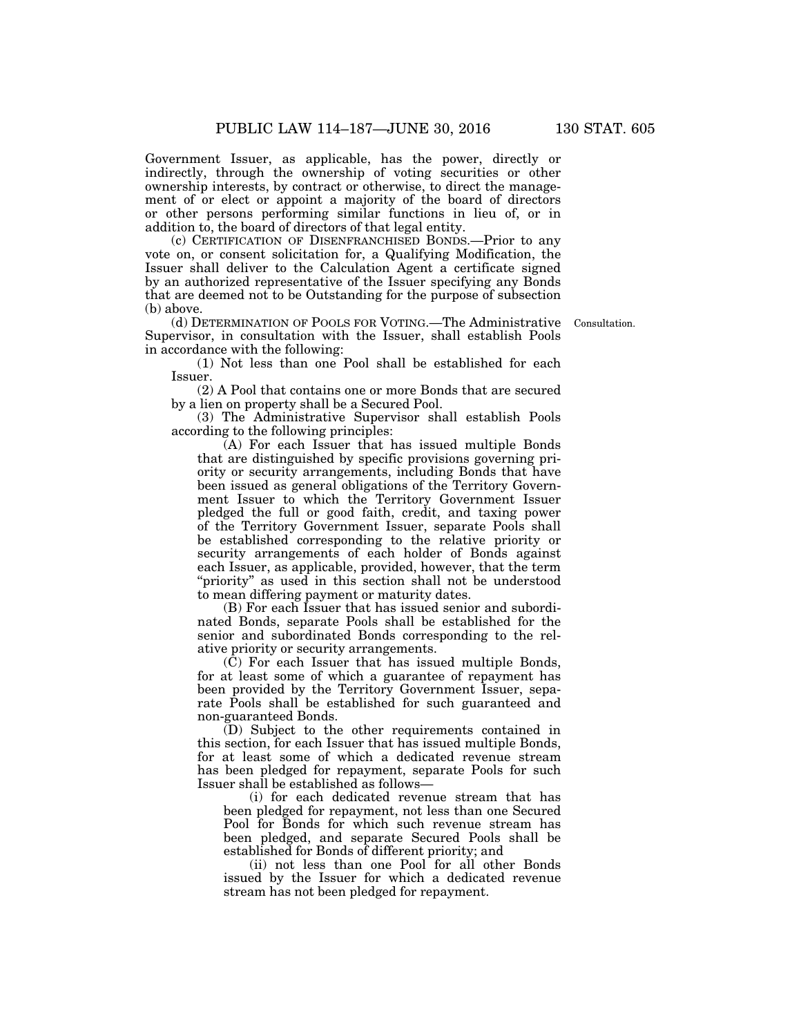Government Issuer, as applicable, has the power, directly or indirectly, through the ownership of voting securities or other ownership interests, by contract or otherwise, to direct the management of or elect or appoint a majority of the board of directors or other persons performing similar functions in lieu of, or in addition to, the board of directors of that legal entity.

(c) CERTIFICATION OF DISENFRANCHISED BONDS.—Prior to any vote on, or consent solicitation for, a Qualifying Modification, the Issuer shall deliver to the Calculation Agent a certificate signed by an authorized representative of the Issuer specifying any Bonds that are deemed not to be Outstanding for the purpose of subsection (b) above.

(d) DETERMINATION OF POOLS FOR VOTING.—The Administrative Supervisor, in consultation with the Issuer, shall establish Pools in accordance with the following:

Consultation.

(1) Not less than one Pool shall be established for each Issuer.

(2) A Pool that contains one or more Bonds that are secured by a lien on property shall be a Secured Pool.

(3) The Administrative Supervisor shall establish Pools according to the following principles:

(A) For each Issuer that has issued multiple Bonds that are distinguished by specific provisions governing priority or security arrangements, including Bonds that have been issued as general obligations of the Territory Government Issuer to which the Territory Government Issuer pledged the full or good faith, credit, and taxing power of the Territory Government Issuer, separate Pools shall be established corresponding to the relative priority or security arrangements of each holder of Bonds against each Issuer, as applicable, provided, however, that the term "priority" as used in this section shall not be understood to mean differing payment or maturity dates.

(B) For each Issuer that has issued senior and subordinated Bonds, separate Pools shall be established for the senior and subordinated Bonds corresponding to the relative priority or security arrangements.

(C) For each Issuer that has issued multiple Bonds, for at least some of which a guarantee of repayment has been provided by the Territory Government Issuer, separate Pools shall be established for such guaranteed and non-guaranteed Bonds.

(D) Subject to the other requirements contained in this section, for each Issuer that has issued multiple Bonds, for at least some of which a dedicated revenue stream has been pledged for repayment, separate Pools for such Issuer shall be established as follows—

(i) for each dedicated revenue stream that has been pledged for repayment, not less than one Secured Pool for Bonds for which such revenue stream has been pledged, and separate Secured Pools shall be established for Bonds of different priority; and

(ii) not less than one Pool for all other Bonds issued by the Issuer for which a dedicated revenue stream has not been pledged for repayment.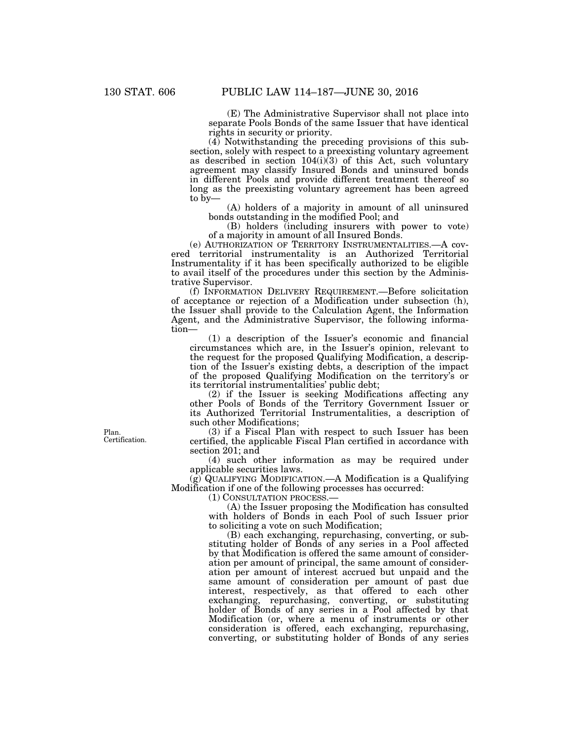(E) The Administrative Supervisor shall not place into separate Pools Bonds of the same Issuer that have identical rights in security or priority.

(4) Notwithstanding the preceding provisions of this subsection, solely with respect to a preexisting voluntary agreement as described in section 104(i)(3) of this Act, such voluntary agreement may classify Insured Bonds and uninsured bonds in different Pools and provide different treatment thereof so long as the preexisting voluntary agreement has been agreed to by—

(A) holders of a majority in amount of all uninsured bonds outstanding in the modified Pool; and

(B) holders (including insurers with power to vote) of a majority in amount of all Insured Bonds.

(e) AUTHORIZATION OF TERRITORY INSTRUMENTALITIES.—A covered territorial instrumentality is an Authorized Territorial Instrumentality if it has been specifically authorized to be eligible to avail itself of the procedures under this section by the Administrative Supervisor.

(f) INFORMATION DELIVERY REQUIREMENT.—Before solicitation of acceptance or rejection of a Modification under subsection (h), the Issuer shall provide to the Calculation Agent, the Information Agent, and the Administrative Supervisor, the following information—

(1) a description of the Issuer's economic and financial circumstances which are, in the Issuer's opinion, relevant to the request for the proposed Qualifying Modification, a description of the Issuer's existing debts, a description of the impact of the proposed Qualifying Modification on the territory's or its territorial instrumentalities' public debt;

(2) if the Issuer is seeking Modifications affecting any other Pools of Bonds of the Territory Government Issuer or its Authorized Territorial Instrumentalities, a description of such other Modifications;

Plan.
Certification.

(3) if a Fiscal Plan with respect to such Issuer has been certified, the applicable Fiscal Plan certified in accordance with section 201; and

(4) such other information as may be required under applicable securities laws.

(g) QUALIFYING MODIFICATION.—A Modification is a Qualifying Modification if one of the following processes has occurred:

(1) CONSULTATION PROCESS.—

(A) the Issuer proposing the Modification has consulted with holders of Bonds in each Pool of such Issuer prior to soliciting a vote on such Modification;

(B) each exchanging, repurchasing, converting, or substituting holder of Bonds of any series in a Pool affected by that Modification is offered the same amount of consideration per amount of principal, the same amount of consideration per amount of interest accrued but unpaid and the same amount of consideration per amount of past due interest, respectively, as that offered to each other exchanging, repurchasing, converting, or substituting holder of Bonds of any series in a Pool affected by that Modification (or, where a menu of instruments or other consideration is offered, each exchanging, repurchasing, converting, or substituting holder of Bonds of any series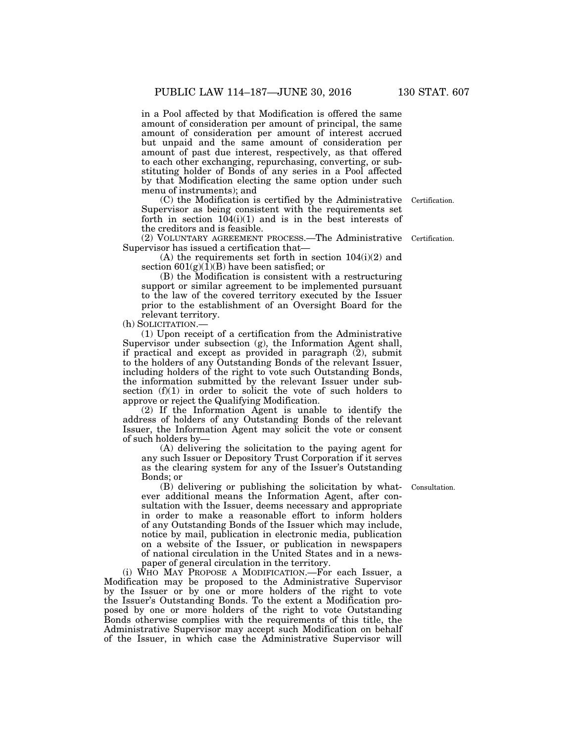in a Pool affected by that Modification is offered the same amount of consideration per amount of principal, the same amount of consideration per amount of interest accrued but unpaid and the same amount of consideration per amount of past due interest, respectively, as that offered to each other exchanging, repurchasing, converting, or substituting holder of Bonds of any series in a Pool affected by that Modification electing the same option under such menu of instruments); and

(C) the Modification is certified by the Administrative Supervisor as being consistent with the requirements set forth in section 104(i)(1) and is in the best interests of the creditors and is feasible.

Certification.

(2) VOLUNTARY AGREEMENT PROCESS.—The Administrative Supervisor has issued a certification that—

Certification.

(A) the requirements set forth in section 104(i)(2) and section 601(g)(1)(B) have been satisfied; or

(B) the Modification is consistent with a restructuring support or similar agreement to be implemented pursuant to the law of the covered territory executed by the Issuer prior to the establishment of an Oversight Board for the relevant territory.

(h) SOLICITATION.—

(1) Upon receipt of a certification from the Administrative Supervisor under subsection (g), the Information Agent shall, if practical and except as provided in paragraph (2), submit to the holders of any Outstanding Bonds of the relevant Issuer, including holders of the right to vote such Outstanding Bonds, the information submitted by the relevant Issuer under subsection (f)(1) in order to solicit the vote of such holders to approve or reject the Qualifying Modification.

(2) If the Information Agent is unable to identify the address of holders of any Outstanding Bonds of the relevant Issuer, the Information Agent may solicit the vote or consent of such holders by—

(A) delivering the solicitation to the paying agent for any such Issuer or Depository Trust Corporation if it serves as the clearing system for any of the Issuer's Outstanding Bonds; or

(B) delivering or publishing the solicitation by whatever additional means the Information Agent, after consultation with the Issuer, deems necessary and appropriate in order to make a reasonable effort to inform holders of any Outstanding Bonds of the Issuer which may include, notice by mail, publication in electronic media, publication on a website of the Issuer, or publication in newspapers of national circulation in the United States and in a newspaper of general circulation in the territory.

Consultation.

(i) WHO MAY PROPOSE A MODIFICATION.—For each Issuer, a Modification may be proposed to the Administrative Supervisor by the Issuer or by one or more holders of the right to vote the Issuer's Outstanding Bonds. To the extent a Modification proposed by one or more holders of the right to vote Outstanding Bonds otherwise complies with the requirements of this title, the Administrative Supervisor may accept such Modification on behalf of the Issuer, in which case the Administrative Supervisor will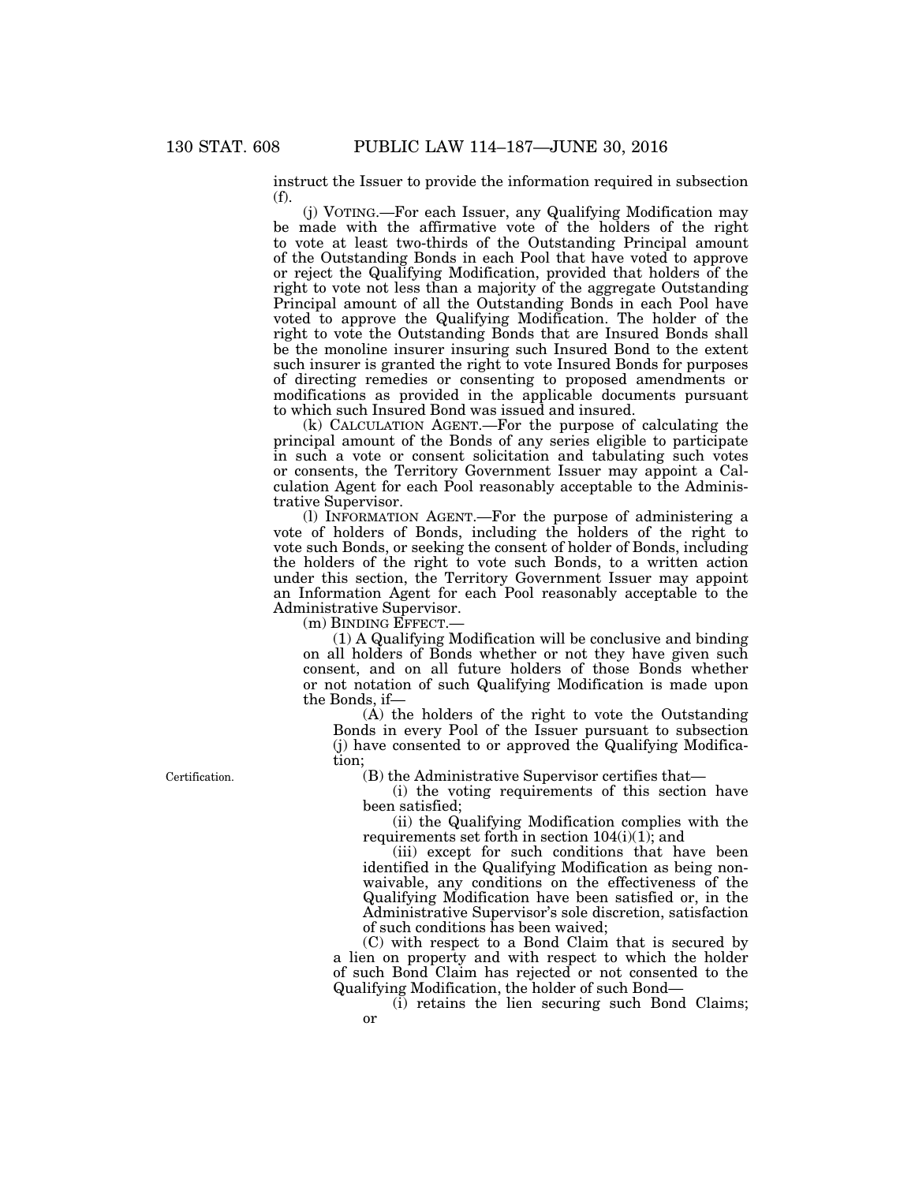instruct the Issuer to provide the information required in subsection (f).

(j) VOTING.—For each Issuer, any Qualifying Modification may be made with the affirmative vote of the holders of the right to vote at least two-thirds of the Outstanding Principal amount of the Outstanding Bonds in each Pool that have voted to approve or reject the Qualifying Modification, provided that holders of the right to vote not less than a majority of the aggregate Outstanding Principal amount of all the Outstanding Bonds in each Pool have voted to approve the Qualifying Modification. The holder of the right to vote the Outstanding Bonds that are Insured Bonds shall be the monoline insurer insuring such Insured Bond to the extent such insurer is granted the right to vote Insured Bonds for purposes of directing remedies or consenting to proposed amendments or modifications as provided in the applicable documents pursuant to which such Insured Bond was issued and insured.

(k) CALCULATION AGENT.—For the purpose of calculating the principal amount of the Bonds of any series eligible to participate in such a vote or consent solicitation and tabulating such votes or consents, the Territory Government Issuer may appoint a Calculation Agent for each Pool reasonably acceptable to the Administrative Supervisor.

(l) INFORMATION AGENT.—For the purpose of administering a vote of holders of Bonds, including the holders of the right to vote such Bonds, or seeking the consent of holder of Bonds, including the holders of the right to vote such Bonds, to a written action under this section, the Territory Government Issuer may appoint an Information Agent for each Pool reasonably acceptable to the Administrative Supervisor.

(m) BINDING EFFECT.—

(1) A Qualifying Modification will be conclusive and binding on all holders of Bonds whether or not they have given such consent, and on all future holders of those Bonds whether or not notation of such Qualifying Modification is made upon the Bonds, if—

(A) the holders of the right to vote the Outstanding Bonds in every Pool of the Issuer pursuant to subsection (j) have consented to or approved the Qualifying Modification;

Certification.

(B) the Administrative Supervisor certifies that—

(i) the voting requirements of this section have been satisfied;

(ii) the Qualifying Modification complies with the requirements set forth in section 104(i)(1); and

(iii) except for such conditions that have been identified in the Qualifying Modification as being non-waivable, any conditions on the effectiveness of the Qualifying Modification have been satisfied or, in the Administrative Supervisor's sole discretion, satisfaction of such conditions has been waived;

(C) with respect to a Bond Claim that is secured by a lien on property and with respect to which the holder of such Bond Claim has rejected or not consented to the Qualifying Modification, the holder of such Bond—

(i) retains the lien securing such Bond Claims; or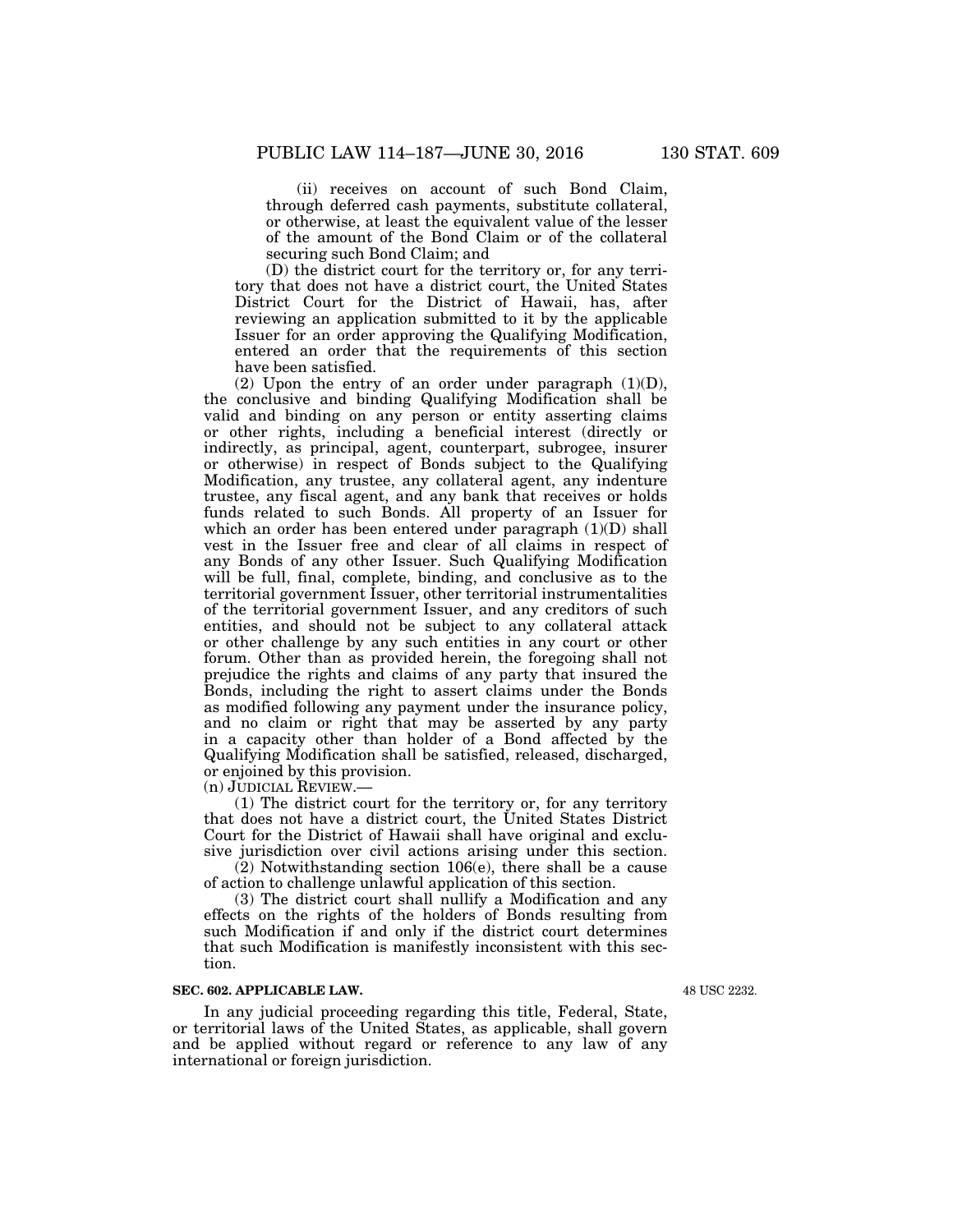(ii) receives on account of such Bond Claim, through deferred cash payments, substitute collateral, or otherwise, at least the equivalent value of the lesser of the amount of the Bond Claim or of the collateral securing such Bond Claim; and

(D) the district court for the territory or, for any territory that does not have a district court, the United States District Court for the District of Hawaii, has, after reviewing an application submitted to it by the applicable Issuer for an order approving the Qualifying Modification, entered an order that the requirements of this section have been satisfied.

(2) Upon the entry of an order under paragraph (1)(D), the conclusive and binding Qualifying Modification shall be valid and binding on any person or entity asserting claims or other rights, including a beneficial interest (directly or indirectly, as principal, agent, counterpart, subrogee, insurer or otherwise) in respect of Bonds subject to the Qualifying Modification, any trustee, any collateral agent, any indenture trustee, any fiscal agent, and any bank that receives or holds funds related to such Bonds. All property of an Issuer for which an order has been entered under paragraph (1)(D) shall vest in the Issuer free and clear of all claims in respect of any Bonds of any other Issuer. Such Qualifying Modification will be full, final, complete, binding, and conclusive as to the territorial government Issuer, other territorial instrumentalities of the territorial government Issuer, and any creditors of such entities, and should not be subject to any collateral attack or other challenge by any such entities in any court or other forum. Other than as provided herein, the foregoing shall not prejudice the rights and claims of any party that insured the Bonds, including the right to assert claims under the Bonds as modified following any payment under the insurance policy, and no claim or right that may be asserted by any party in a capacity other than holder of a Bond affected by the Qualifying Modification shall be satisfied, released, discharged, or enjoined by this provision.

(n) JUDICIAL REVIEW.—

(1) The district court for the territory or, for any territory that does not have a district court, the United States District Court for the District of Hawaii shall have original and exclusive jurisdiction over civil actions arising under this section.

(2) Notwithstanding section 106(e), there shall be a cause of action to challenge unlawful application of this section.

(3) The district court shall nullify a Modification and any effects on the rights of the holders of Bonds resulting from such Modification if and only if the district court determines that such Modification is manifestly inconsistent with this section.

**SEC. 602. APPLICABLE LAW.**

48 USC 2232.

In any judicial proceeding regarding this title, Federal, State, or territorial laws of the United States, as applicable, shall govern and be applied without regard or reference to any law of any international or foreign jurisdiction.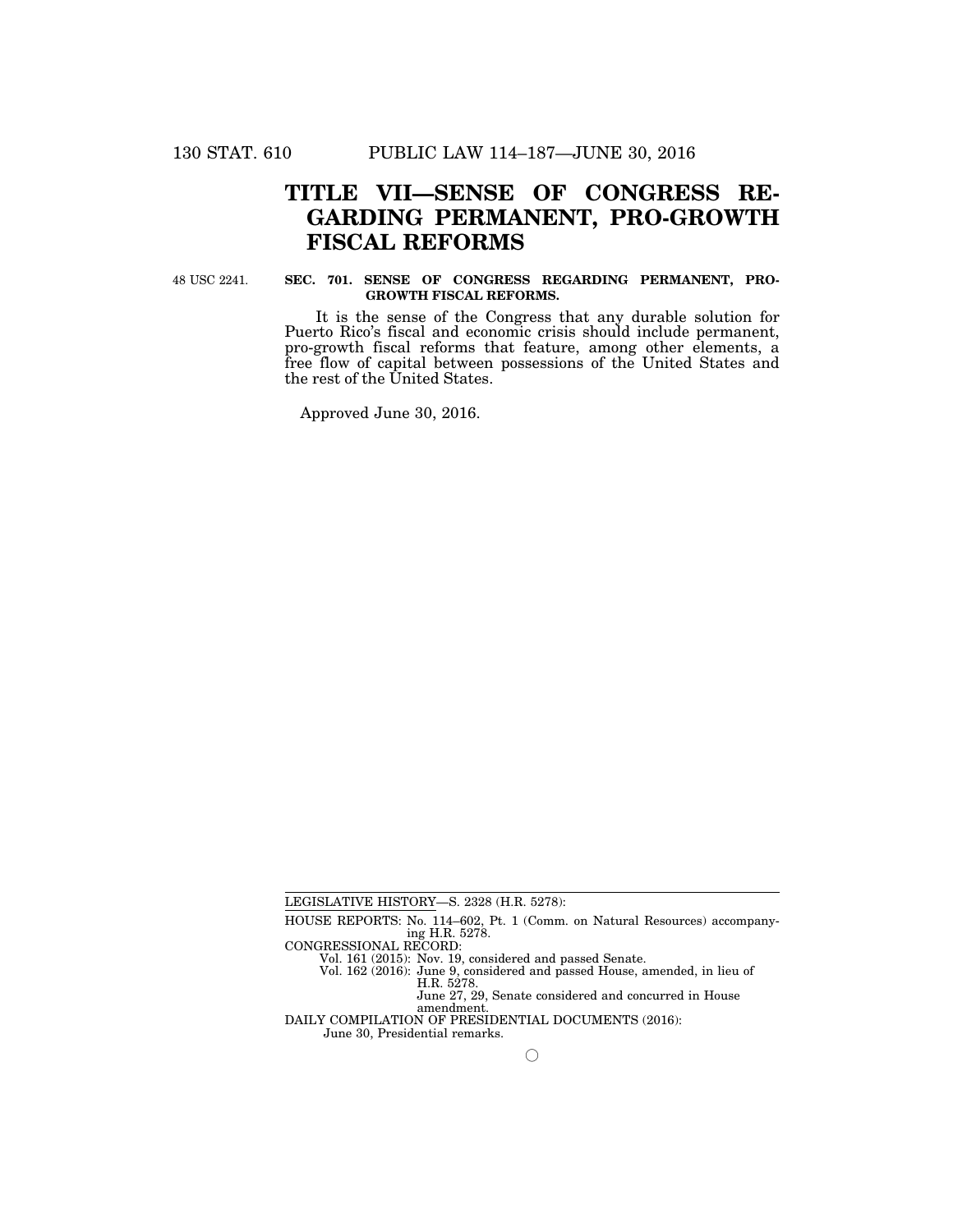# TITLE VII—SENSE OF CONGRESS REGARDING PERMANENT, PRO-GROWTH FISCAL REFORMS

48 USC 2241.

**SEC. 701. SENSE OF CONGRESS REGARDING PERMANENT, PRO-GROWTH FISCAL REFORMS.**

It is the sense of the Congress that any durable solution for Puerto Rico's fiscal and economic crisis should include permanent, pro-growth fiscal reforms that feature, among other elements, a free flow of capital between possessions of the United States and the rest of the United States.

Approved June 30, 2016.

---

LEGISLATIVE HISTORY—S. 2328 (H.R. 5278):

HOUSE REPORTS: No. 114–602, Pt. 1 (Comm. on Natural Resources) accompanying H.R. 5278.

CONGRESSIONAL RECORD:

Vol. 161 (2015): Nov. 19, considered and passed Senate.

Vol. 162 (2016): June 9, considered and passed House, amended, in lieu of H.R. 5278.

June 27, 29, Senate considered and concurred in House amendment.

DAILY COMPILATION OF PRESIDENTIAL DOCUMENTS (2016):

June 30, Presidential remarks.